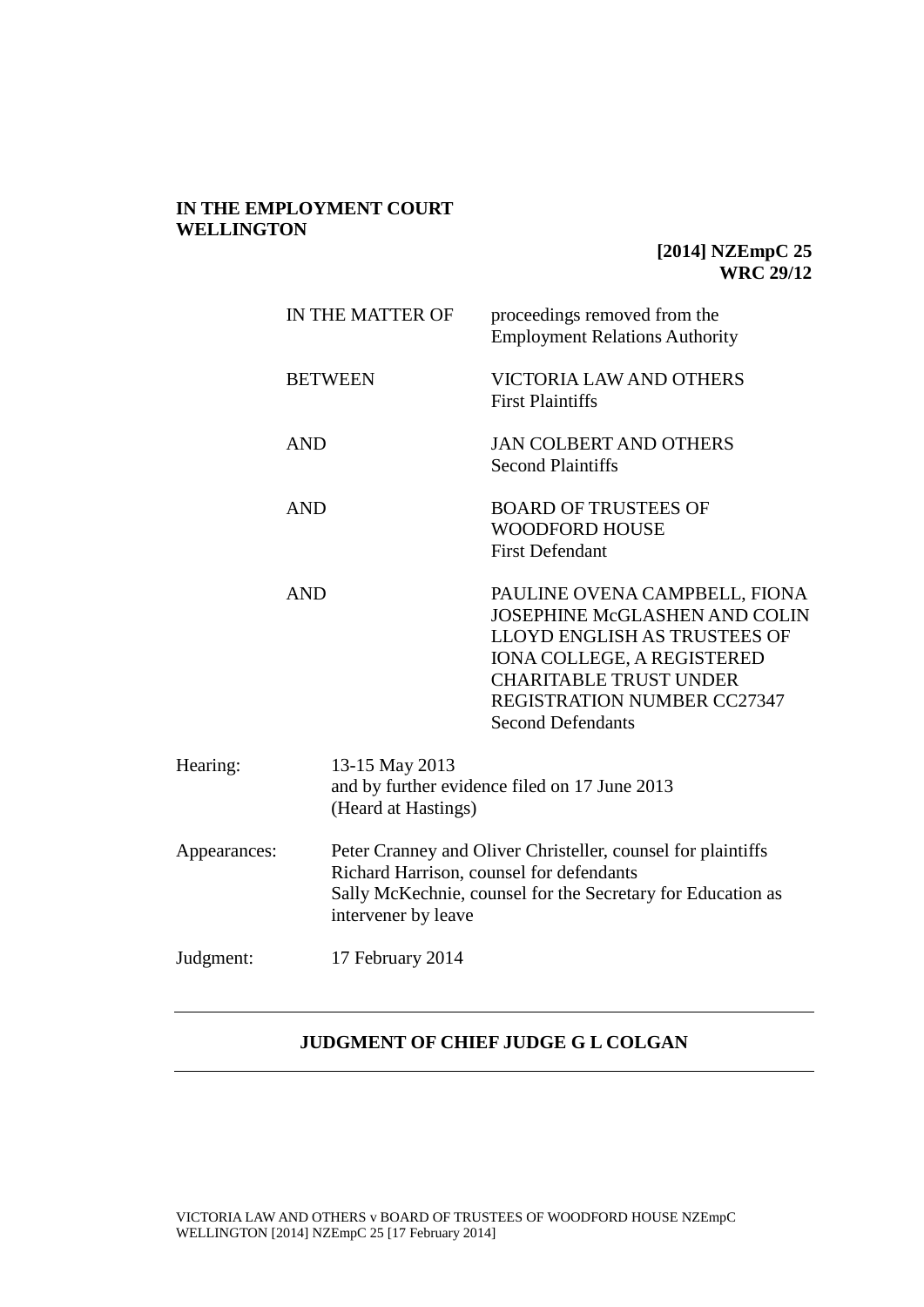**IN THE EMPLOYMENT COURT**
**WELLINGTON**

**[2014] NZEmpC 25**
**WRC 29/12**

| | |
|---|---|
| IN THE MATTER OF | proceedings removed from the Employment Relations Authority |
| BETWEEN | VICTORIA LAW AND OTHERS<br>First Plaintiffs |
| AND | JAN COLBERT AND OTHERS<br>Second Plaintiffs |
| AND | BOARD OF TRUSTEES OF WOODFORD HOUSE<br>First Defendant |
| AND | PAULINE OVENA CAMPBELL, FIONA JOSEPHINE McGLASHEN AND COLIN LLOYD ENGLISH AS TRUSTEES OF IONA COLLEGE, A REGISTERED CHARITABLE TRUST UNDER REGISTRATION NUMBER CC27347<br>Second Defendants |

| | |
|---|---|
| Hearing: | 13-15 May 2013<br>and by further evidence filed on 17 June 2013<br>(Heard at Hastings) |
| Appearances: | Peter Cranney and Oliver Christeller, counsel for plaintiffs<br>Richard Harrison, counsel for defendants<br>Sally McKechnie, counsel for the Secretary for Education as intervener by leave |
| Judgment: | 17 February 2014 |

---

**JUDGMENT OF CHIEF JUDGE G L COLGAN**

---

VICTORIA LAW AND OTHERS v BOARD OF TRUSTEES OF WOODFORD HOUSE NZEmpC WELLINGTON [2014] NZEmpC 25 [17 February 2014]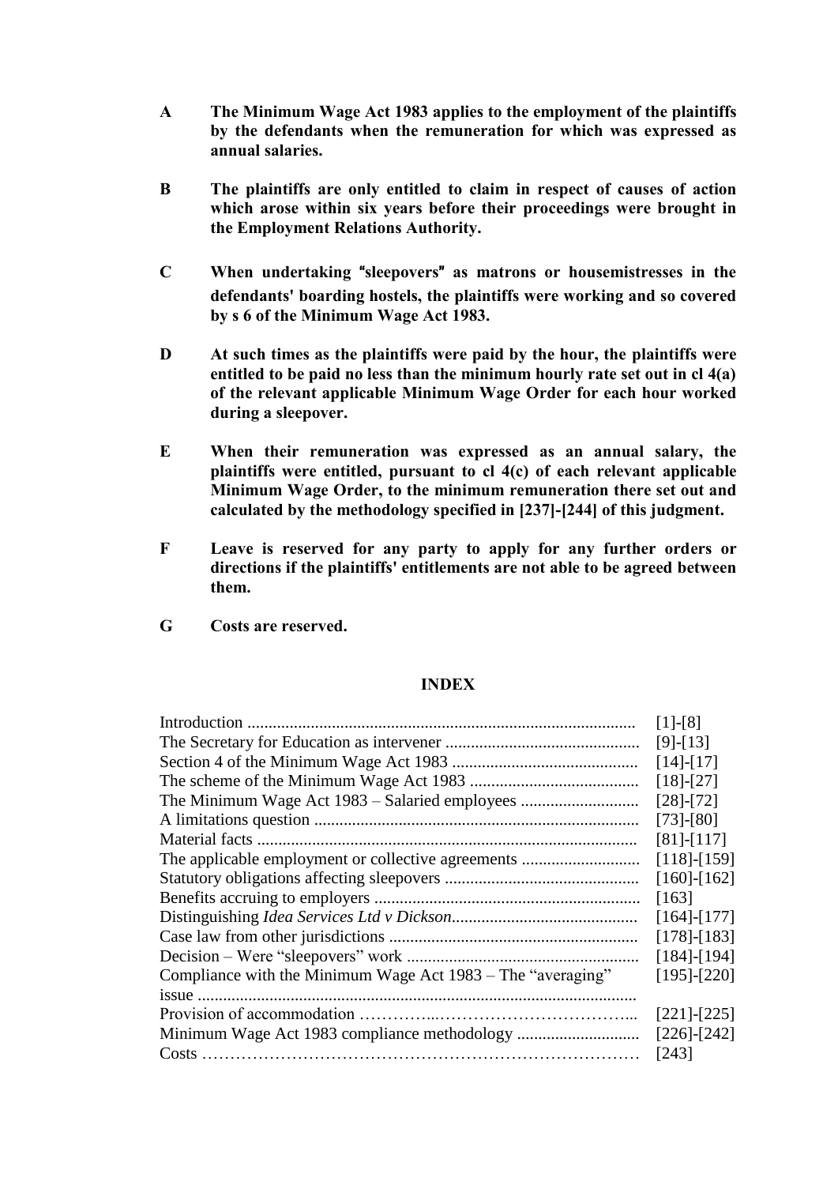**A The Minimum Wage Act 1983 applies to the employment of the plaintiffs by the defendants when the remuneration for which was expressed as annual salaries.**

**B The plaintiffs are only entitled to claim in respect of causes of action which arose within six years before their proceedings were brought in the Employment Relations Authority.**

**C When undertaking "sleepovers" as matrons or housemistresses in the defendants' boarding hostels, the plaintiffs were working and so covered by s 6 of the Minimum Wage Act 1983.**

**D At such times as the plaintiffs were paid by the hour, the plaintiffs were entitled to be paid no less than the minimum hourly rate set out in cl 4(a) of the relevant applicable Minimum Wage Order for each hour worked during a sleepover.**

**E When their remuneration was expressed as an annual salary, the plaintiffs were entitled, pursuant to cl 4(c) of each relevant applicable Minimum Wage Order, to the minimum remuneration there set out and calculated by the methodology specified in [237]-[244] of this judgment.**

**F Leave is reserved for any party to apply for any further orders or directions if the plaintiffs' entitlements are not able to be agreed between them.**

**G Costs are reserved.**

## INDEX

| | |
|---|---|
| Introduction | [1]-[8] |
| The Secretary for Education as intervener | [9]-[13] |
| Section 4 of the Minimum Wage Act 1983 | [14]-[17] |
| The scheme of the Minimum Wage Act 1983 | [18]-[27] |
| The Minimum Wage Act 1983 – Salaried employees | [28]-[72] |
| A limitations question | [73]-[80] |
| Material facts | [81]-[117] |
| The applicable employment or collective agreements | [118]-[159] |
| Statutory obligations affecting sleepovers | [160]-[162] |
| Benefits accruing to employers | [163] |
| Distinguishing *Idea Services Ltd v Dickson* | [164]-[177] |
| Case law from other jurisdictions | [178]-[183] |
| Decision – Were "sleepovers" work | [184]-[194] |
| Compliance with the Minimum Wage Act 1983 – The "averaging" issue | [195]-[220] |
| Provision of accommodation | [221]-[225] |
| Minimum Wage Act 1983 compliance methodology | [226]-[242] |
| Costs | [243] |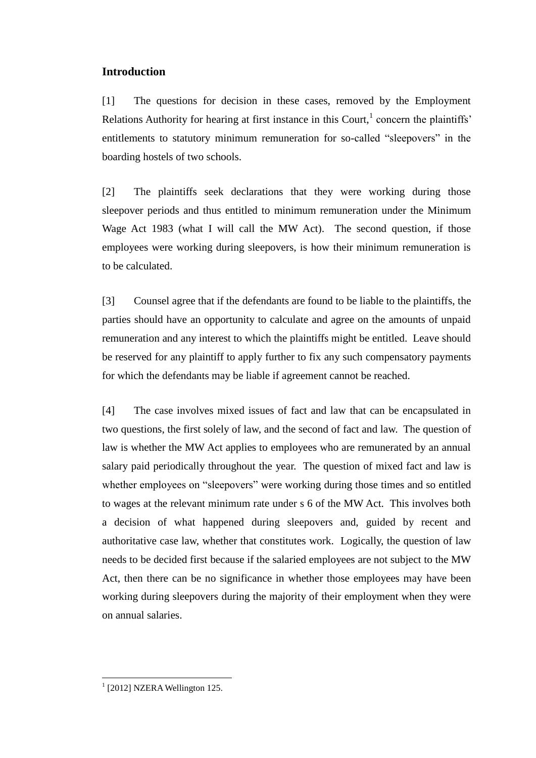## Introduction

[1] The questions for decision in these cases, removed by the Employment Relations Authority for hearing at first instance in this Court,[1] concern the plaintiffs' entitlements to statutory minimum remuneration for so-called "sleepovers" in the boarding hostels of two schools.

[2] The plaintiffs seek declarations that they were working during those sleepover periods and thus entitled to minimum remuneration under the Minimum Wage Act 1983 (what I will call the MW Act). The second question, if those employees were working during sleepovers, is how their minimum remuneration is to be calculated.

[3] Counsel agree that if the defendants are found to be liable to the plaintiffs, the parties should have an opportunity to calculate and agree on the amounts of unpaid remuneration and any interest to which the plaintiffs might be entitled. Leave should be reserved for any plaintiff to apply further to fix any such compensatory payments for which the defendants may be liable if agreement cannot be reached.

[4] The case involves mixed issues of fact and law that can be encapsulated in two questions, the first solely of law, and the second of fact and law. The question of law is whether the MW Act applies to employees who are remunerated by an annual salary paid periodically throughout the year. The question of mixed fact and law is whether employees on "sleepovers" were working during those times and so entitled to wages at the relevant minimum rate under s 6 of the MW Act. This involves both a decision of what happened during sleepovers and, guided by recent and authoritative case law, whether that constitutes work. Logically, the question of law needs to be decided first because if the salaried employees are not subject to the MW Act, then there can be no significance in whether those employees may have been working during sleepovers during the majority of their employment when they were on annual salaries.

[1] [2012] NZERA Wellington 125.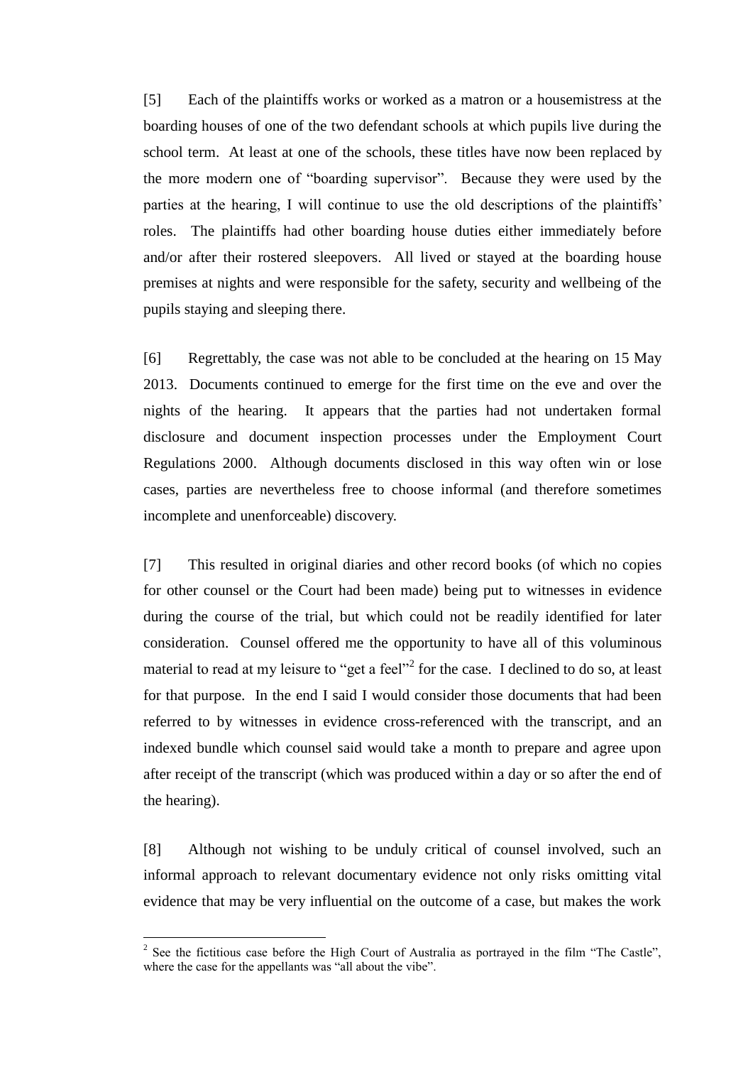[5] Each of the plaintiffs works or worked as a matron or a housemistress at the boarding houses of one of the two defendant schools at which pupils live during the school term. At least at one of the schools, these titles have now been replaced by the more modern one of "boarding supervisor". Because they were used by the parties at the hearing, I will continue to use the old descriptions of the plaintiffs' roles. The plaintiffs had other boarding house duties either immediately before and/or after their rostered sleepovers. All lived or stayed at the boarding house premises at nights and were responsible for the safety, security and wellbeing of the pupils staying and sleeping there.

[6] Regrettably, the case was not able to be concluded at the hearing on 15 May 2013. Documents continued to emerge for the first time on the eve and over the nights of the hearing. It appears that the parties had not undertaken formal disclosure and document inspection processes under the Employment Court Regulations 2000. Although documents disclosed in this way often win or lose cases, parties are nevertheless free to choose informal (and therefore sometimes incomplete and unenforceable) discovery.

[7] This resulted in original diaries and other record books (of which no copies for other counsel or the Court had been made) being put to witnesses in evidence during the course of the trial, but which could not be readily identified for later consideration. Counsel offered me the opportunity to have all of this voluminous material to read at my leisure to "get a feel"[2] for the case. I declined to do so, at least for that purpose. In the end I said I would consider those documents that had been referred to by witnesses in evidence cross-referenced with the transcript, and an indexed bundle which counsel said would take a month to prepare and agree upon after receipt of the transcript (which was produced within a day or so after the end of the hearing).

[8] Although not wishing to be unduly critical of counsel involved, such an informal approach to relevant documentary evidence not only risks omitting vital evidence that may be very influential on the outcome of a case, but makes the work

[2] See the fictitious case before the High Court of Australia as portrayed in the film "The Castle", where the case for the appellants was "all about the vibe".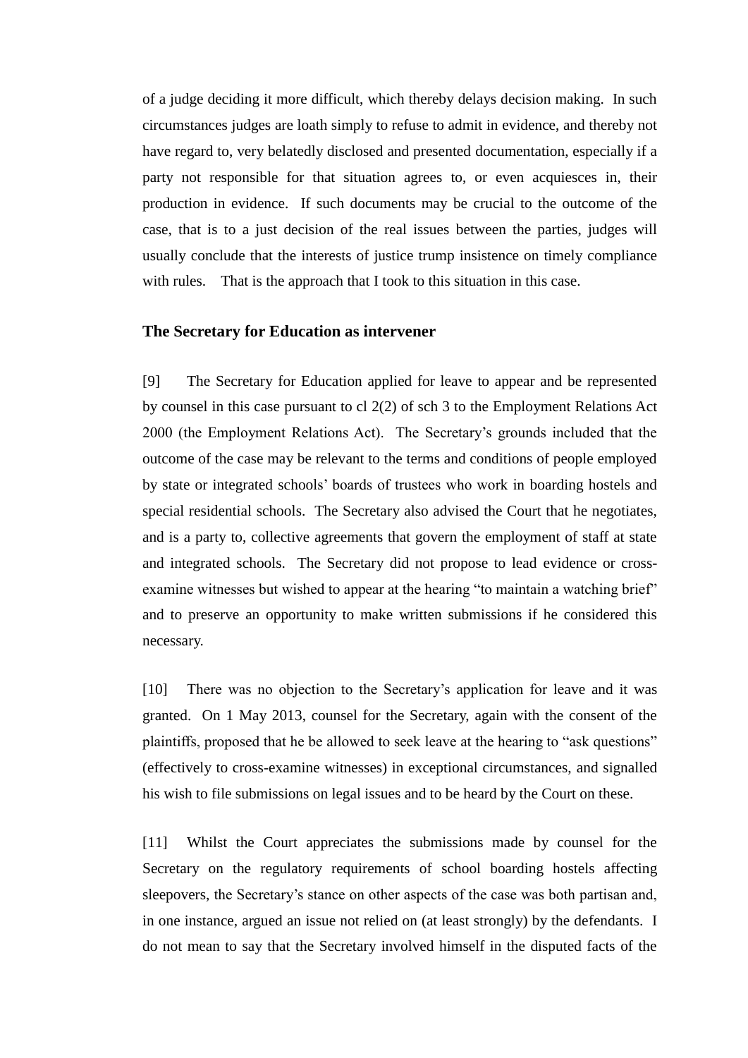of a judge deciding it more difficult, which thereby delays decision making. In such circumstances judges are loath simply to refuse to admit in evidence, and thereby not have regard to, very belatedly disclosed and presented documentation, especially if a party not responsible for that situation agrees to, or even acquiesces in, their production in evidence. If such documents may be crucial to the outcome of the case, that is to a just decision of the real issues between the parties, judges will usually conclude that the interests of justice trump insistence on timely compliance with rules. That is the approach that I took to this situation in this case.

### The Secretary for Education as intervener

[9] The Secretary for Education applied for leave to appear and be represented by counsel in this case pursuant to cl 2(2) of sch 3 to the Employment Relations Act 2000 (the Employment Relations Act). The Secretary's grounds included that the outcome of the case may be relevant to the terms and conditions of people employed by state or integrated schools' boards of trustees who work in boarding hostels and special residential schools. The Secretary also advised the Court that he negotiates, and is a party to, collective agreements that govern the employment of staff at state and integrated schools. The Secretary did not propose to lead evidence or cross-examine witnesses but wished to appear at the hearing "to maintain a watching brief" and to preserve an opportunity to make written submissions if he considered this necessary.

[10] There was no objection to the Secretary's application for leave and it was granted. On 1 May 2013, counsel for the Secretary, again with the consent of the plaintiffs, proposed that he be allowed to seek leave at the hearing to "ask questions" (effectively to cross-examine witnesses) in exceptional circumstances, and signalled his wish to file submissions on legal issues and to be heard by the Court on these.

[11] Whilst the Court appreciates the submissions made by counsel for the Secretary on the regulatory requirements of school boarding hostels affecting sleepovers, the Secretary's stance on other aspects of the case was both partisan and, in one instance, argued an issue not relied on (at least strongly) by the defendants. I do not mean to say that the Secretary involved himself in the disputed facts of the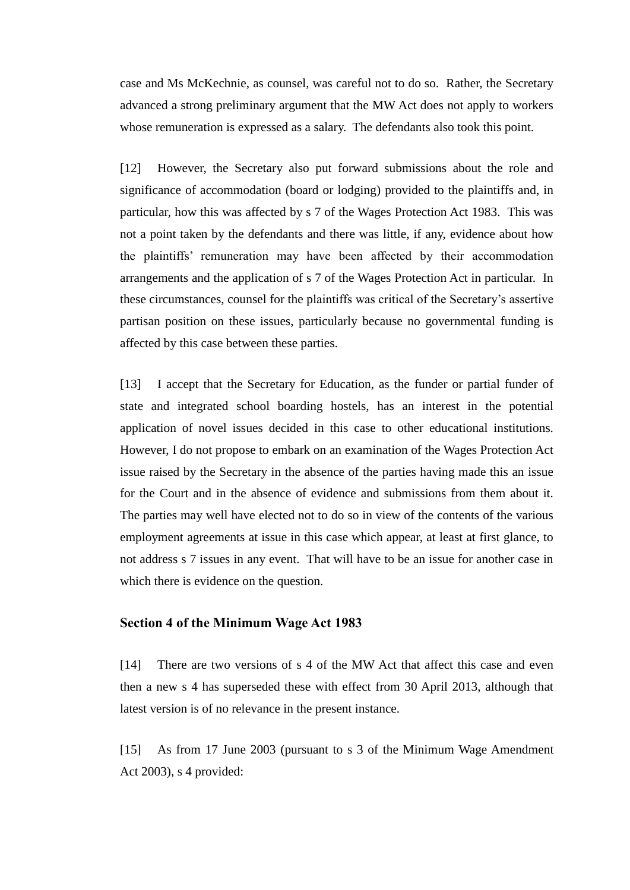case and Ms McKechnie, as counsel, was careful not to do so. Rather, the Secretary advanced a strong preliminary argument that the MW Act does not apply to workers whose remuneration is expressed as a salary. The defendants also took this point.

[12] However, the Secretary also put forward submissions about the role and significance of accommodation (board or lodging) provided to the plaintiffs and, in particular, how this was affected by s 7 of the Wages Protection Act 1983. This was not a point taken by the defendants and there was little, if any, evidence about how the plaintiffs' remuneration may have been affected by their accommodation arrangements and the application of s 7 of the Wages Protection Act in particular. In these circumstances, counsel for the plaintiffs was critical of the Secretary's assertive partisan position on these issues, particularly because no governmental funding is affected by this case between these parties.

[13] I accept that the Secretary for Education, as the funder or partial funder of state and integrated school boarding hostels, has an interest in the potential application of novel issues decided in this case to other educational institutions. However, I do not propose to embark on an examination of the Wages Protection Act issue raised by the Secretary in the absence of the parties having made this an issue for the Court and in the absence of evidence and submissions from them about it. The parties may well have elected not to do so in view of the contents of the various employment agreements at issue in this case which appear, at least at first glance, to not address s 7 issues in any event. That will have to be an issue for another case in which there is evidence on the question.

### Section 4 of the Minimum Wage Act 1983

[14] There are two versions of s 4 of the MW Act that affect this case and even then a new s 4 has superseded these with effect from 30 April 2013, although that latest version is of no relevance in the present instance.

[15] As from 17 June 2003 (pursuant to s 3 of the Minimum Wage Amendment Act 2003), s 4 provided: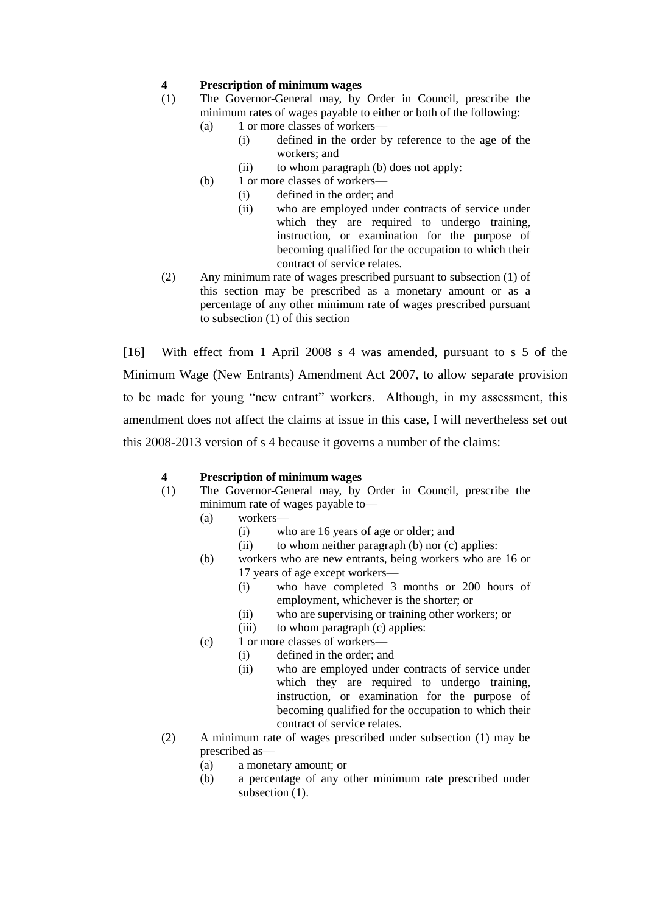**4 Prescription of minimum wages**

(1) The Governor-General may, by Order in Council, prescribe the minimum rates of wages payable to either or both of the following:

- (a) 1 or more classes of workers—
  - (i) defined in the order by reference to the age of the workers; and
  - (ii) to whom paragraph (b) does not apply:
- (b) 1 or more classes of workers—
  - (i) defined in the order; and
  - (ii) who are employed under contracts of service under which they are required to undergo training, instruction, or examination for the purpose of becoming qualified for the occupation to which their contract of service relates.

(2) Any minimum rate of wages prescribed pursuant to subsection (1) of this section may be prescribed as a monetary amount or as a percentage of any other minimum rate of wages prescribed pursuant to subsection (1) of this section

[16] With effect from 1 April 2008 s 4 was amended, pursuant to s 5 of the Minimum Wage (New Entrants) Amendment Act 2007, to allow separate provision to be made for young "new entrant" workers. Although, in my assessment, this amendment does not affect the claims at issue in this case, I will nevertheless set out this 2008-2013 version of s 4 because it governs a number of the claims:

**4 Prescription of minimum wages**

(1) The Governor-General may, by Order in Council, prescribe the minimum rate of wages payable to—

- (a) workers—
  - (i) who are 16 years of age or older; and
  - (ii) to whom neither paragraph (b) nor (c) applies:
- (b) workers who are new entrants, being workers who are 16 or 17 years of age except workers—
  - (i) who have completed 3 months or 200 hours of employment, whichever is the shorter; or
  - (ii) who are supervising or training other workers; or
  - (iii) to whom paragraph (c) applies:
- (c) 1 or more classes of workers—
  - (i) defined in the order; and
  - (ii) who are employed under contracts of service under which they are required to undergo training, instruction, or examination for the purpose of becoming qualified for the occupation to which their contract of service relates.

(2) A minimum rate of wages prescribed under subsection (1) may be prescribed as—

- (a) a monetary amount; or
- (b) a percentage of any other minimum rate prescribed under subsection (1).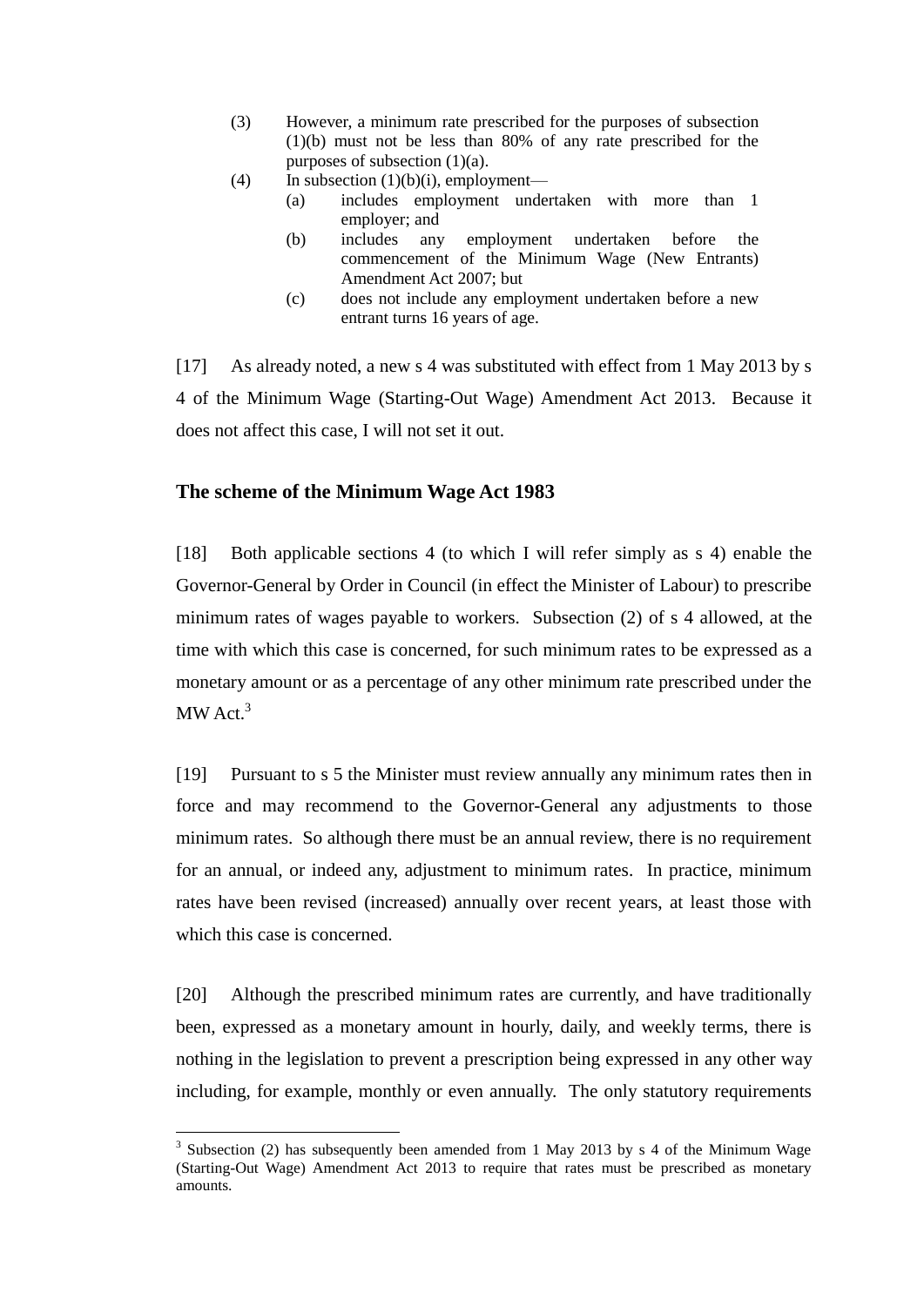(3) However, a minimum rate prescribed for the purposes of subsection (1)(b) must not be less than 80% of any rate prescribed for the purposes of subsection (1)(a).

(4) In subsection (1)(b)(i), employment—

  (a) includes employment undertaken with more than 1 employer; and

  (b) includes any employment undertaken before the commencement of the Minimum Wage (New Entrants) Amendment Act 2007; but

  (c) does not include any employment undertaken before a new entrant turns 16 years of age.

[17] As already noted, a new s 4 was substituted with effect from 1 May 2013 by s 4 of the Minimum Wage (Starting-Out Wage) Amendment Act 2013. Because it does not affect this case, I will not set it out.

## The scheme of the Minimum Wage Act 1983

[18] Both applicable sections 4 (to which I will refer simply as s 4) enable the Governor-General by Order in Council (in effect the Minister of Labour) to prescribe minimum rates of wages payable to workers. Subsection (2) of s 4 allowed, at the time with which this case is concerned, for such minimum rates to be expressed as a monetary amount or as a percentage of any other minimum rate prescribed under the MW Act.[3]

[19] Pursuant to s 5 the Minister must review annually any minimum rates then in force and may recommend to the Governor-General any adjustments to those minimum rates. So although there must be an annual review, there is no requirement for an annual, or indeed any, adjustment to minimum rates. In practice, minimum rates have been revised (increased) annually over recent years, at least those with which this case is concerned.

[20] Although the prescribed minimum rates are currently, and have traditionally been, expressed as a monetary amount in hourly, daily, and weekly terms, there is nothing in the legislation to prevent a prescription being expressed in any other way including, for example, monthly or even annually. The only statutory requirements

---

[3] Subsection (2) has subsequently been amended from 1 May 2013 by s 4 of the Minimum Wage (Starting-Out Wage) Amendment Act 2013 to require that rates must be prescribed as monetary amounts.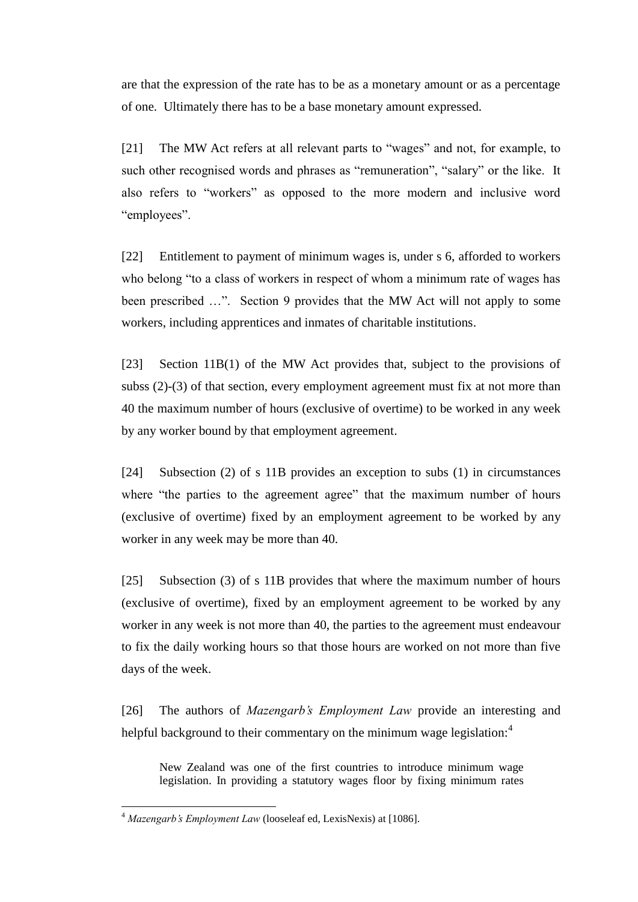are that the expression of the rate has to be as a monetary amount or as a percentage of one. Ultimately there has to be a base monetary amount expressed.

[21] The MW Act refers at all relevant parts to "wages" and not, for example, to such other recognised words and phrases as "remuneration", "salary" or the like. It also refers to "workers" as opposed to the more modern and inclusive word "employees".

[22] Entitlement to payment of minimum wages is, under s 6, afforded to workers who belong "to a class of workers in respect of whom a minimum rate of wages has been prescribed …". Section 9 provides that the MW Act will not apply to some workers, including apprentices and inmates of charitable institutions.

[23] Section 11B(1) of the MW Act provides that, subject to the provisions of subss (2)-(3) of that section, every employment agreement must fix at not more than 40 the maximum number of hours (exclusive of overtime) to be worked in any week by any worker bound by that employment agreement.

[24] Subsection (2) of s 11B provides an exception to subs (1) in circumstances where "the parties to the agreement agree" that the maximum number of hours (exclusive of overtime) fixed by an employment agreement to be worked by any worker in any week may be more than 40.

[25] Subsection (3) of s 11B provides that where the maximum number of hours (exclusive of overtime), fixed by an employment agreement to be worked by any worker in any week is not more than 40, the parties to the agreement must endeavour to fix the daily working hours so that those hours are worked on not more than five days of the week.

[26] The authors of *Mazengarb's Employment Law* provide an interesting and helpful background to their commentary on the minimum wage legislation:[4]

> New Zealand was one of the first countries to introduce minimum wage legislation. In providing a statutory wages floor by fixing minimum rates

[4] *Mazengarb's Employment Law* (looseleaf ed, LexisNexis) at [1086].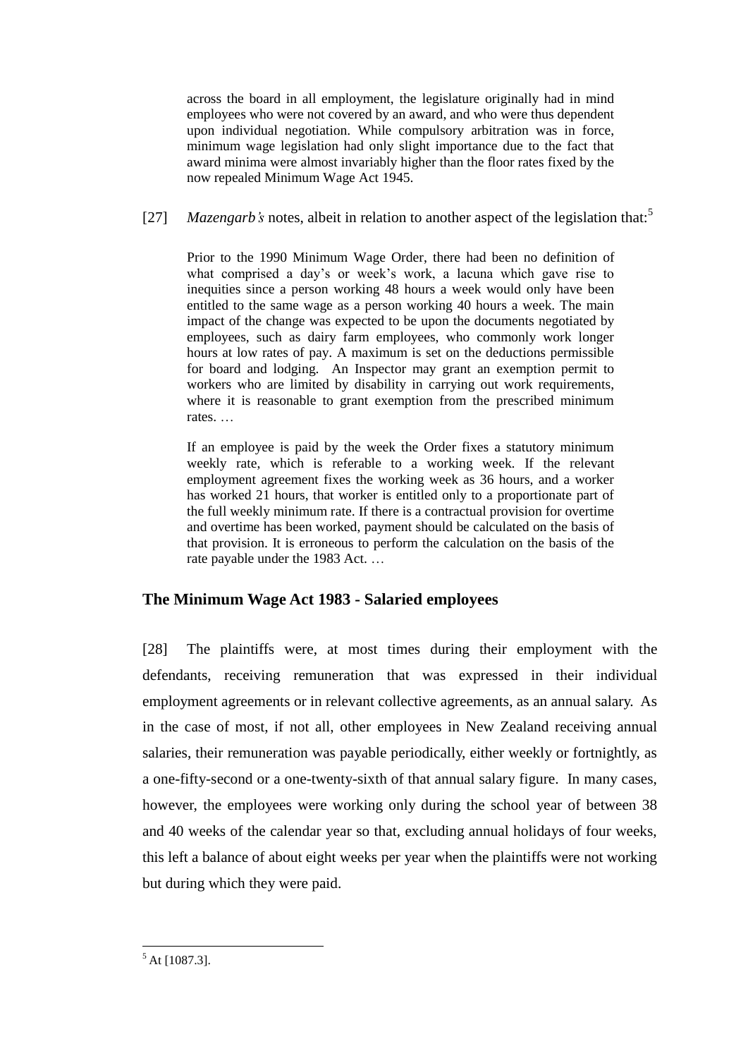> across the board in all employment, the legislature originally had in mind employees who were not covered by an award, and who were thus dependent upon individual negotiation. While compulsory arbitration was in force, minimum wage legislation had only slight importance due to the fact that award minima were almost invariably higher than the floor rates fixed by the now repealed Minimum Wage Act 1945.

[27] *Mazengarb's* notes, albeit in relation to another aspect of the legislation that:[5]

> Prior to the 1990 Minimum Wage Order, there had been no definition of what comprised a day's or week's work, a lacuna which gave rise to inequities since a person working 48 hours a week would only have been entitled to the same wage as a person working 40 hours a week. The main impact of the change was expected to be upon the documents negotiated by employees, such as dairy farm employees, who commonly work longer hours at low rates of pay. A maximum is set on the deductions permissible for board and lodging. An Inspector may grant an exemption permit to workers who are limited by disability in carrying out work requirements, where it is reasonable to grant exemption from the prescribed minimum rates. …
>
> If an employee is paid by the week the Order fixes a statutory minimum weekly rate, which is referable to a working week. If the relevant employment agreement fixes the working week as 36 hours, and a worker has worked 21 hours, that worker is entitled only to a proportionate part of the full weekly minimum rate. If there is a contractual provision for overtime and overtime has been worked, payment should be calculated on the basis of that provision. It is erroneous to perform the calculation on the basis of the rate payable under the 1983 Act. …

## The Minimum Wage Act 1983 - Salaried employees

[28] The plaintiffs were, at most times during their employment with the defendants, receiving remuneration that was expressed in their individual employment agreements or in relevant collective agreements, as an annual salary. As in the case of most, if not all, other employees in New Zealand receiving annual salaries, their remuneration was payable periodically, either weekly or fortnightly, as a one-fifty-second or a one-twenty-sixth of that annual salary figure. In many cases, however, the employees were working only during the school year of between 38 and 40 weeks of the calendar year so that, excluding annual holidays of four weeks, this left a balance of about eight weeks per year when the plaintiffs were not working but during which they were paid.

---

[5] At [1087.3].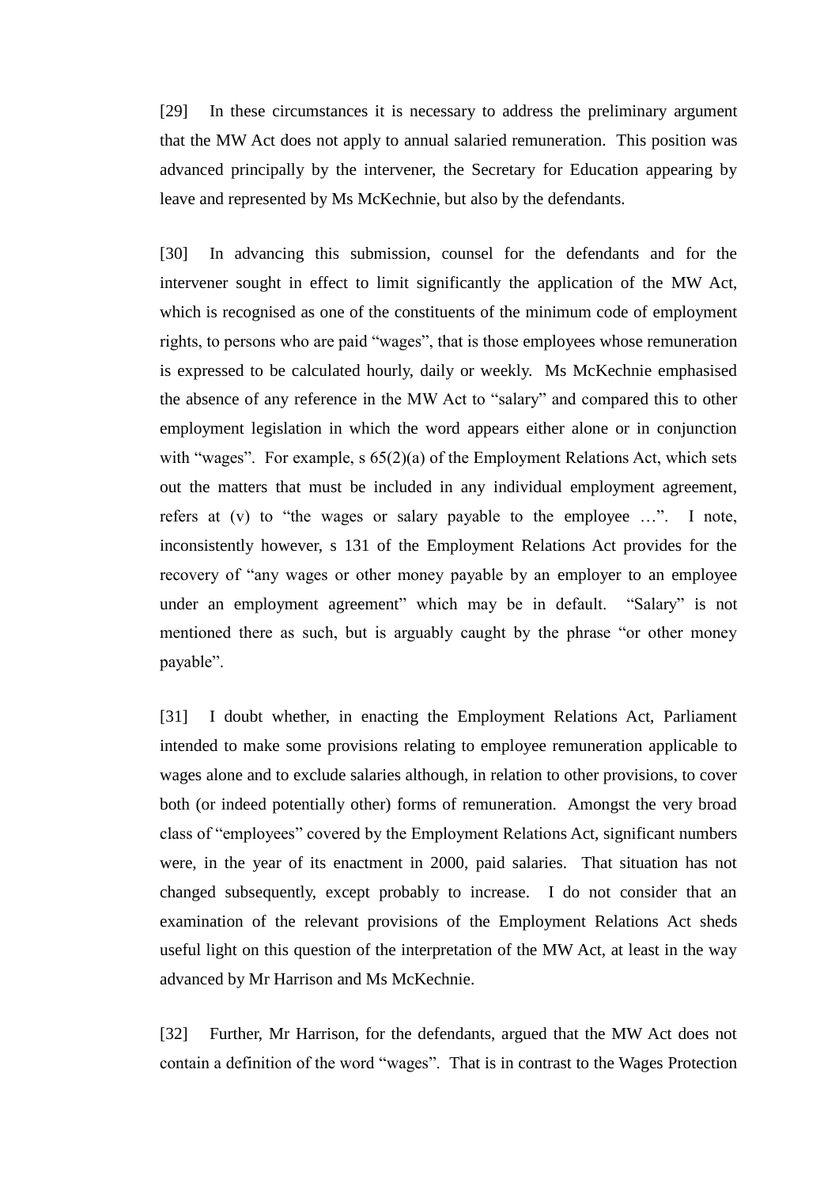[29] In these circumstances it is necessary to address the preliminary argument that the MW Act does not apply to annual salaried remuneration. This position was advanced principally by the intervener, the Secretary for Education appearing by leave and represented by Ms McKechnie, but also by the defendants.

[30] In advancing this submission, counsel for the defendants and for the intervener sought in effect to limit significantly the application of the MW Act, which is recognised as one of the constituents of the minimum code of employment rights, to persons who are paid "wages", that is those employees whose remuneration is expressed to be calculated hourly, daily or weekly. Ms McKechnie emphasised the absence of any reference in the MW Act to "salary" and compared this to other employment legislation in which the word appears either alone or in conjunction with "wages". For example, s 65(2)(a) of the Employment Relations Act, which sets out the matters that must be included in any individual employment agreement, refers at (v) to "the wages or salary payable to the employee …". I note, inconsistently however, s 131 of the Employment Relations Act provides for the recovery of "any wages or other money payable by an employer to an employee under an employment agreement" which may be in default. "Salary" is not mentioned there as such, but is arguably caught by the phrase "or other money payable".

[31] I doubt whether, in enacting the Employment Relations Act, Parliament intended to make some provisions relating to employee remuneration applicable to wages alone and to exclude salaries although, in relation to other provisions, to cover both (or indeed potentially other) forms of remuneration. Amongst the very broad class of "employees" covered by the Employment Relations Act, significant numbers were, in the year of its enactment in 2000, paid salaries. That situation has not changed subsequently, except probably to increase. I do not consider that an examination of the relevant provisions of the Employment Relations Act sheds useful light on this question of the interpretation of the MW Act, at least in the way advanced by Mr Harrison and Ms McKechnie.

[32] Further, Mr Harrison, for the defendants, argued that the MW Act does not contain a definition of the word "wages". That is in contrast to the Wages Protection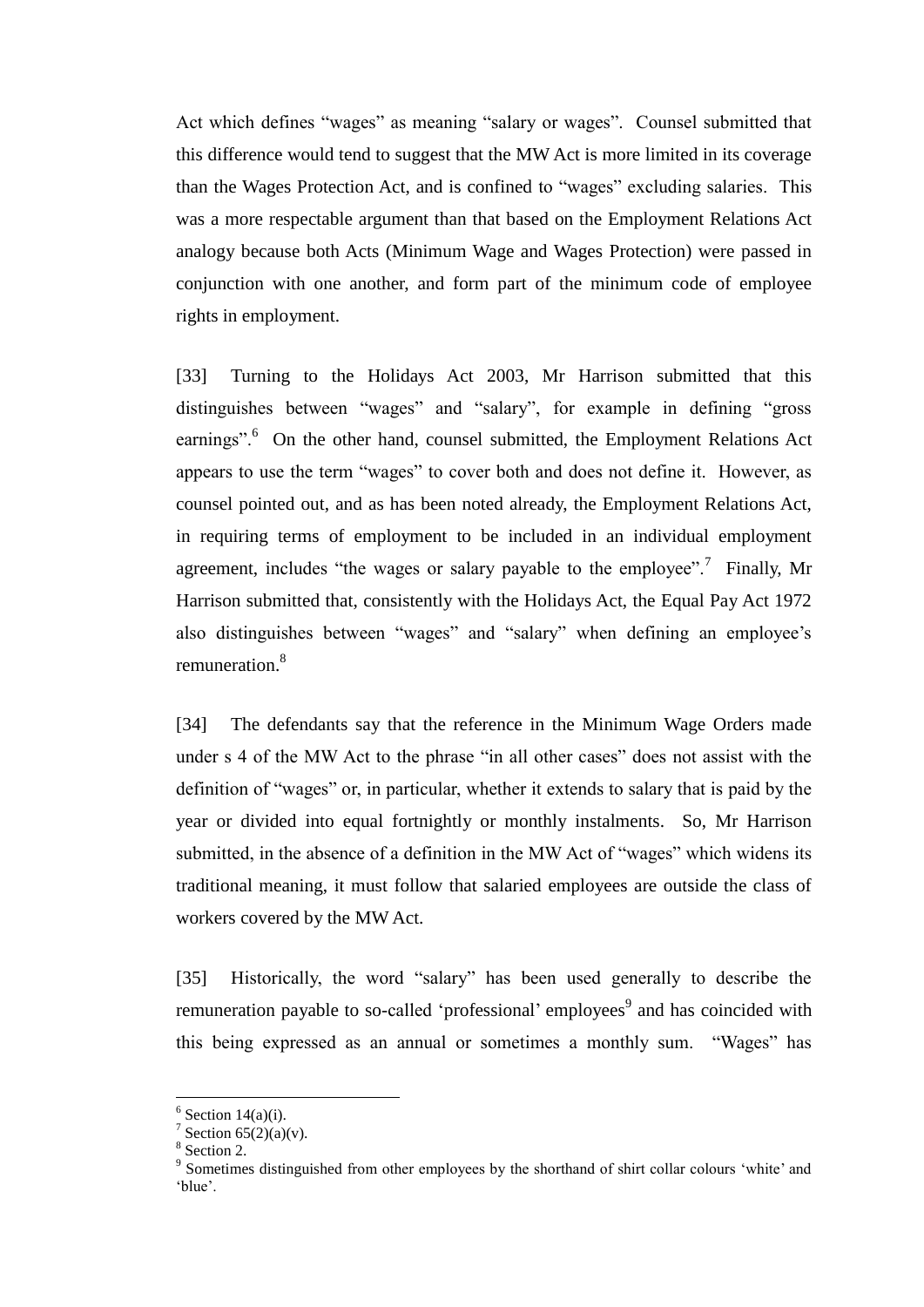Act which defines "wages" as meaning "salary or wages". Counsel submitted that this difference would tend to suggest that the MW Act is more limited in its coverage than the Wages Protection Act, and is confined to "wages" excluding salaries. This was a more respectable argument than that based on the Employment Relations Act analogy because both Acts (Minimum Wage and Wages Protection) were passed in conjunction with one another, and form part of the minimum code of employee rights in employment.

[33] Turning to the Holidays Act 2003, Mr Harrison submitted that this distinguishes between "wages" and "salary", for example in defining "gross earnings".[6] On the other hand, counsel submitted, the Employment Relations Act appears to use the term "wages" to cover both and does not define it. However, as counsel pointed out, and as has been noted already, the Employment Relations Act, in requiring terms of employment to be included in an individual employment agreement, includes "the wages or salary payable to the employee".[7] Finally, Mr Harrison submitted that, consistently with the Holidays Act, the Equal Pay Act 1972 also distinguishes between "wages" and "salary" when defining an employee's remuneration.[8]

[34] The defendants say that the reference in the Minimum Wage Orders made under s 4 of the MW Act to the phrase "in all other cases" does not assist with the definition of "wages" or, in particular, whether it extends to salary that is paid by the year or divided into equal fortnightly or monthly instalments. So, Mr Harrison submitted, in the absence of a definition in the MW Act of "wages" which widens its traditional meaning, it must follow that salaried employees are outside the class of workers covered by the MW Act.

[35] Historically, the word "salary" has been used generally to describe the remuneration payable to so-called 'professional' employees[9] and has coincided with this being expressed as an annual or sometimes a monthly sum. "Wages" has

---

[6] Section 14(a)(i).

[7] Section 65(2)(a)(v).

[8] Section 2.

[9] Sometimes distinguished from other employees by the shorthand of shirt collar colours 'white' and 'blue'.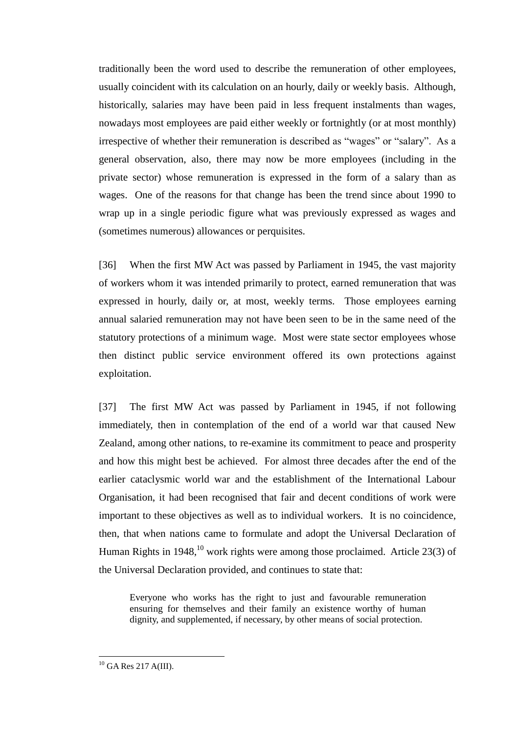traditionally been the word used to describe the remuneration of other employees, usually coincident with its calculation on an hourly, daily or weekly basis. Although, historically, salaries may have been paid in less frequent instalments than wages, nowadays most employees are paid either weekly or fortnightly (or at most monthly) irrespective of whether their remuneration is described as "wages" or "salary". As a general observation, also, there may now be more employees (including in the private sector) whose remuneration is expressed in the form of a salary than as wages. One of the reasons for that change has been the trend since about 1990 to wrap up in a single periodic figure what was previously expressed as wages and (sometimes numerous) allowances or perquisites.

[36] When the first MW Act was passed by Parliament in 1945, the vast majority of workers whom it was intended primarily to protect, earned remuneration that was expressed in hourly, daily or, at most, weekly terms. Those employees earning annual salaried remuneration may not have been seen to be in the same need of the statutory protections of a minimum wage. Most were state sector employees whose then distinct public service environment offered its own protections against exploitation.

[37] The first MW Act was passed by Parliament in 1945, if not following immediately, then in contemplation of the end of a world war that caused New Zealand, among other nations, to re-examine its commitment to peace and prosperity and how this might best be achieved. For almost three decades after the end of the earlier cataclysmic world war and the establishment of the International Labour Organisation, it had been recognised that fair and decent conditions of work were important to these objectives as well as to individual workers. It is no coincidence, then, that when nations came to formulate and adopt the Universal Declaration of Human Rights in 1948,[10] work rights were among those proclaimed. Article 23(3) of the Universal Declaration provided, and continues to state that:

> Everyone who works has the right to just and favourable remuneration ensuring for themselves and their family an existence worthy of human dignity, and supplemented, if necessary, by other means of social protection.

---

[10] GA Res 217 A(III).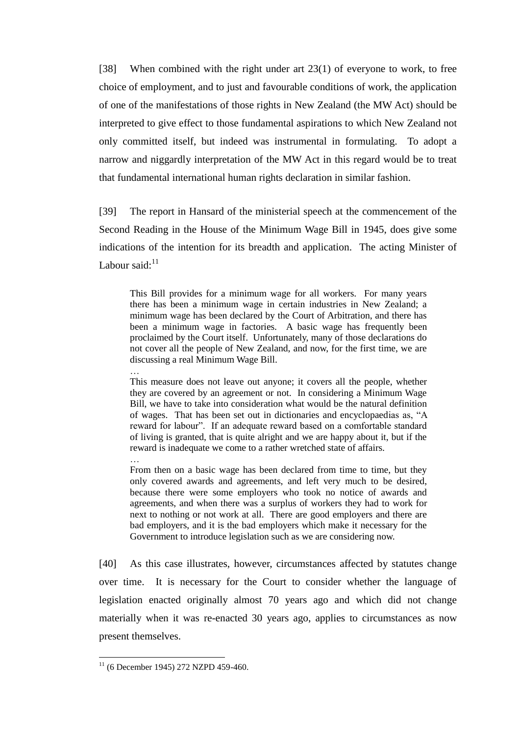[38] When combined with the right under art 23(1) of everyone to work, to free choice of employment, and to just and favourable conditions of work, the application of one of the manifestations of those rights in New Zealand (the MW Act) should be interpreted to give effect to those fundamental aspirations to which New Zealand not only committed itself, but indeed was instrumental in formulating. To adopt a narrow and niggardly interpretation of the MW Act in this regard would be to treat that fundamental international human rights declaration in similar fashion.

[39] The report in Hansard of the ministerial speech at the commencement of the Second Reading in the House of the Minimum Wage Bill in 1945, does give some indications of the intention for its breadth and application. The acting Minister of Labour said:[11]

> This Bill provides for a minimum wage for all workers. For many years there has been a minimum wage in certain industries in New Zealand; a minimum wage has been declared by the Court of Arbitration, and there has been a minimum wage in factories. A basic wage has frequently been proclaimed by the Court itself. Unfortunately, many of those declarations do not cover all the people of New Zealand, and now, for the first time, we are discussing a real Minimum Wage Bill.
>
> …
>
> This measure does not leave out anyone; it covers all the people, whether they are covered by an agreement or not. In considering a Minimum Wage Bill, we have to take into consideration what would be the natural definition of wages. That has been set out in dictionaries and encyclopaedias as, "A reward for labour". If an adequate reward based on a comfortable standard of living is granted, that is quite alright and we are happy about it, but if the reward is inadequate we come to a rather wretched state of affairs.
>
> …
>
> From then on a basic wage has been declared from time to time, but they only covered awards and agreements, and left very much to be desired, because there were some employers who took no notice of awards and agreements, and when there was a surplus of workers they had to work for next to nothing or not work at all. There are good employers and there are bad employers, and it is the bad employers which make it necessary for the Government to introduce legislation such as we are considering now.

[40] As this case illustrates, however, circumstances affected by statutes change over time. It is necessary for the Court to consider whether the language of legislation enacted originally almost 70 years ago and which did not change materially when it was re-enacted 30 years ago, applies to circumstances as now present themselves.

---

[11] (6 December 1945) 272 NZPD 459-460.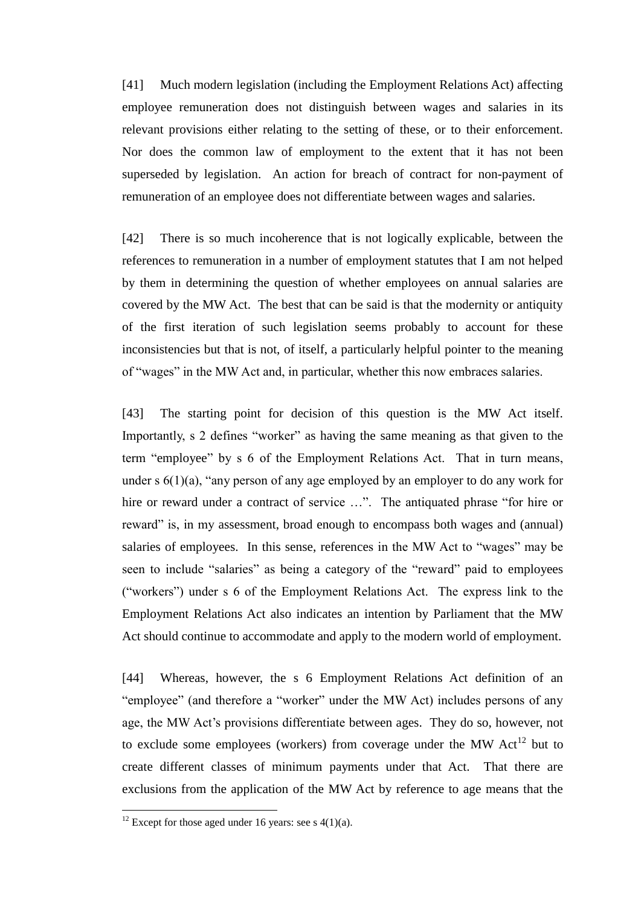[41] Much modern legislation (including the Employment Relations Act) affecting employee remuneration does not distinguish between wages and salaries in its relevant provisions either relating to the setting of these, or to their enforcement. Nor does the common law of employment to the extent that it has not been superseded by legislation. An action for breach of contract for non-payment of remuneration of an employee does not differentiate between wages and salaries.

[42] There is so much incoherence that is not logically explicable, between the references to remuneration in a number of employment statutes that I am not helped by them in determining the question of whether employees on annual salaries are covered by the MW Act. The best that can be said is that the modernity or antiquity of the first iteration of such legislation seems probably to account for these inconsistencies but that is not, of itself, a particularly helpful pointer to the meaning of "wages" in the MW Act and, in particular, whether this now embraces salaries.

[43] The starting point for decision of this question is the MW Act itself. Importantly, s 2 defines "worker" as having the same meaning as that given to the term "employee" by s 6 of the Employment Relations Act. That in turn means, under s 6(1)(a), "any person of any age employed by an employer to do any work for hire or reward under a contract of service …". The antiquated phrase "for hire or reward" is, in my assessment, broad enough to encompass both wages and (annual) salaries of employees. In this sense, references in the MW Act to "wages" may be seen to include "salaries" as being a category of the "reward" paid to employees ("workers") under s 6 of the Employment Relations Act. The express link to the Employment Relations Act also indicates an intention by Parliament that the MW Act should continue to accommodate and apply to the modern world of employment.

[44] Whereas, however, the s 6 Employment Relations Act definition of an "employee" (and therefore a "worker" under the MW Act) includes persons of any age, the MW Act's provisions differentiate between ages. They do so, however, not to exclude some employees (workers) from coverage under the MW Act[12] but to create different classes of minimum payments under that Act. That there are exclusions from the application of the MW Act by reference to age means that the

[12] Except for those aged under 16 years: see s 4(1)(a).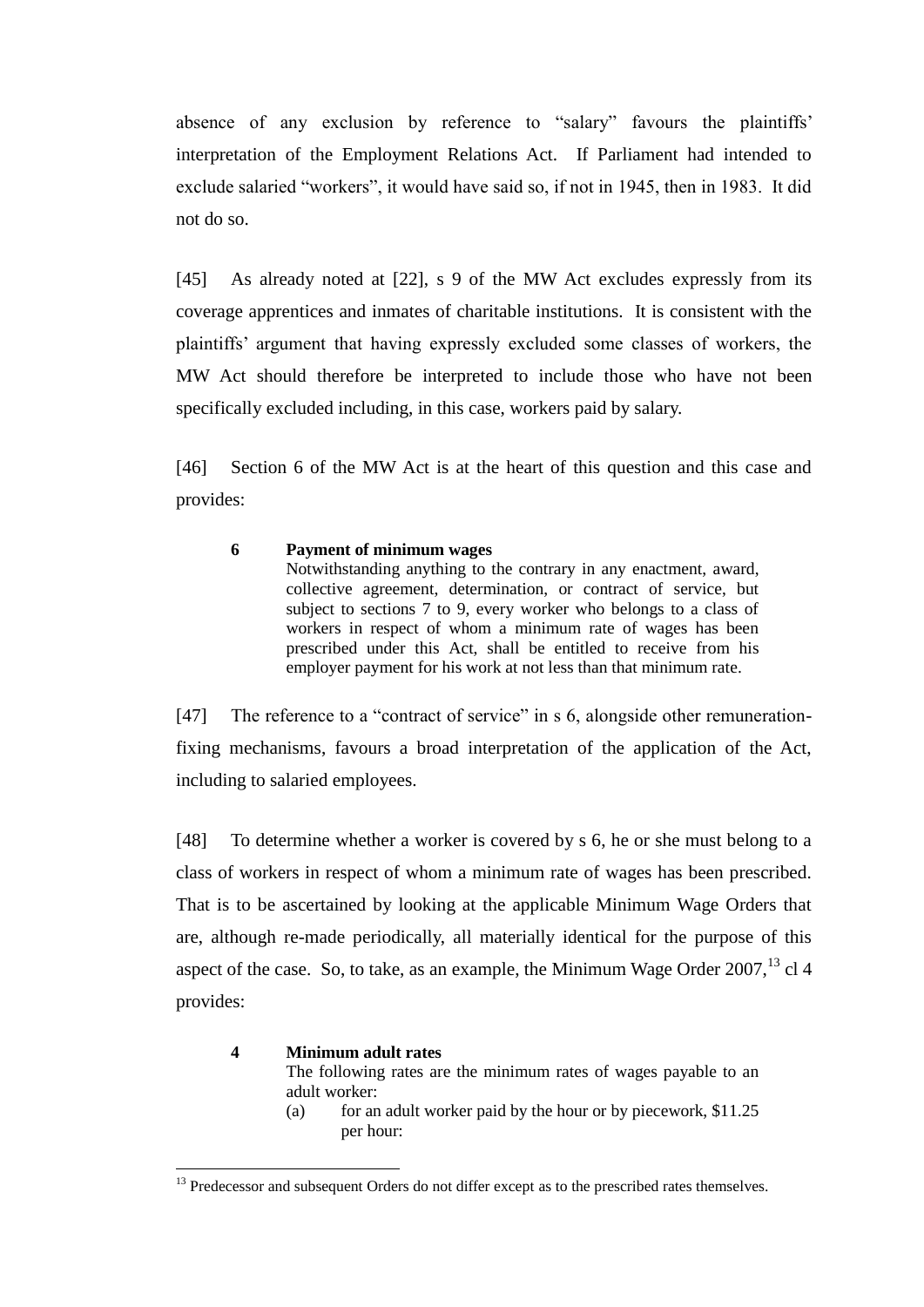absence of any exclusion by reference to "salary" favours the plaintiffs' interpretation of the Employment Relations Act. If Parliament had intended to exclude salaried "workers", it would have said so, if not in 1945, then in 1983. It did not do so.

[45] As already noted at [22], s 9 of the MW Act excludes expressly from its coverage apprentices and inmates of charitable institutions. It is consistent with the plaintiffs' argument that having expressly excluded some classes of workers, the MW Act should therefore be interpreted to include those who have not been specifically excluded including, in this case, workers paid by salary.

[46] Section 6 of the MW Act is at the heart of this question and this case and provides:

> **6 Payment of minimum wages**
>
> Notwithstanding anything to the contrary in any enactment, award, collective agreement, determination, or contract of service, but subject to sections 7 to 9, every worker who belongs to a class of workers in respect of whom a minimum rate of wages has been prescribed under this Act, shall be entitled to receive from his employer payment for his work at not less than that minimum rate.

[47] The reference to a "contract of service" in s 6, alongside other remuneration-fixing mechanisms, favours a broad interpretation of the application of the Act, including to salaried employees.

[48] To determine whether a worker is covered by s 6, he or she must belong to a class of workers in respect of whom a minimum rate of wages has been prescribed. That is to be ascertained by looking at the applicable Minimum Wage Orders that are, although re-made periodically, all materially identical for the purpose of this aspect of the case. So, to take, as an example, the Minimum Wage Order 2007,[13] cl 4 provides:

> **4 Minimum adult rates**
>
> The following rates are the minimum rates of wages payable to an adult worker:
>
> (a) for an adult worker paid by the hour or by piecework, \$11.25 per hour:

[13] Predecessor and subsequent Orders do not differ except as to the prescribed rates themselves.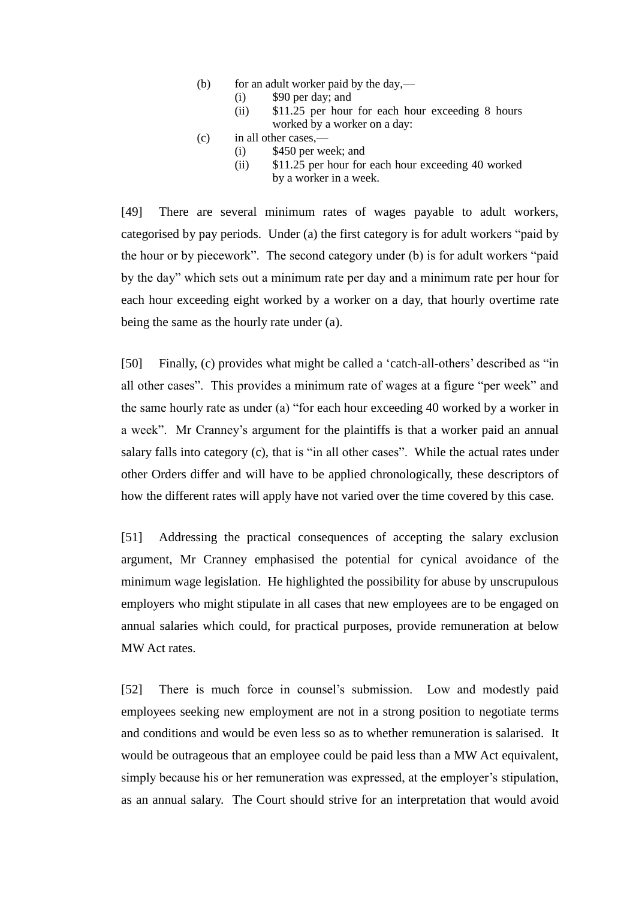(b) for an adult worker paid by the day,—
  (i) $90 per day; and
  (ii) $11.25 per hour for each hour exceeding 8 hours worked by a worker on a day:

(c) in all other cases,—
  (i) $450 per week; and
  (ii) $11.25 per hour for each hour exceeding 40 worked by a worker in a week.

[49] There are several minimum rates of wages payable to adult workers, categorised by pay periods. Under (a) the first category is for adult workers "paid by the hour or by piecework". The second category under (b) is for adult workers "paid by the day" which sets out a minimum rate per day and a minimum rate per hour for each hour exceeding eight worked by a worker on a day, that hourly overtime rate being the same as the hourly rate under (a).

[50] Finally, (c) provides what might be called a 'catch-all-others' described as "in all other cases". This provides a minimum rate of wages at a figure "per week" and the same hourly rate as under (a) "for each hour exceeding 40 worked by a worker in a week". Mr Cranney's argument for the plaintiffs is that a worker paid an annual salary falls into category (c), that is "in all other cases". While the actual rates under other Orders differ and will have to be applied chronologically, these descriptors of how the different rates will apply have not varied over the time covered by this case.

[51] Addressing the practical consequences of accepting the salary exclusion argument, Mr Cranney emphasised the potential for cynical avoidance of the minimum wage legislation. He highlighted the possibility for abuse by unscrupulous employers who might stipulate in all cases that new employees are to be engaged on annual salaries which could, for practical purposes, provide remuneration at below MW Act rates.

[52] There is much force in counsel's submission. Low and modestly paid employees seeking new employment are not in a strong position to negotiate terms and conditions and would be even less so as to whether remuneration is salarised. It would be outrageous that an employee could be paid less than a MW Act equivalent, simply because his or her remuneration was expressed, at the employer's stipulation, as an annual salary. The Court should strive for an interpretation that would avoid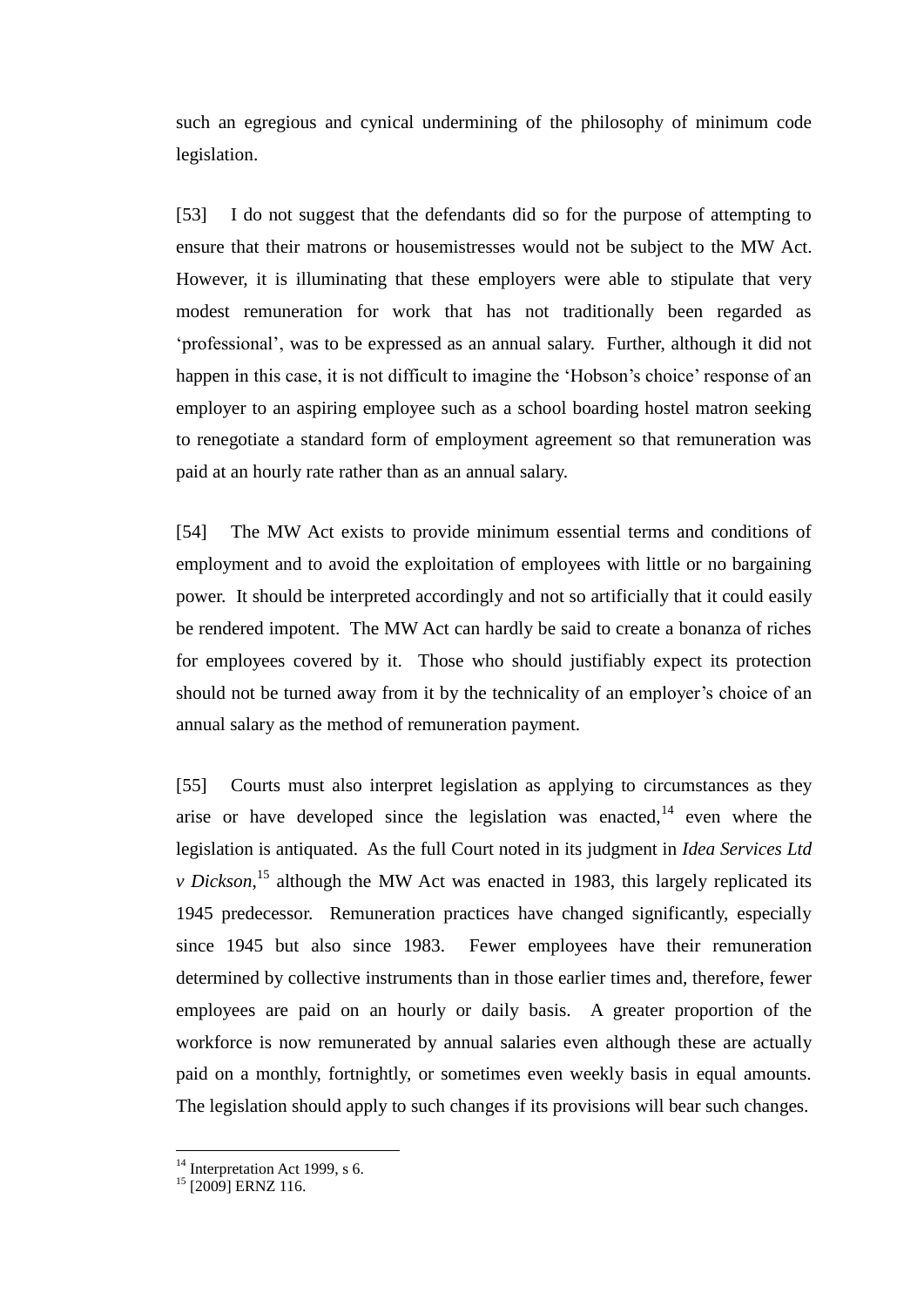such an egregious and cynical undermining of the philosophy of minimum code legislation.

[53] I do not suggest that the defendants did so for the purpose of attempting to ensure that their matrons or housemistresses would not be subject to the MW Act. However, it is illuminating that these employers were able to stipulate that very modest remuneration for work that has not traditionally been regarded as 'professional', was to be expressed as an annual salary. Further, although it did not happen in this case, it is not difficult to imagine the 'Hobson's choice' response of an employer to an aspiring employee such as a school boarding hostel matron seeking to renegotiate a standard form of employment agreement so that remuneration was paid at an hourly rate rather than as an annual salary.

[54] The MW Act exists to provide minimum essential terms and conditions of employment and to avoid the exploitation of employees with little or no bargaining power. It should be interpreted accordingly and not so artificially that it could easily be rendered impotent. The MW Act can hardly be said to create a bonanza of riches for employees covered by it. Those who should justifiably expect its protection should not be turned away from it by the technicality of an employer's choice of an annual salary as the method of remuneration payment.

[55] Courts must also interpret legislation as applying to circumstances as they arise or have developed since the legislation was enacted,[14] even where the legislation is antiquated. As the full Court noted in its judgment in *Idea Services Ltd v Dickson*,[15] although the MW Act was enacted in 1983, this largely replicated its 1945 predecessor. Remuneration practices have changed significantly, especially since 1945 but also since 1983. Fewer employees have their remuneration determined by collective instruments than in those earlier times and, therefore, fewer employees are paid on an hourly or daily basis. A greater proportion of the workforce is now remunerated by annual salaries even although these are actually paid on a monthly, fortnightly, or sometimes even weekly basis in equal amounts. The legislation should apply to such changes if its provisions will bear such changes.

---

[14] Interpretation Act 1999, s 6.

[15] [2009] ERNZ 116.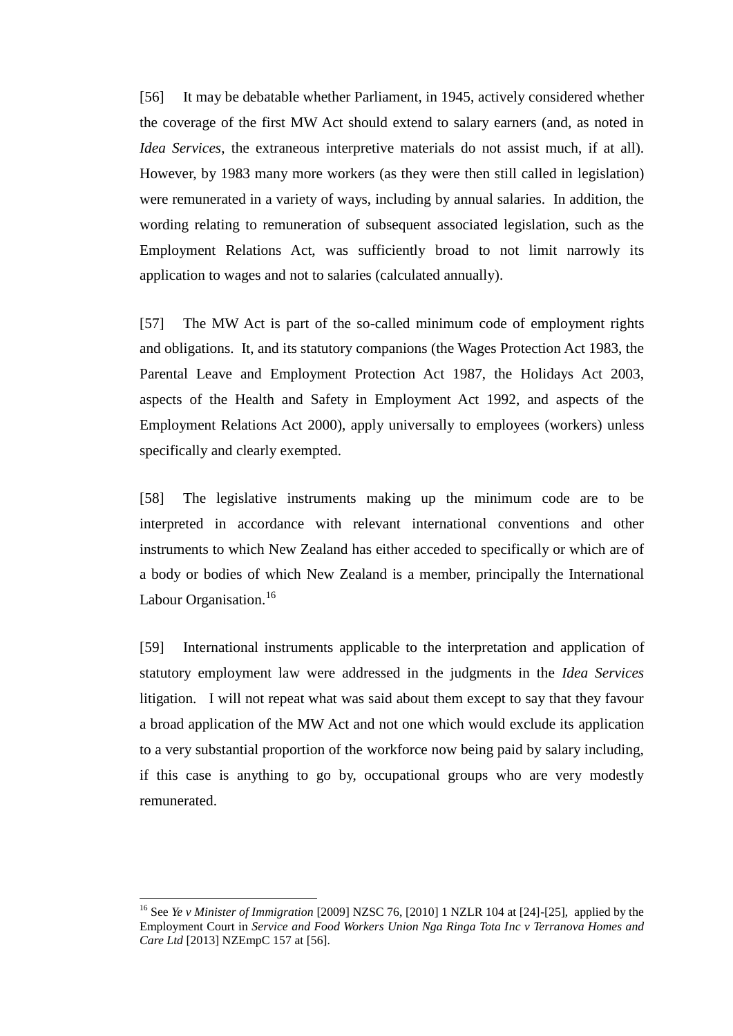[56] It may be debatable whether Parliament, in 1945, actively considered whether the coverage of the first MW Act should extend to salary earners (and, as noted in *Idea Services*, the extraneous interpretive materials do not assist much, if at all). However, by 1983 many more workers (as they were then still called in legislation) were remunerated in a variety of ways, including by annual salaries. In addition, the wording relating to remuneration of subsequent associated legislation, such as the Employment Relations Act, was sufficiently broad to not limit narrowly its application to wages and not to salaries (calculated annually).

[57] The MW Act is part of the so-called minimum code of employment rights and obligations. It, and its statutory companions (the Wages Protection Act 1983, the Parental Leave and Employment Protection Act 1987, the Holidays Act 2003, aspects of the Health and Safety in Employment Act 1992, and aspects of the Employment Relations Act 2000), apply universally to employees (workers) unless specifically and clearly exempted.

[58] The legislative instruments making up the minimum code are to be interpreted in accordance with relevant international conventions and other instruments to which New Zealand has either acceded to specifically or which are of a body or bodies of which New Zealand is a member, principally the International Labour Organisation.[16]

[59] International instruments applicable to the interpretation and application of statutory employment law were addressed in the judgments in the *Idea Services* litigation. I will not repeat what was said about them except to say that they favour a broad application of the MW Act and not one which would exclude its application to a very substantial proportion of the workforce now being paid by salary including, if this case is anything to go by, occupational groups who are very modestly remunerated.

---

[16] See *Ye v Minister of Immigration* [2009] NZSC 76, [2010] 1 NZLR 104 at [24]-[25], applied by the Employment Court in *Service and Food Workers Union Nga Ringa Tota Inc v Terranova Homes and Care Ltd* [2013] NZEmpC 157 at [56].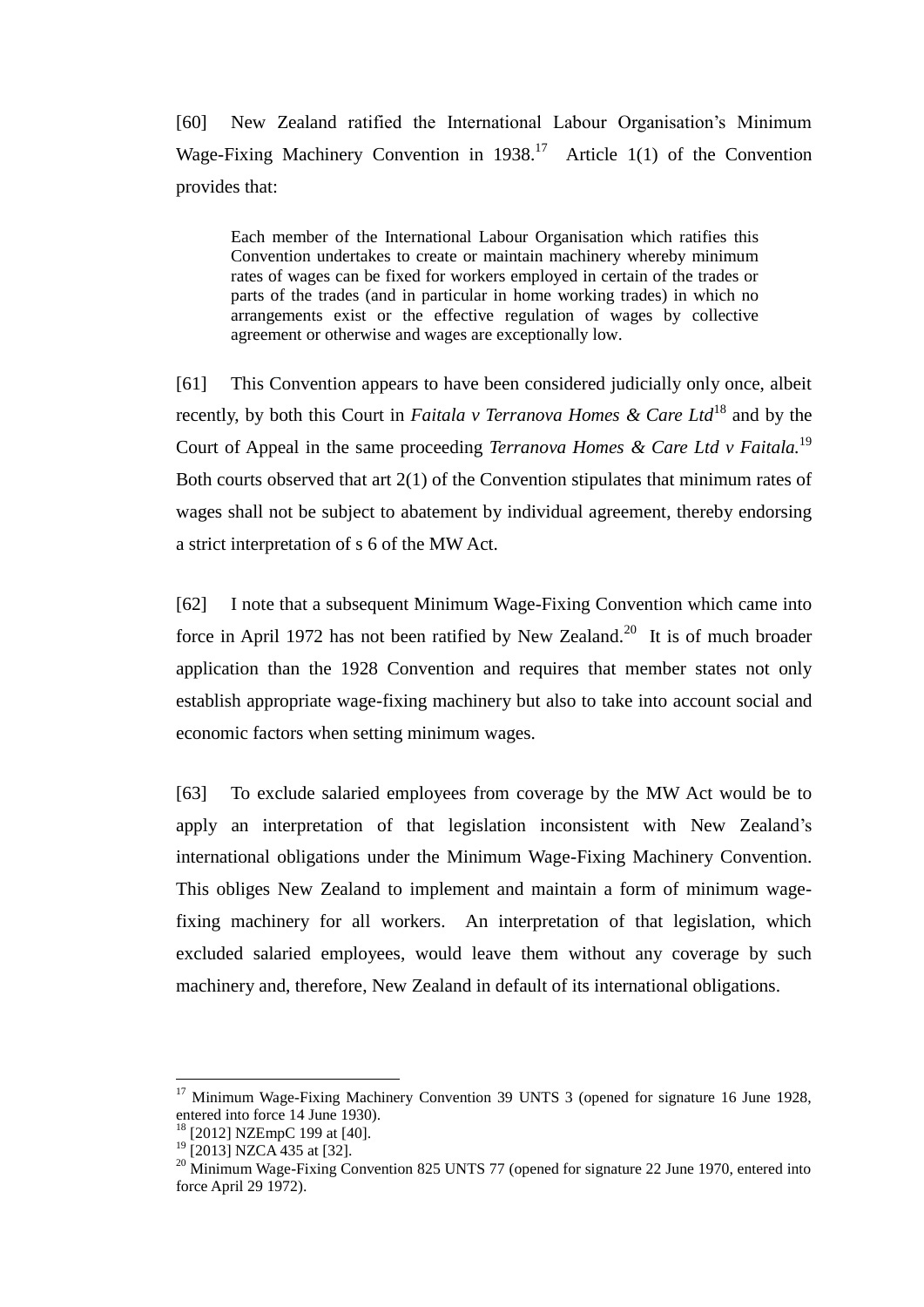[60] New Zealand ratified the International Labour Organisation's Minimum Wage-Fixing Machinery Convention in 1938.[17] Article 1(1) of the Convention provides that:

> Each member of the International Labour Organisation which ratifies this Convention undertakes to create or maintain machinery whereby minimum rates of wages can be fixed for workers employed in certain of the trades or parts of the trades (and in particular in home working trades) in which no arrangements exist or the effective regulation of wages by collective agreement or otherwise and wages are exceptionally low.

[61] This Convention appears to have been considered judicially only once, albeit recently, by both this Court in *Faitala v Terranova Homes & Care Ltd*[18] and by the Court of Appeal in the same proceeding *Terranova Homes & Care Ltd v Faitala.*[19] Both courts observed that art 2(1) of the Convention stipulates that minimum rates of wages shall not be subject to abatement by individual agreement, thereby endorsing a strict interpretation of s 6 of the MW Act.

[62] I note that a subsequent Minimum Wage-Fixing Convention which came into force in April 1972 has not been ratified by New Zealand.[20] It is of much broader application than the 1928 Convention and requires that member states not only establish appropriate wage-fixing machinery but also to take into account social and economic factors when setting minimum wages.

[63] To exclude salaried employees from coverage by the MW Act would be to apply an interpretation of that legislation inconsistent with New Zealand's international obligations under the Minimum Wage-Fixing Machinery Convention. This obliges New Zealand to implement and maintain a form of minimum wage-fixing machinery for all workers. An interpretation of that legislation, which excluded salaried employees, would leave them without any coverage by such machinery and, therefore, New Zealand in default of its international obligations.

---

[17] Minimum Wage-Fixing Machinery Convention 39 UNTS 3 (opened for signature 16 June 1928, entered into force 14 June 1930).

[18] [2012] NZEmpC 199 at [40].

[19] [2013] NZCA 435 at [32].

[20] Minimum Wage-Fixing Convention 825 UNTS 77 (opened for signature 22 June 1970, entered into force April 29 1972).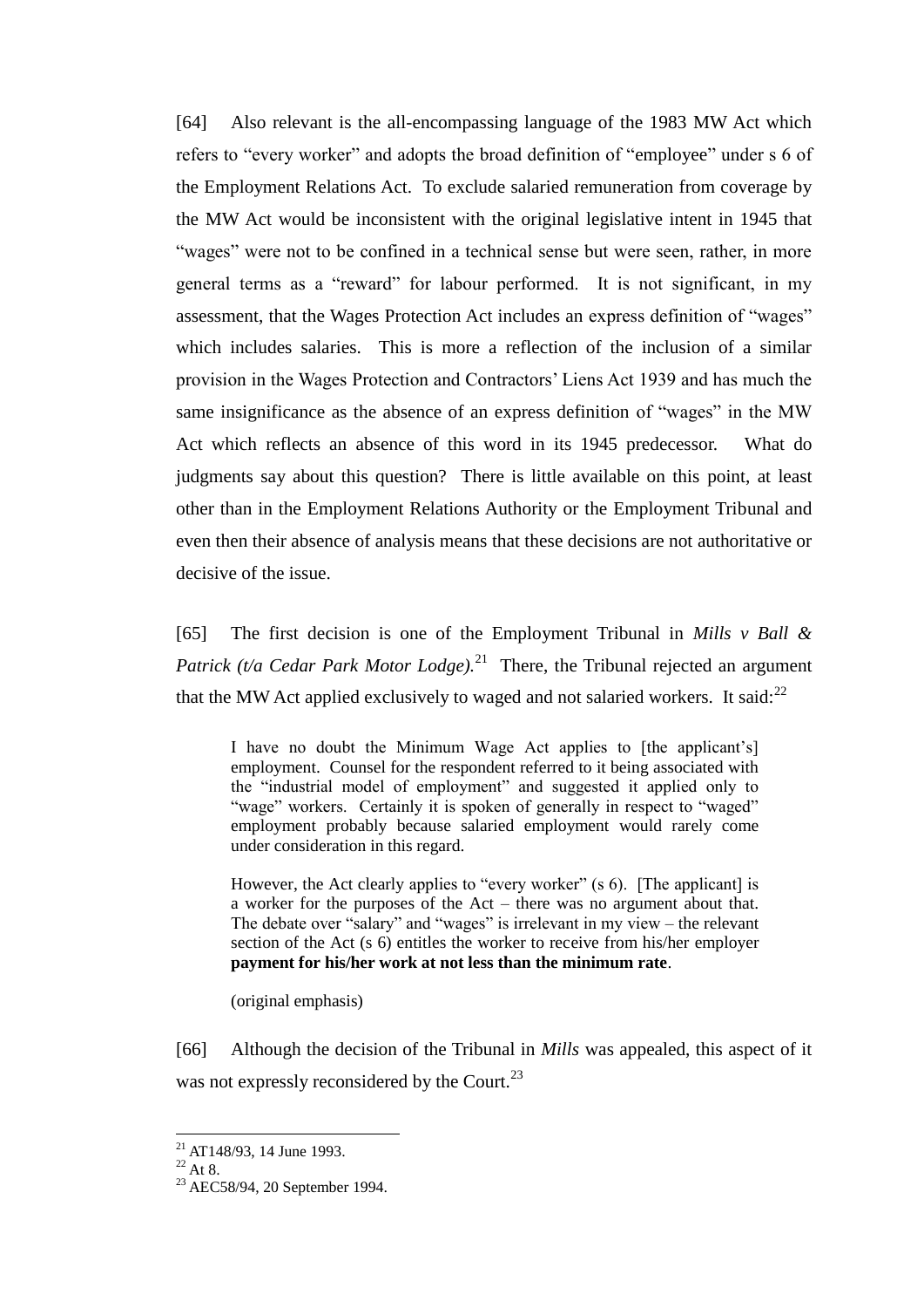[64] Also relevant is the all-encompassing language of the 1983 MW Act which refers to "every worker" and adopts the broad definition of "employee" under s 6 of the Employment Relations Act. To exclude salaried remuneration from coverage by the MW Act would be inconsistent with the original legislative intent in 1945 that "wages" were not to be confined in a technical sense but were seen, rather, in more general terms as a "reward" for labour performed. It is not significant, in my assessment, that the Wages Protection Act includes an express definition of "wages" which includes salaries. This is more a reflection of the inclusion of a similar provision in the Wages Protection and Contractors' Liens Act 1939 and has much the same insignificance as the absence of an express definition of "wages" in the MW Act which reflects an absence of this word in its 1945 predecessor. What do judgments say about this question? There is little available on this point, at least other than in the Employment Relations Authority or the Employment Tribunal and even then their absence of analysis means that these decisions are not authoritative or decisive of the issue.

[65] The first decision is one of the Employment Tribunal in *Mills v Ball & Patrick (t/a Cedar Park Motor Lodge).*[21] There, the Tribunal rejected an argument that the MW Act applied exclusively to waged and not salaried workers. It said:[22]

> I have no doubt the Minimum Wage Act applies to [the applicant's] employment. Counsel for the respondent referred to it being associated with the "industrial model of employment" and suggested it applied only to "wage" workers. Certainly it is spoken of generally in respect to "waged" employment probably because salaried employment would rarely come under consideration in this regard.
>
> However, the Act clearly applies to "every worker" (s 6). [The applicant] is a worker for the purposes of the Act – there was no argument about that. The debate over "salary" and "wages" is irrelevant in my view – the relevant section of the Act (s 6) entitles the worker to receive from his/her employer **payment for his/her work at not less than the minimum rate**.
>
> (original emphasis)

[66] Although the decision of the Tribunal in *Mills* was appealed, this aspect of it was not expressly reconsidered by the Court.[23]

---

[21] AT148/93, 14 June 1993.

[22] At 8.

[23] AEC58/94, 20 September 1994.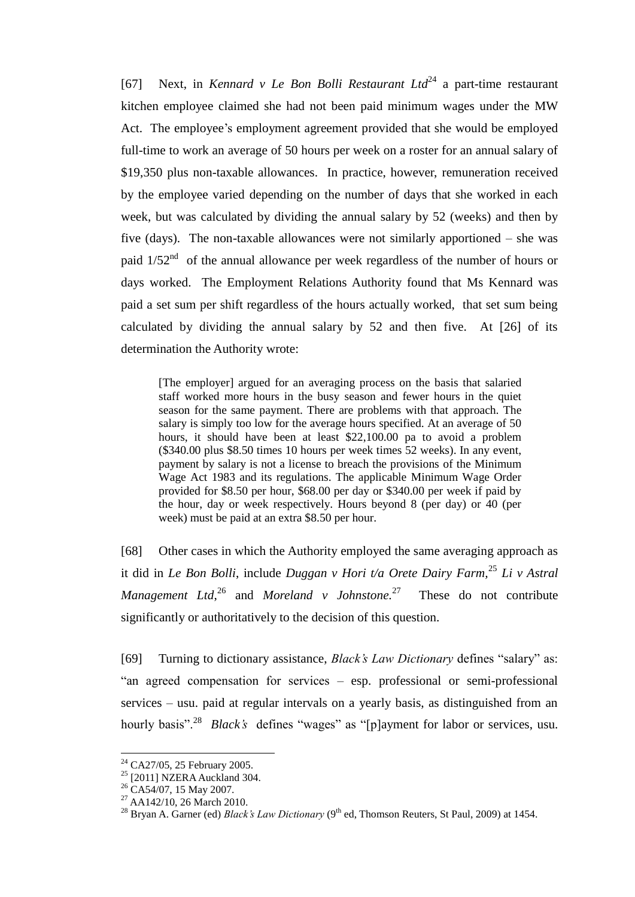[67] Next, in *Kennard v Le Bon Bolli Restaurant Ltd*[24] a part-time restaurant kitchen employee claimed she had not been paid minimum wages under the MW Act. The employee's employment agreement provided that she would be employed full-time to work an average of 50 hours per week on a roster for an annual salary of $19,350 plus non-taxable allowances. In practice, however, remuneration received by the employee varied depending on the number of days that she worked in each week, but was calculated by dividing the annual salary by 52 (weeks) and then by five (days). The non-taxable allowances were not similarly apportioned – she was paid 1/52nd of the annual allowance per week regardless of the number of hours or days worked. The Employment Relations Authority found that Ms Kennard was paid a set sum per shift regardless of the hours actually worked, that set sum being calculated by dividing the annual salary by 52 and then five. At [26] of its determination the Authority wrote:

> [The employer] argued for an averaging process on the basis that salaried staff worked more hours in the busy season and fewer hours in the quiet season for the same payment. There are problems with that approach. The salary is simply too low for the average hours specified. At an average of 50 hours, it should have been at least $22,100.00 pa to avoid a problem ($340.00 plus $8.50 times 10 hours per week times 52 weeks). In any event, payment by salary is not a license to breach the provisions of the Minimum Wage Act 1983 and its regulations. The applicable Minimum Wage Order provided for $8.50 per hour, $68.00 per day or $340.00 per week if paid by the hour, day or week respectively. Hours beyond 8 (per day) or 40 (per week) must be paid at an extra $8.50 per hour.

[68] Other cases in which the Authority employed the same averaging approach as it did in *Le Bon Bolli*, include *Duggan v Hori t/a Orete Dairy Farm*,[25] *Li v Astral Management Ltd*,[26] and *Moreland v Johnstone.*[27] These do not contribute significantly or authoritatively to the decision of this question.

[69] Turning to dictionary assistance, *Black's Law Dictionary* defines "salary" as: "an agreed compensation for services – esp. professional or semi-professional services – usu. paid at regular intervals on a yearly basis, as distinguished from an hourly basis".[28] *Black's* defines "wages" as "[p]ayment for labor or services, usu.

---

[24] CA27/05, 25 February 2005.

[25] [2011] NZERA Auckland 304.

[26] CA54/07, 15 May 2007.

[27] AA142/10, 26 March 2010.

[28] Bryan A. Garner (ed) *Black's Law Dictionary* (9th ed, Thomson Reuters, St Paul, 2009) at 1454.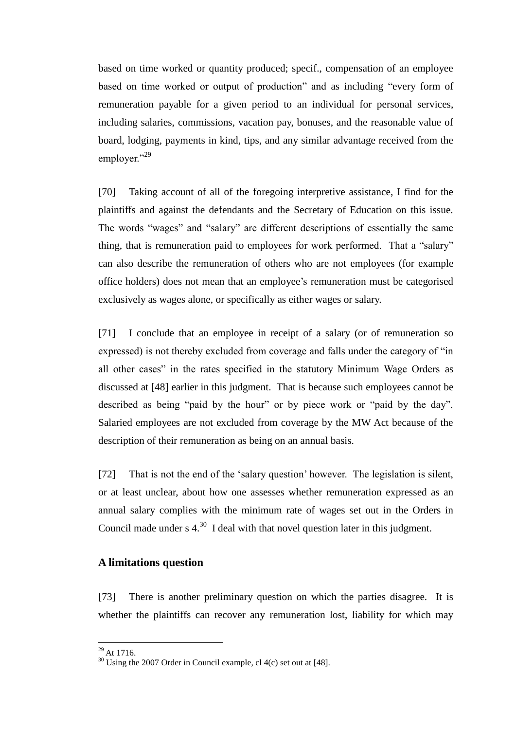based on time worked or quantity produced; specif., compensation of an employee based on time worked or output of production" and as including "every form of remuneration payable for a given period to an individual for personal services, including salaries, commissions, vacation pay, bonuses, and the reasonable value of board, lodging, payments in kind, tips, and any similar advantage received from the employer."[29]

[70] Taking account of all of the foregoing interpretive assistance, I find for the plaintiffs and against the defendants and the Secretary of Education on this issue. The words "wages" and "salary" are different descriptions of essentially the same thing, that is remuneration paid to employees for work performed. That a "salary" can also describe the remuneration of others who are not employees (for example office holders) does not mean that an employee's remuneration must be categorised exclusively as wages alone, or specifically as either wages or salary.

[71] I conclude that an employee in receipt of a salary (or of remuneration so expressed) is not thereby excluded from coverage and falls under the category of "in all other cases" in the rates specified in the statutory Minimum Wage Orders as discussed at [48] earlier in this judgment. That is because such employees cannot be described as being "paid by the hour" or by piece work or "paid by the day". Salaried employees are not excluded from coverage by the MW Act because of the description of their remuneration as being on an annual basis.

[72] That is not the end of the 'salary question' however. The legislation is silent, or at least unclear, about how one assesses whether remuneration expressed as an annual salary complies with the minimum rate of wages set out in the Orders in Council made under s 4.[30] I deal with that novel question later in this judgment.

## A limitations question

[73] There is another preliminary question on which the parties disagree. It is whether the plaintiffs can recover any remuneration lost, liability for which may

---

[29] At 1716.

[30] Using the 2007 Order in Council example, cl 4(c) set out at [48].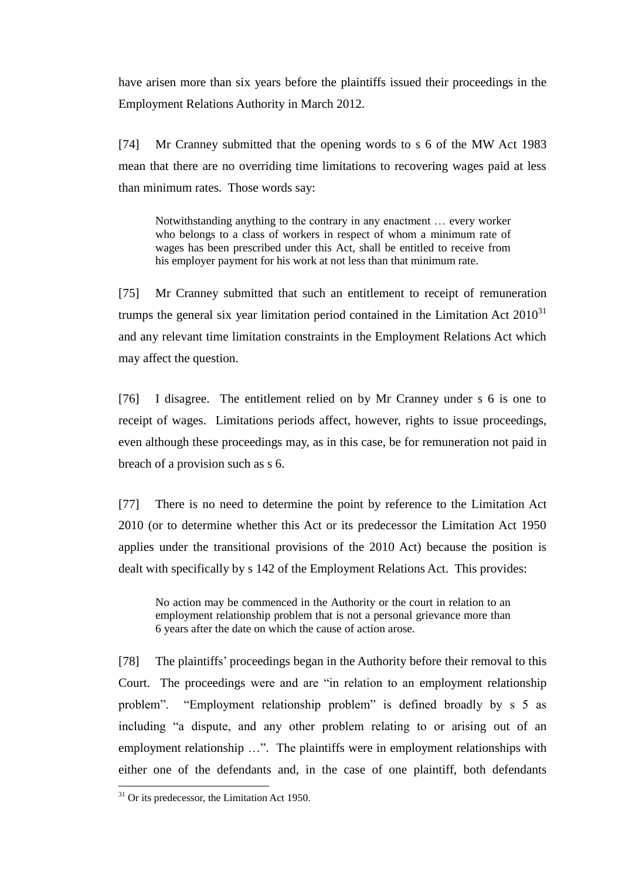have arisen more than six years before the plaintiffs issued their proceedings in the Employment Relations Authority in March 2012.

[74] Mr Cranney submitted that the opening words to s 6 of the MW Act 1983 mean that there are no overriding time limitations to recovering wages paid at less than minimum rates. Those words say:

> Notwithstanding anything to the contrary in any enactment … every worker who belongs to a class of workers in respect of whom a minimum rate of wages has been prescribed under this Act, shall be entitled to receive from his employer payment for his work at not less than that minimum rate.

[75] Mr Cranney submitted that such an entitlement to receipt of remuneration trumps the general six year limitation period contained in the Limitation Act 2010[31] and any relevant time limitation constraints in the Employment Relations Act which may affect the question.

[76] I disagree. The entitlement relied on by Mr Cranney under s 6 is one to receipt of wages. Limitations periods affect, however, rights to issue proceedings, even although these proceedings may, as in this case, be for remuneration not paid in breach of a provision such as s 6.

[77] There is no need to determine the point by reference to the Limitation Act 2010 (or to determine whether this Act or its predecessor the Limitation Act 1950 applies under the transitional provisions of the 2010 Act) because the position is dealt with specifically by s 142 of the Employment Relations Act. This provides:

> No action may be commenced in the Authority or the court in relation to an employment relationship problem that is not a personal grievance more than 6 years after the date on which the cause of action arose.

[78] The plaintiffs' proceedings began in the Authority before their removal to this Court. The proceedings were and are "in relation to an employment relationship problem". "Employment relationship problem" is defined broadly by s 5 as including "a dispute, and any other problem relating to or arising out of an employment relationship …". The plaintiffs were in employment relationships with either one of the defendants and, in the case of one plaintiff, both defendants

[31] Or its predecessor, the Limitation Act 1950.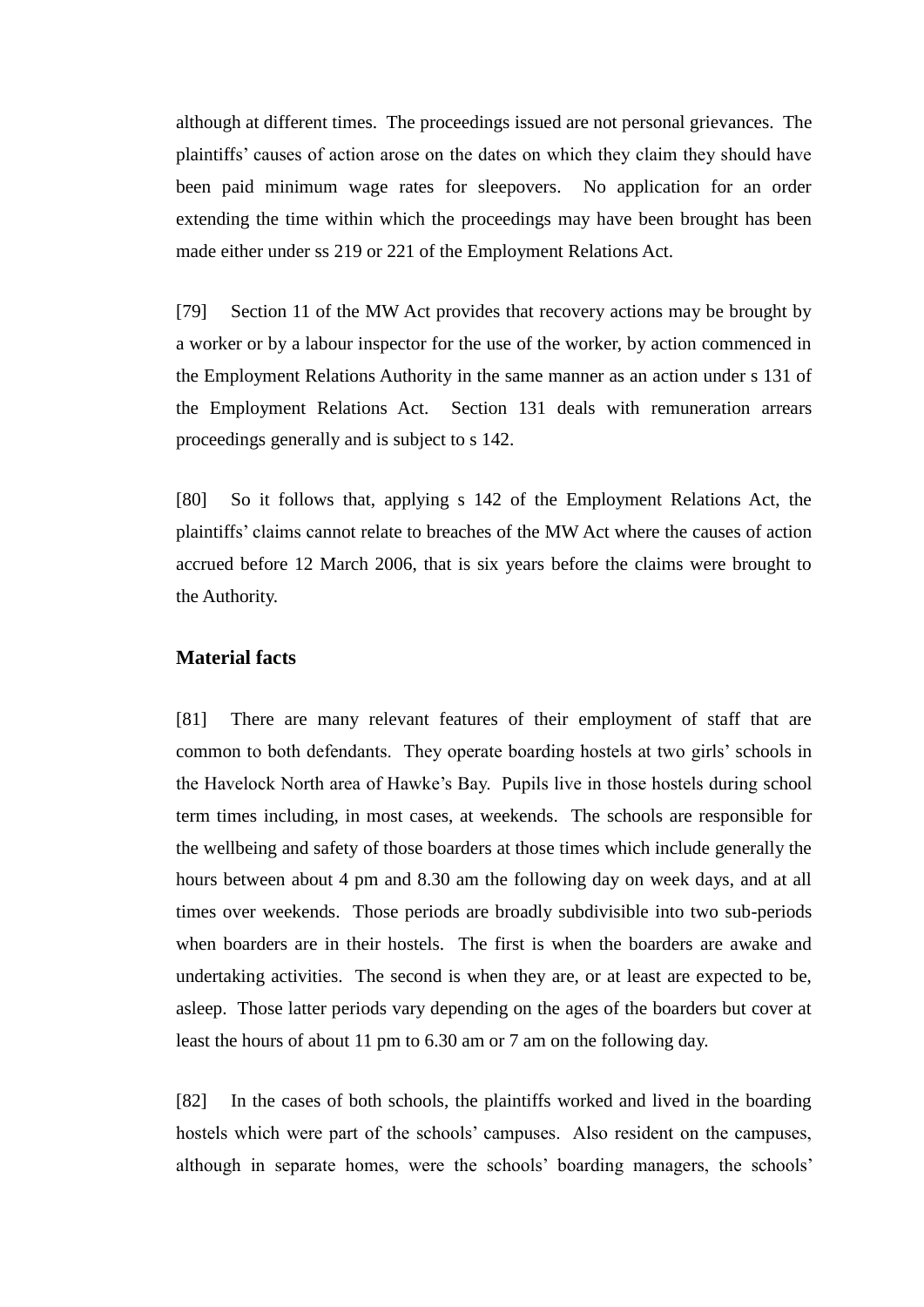although at different times. The proceedings issued are not personal grievances. The plaintiffs' causes of action arose on the dates on which they claim they should have been paid minimum wage rates for sleepovers. No application for an order extending the time within which the proceedings may have been brought has been made either under ss 219 or 221 of the Employment Relations Act.

[79] Section 11 of the MW Act provides that recovery actions may be brought by a worker or by a labour inspector for the use of the worker, by action commenced in the Employment Relations Authority in the same manner as an action under s 131 of the Employment Relations Act. Section 131 deals with remuneration arrears proceedings generally and is subject to s 142.

[80] So it follows that, applying s 142 of the Employment Relations Act, the plaintiffs' claims cannot relate to breaches of the MW Act where the causes of action accrued before 12 March 2006, that is six years before the claims were brought to the Authority.

### Material facts

[81] There are many relevant features of their employment of staff that are common to both defendants. They operate boarding hostels at two girls' schools in the Havelock North area of Hawke's Bay. Pupils live in those hostels during school term times including, in most cases, at weekends. The schools are responsible for the wellbeing and safety of those boarders at those times which include generally the hours between about 4 pm and 8.30 am the following day on week days, and at all times over weekends. Those periods are broadly subdivisible into two sub-periods when boarders are in their hostels. The first is when the boarders are awake and undertaking activities. The second is when they are, or at least are expected to be, asleep. Those latter periods vary depending on the ages of the boarders but cover at least the hours of about 11 pm to 6.30 am or 7 am on the following day.

[82] In the cases of both schools, the plaintiffs worked and lived in the boarding hostels which were part of the schools' campuses. Also resident on the campuses, although in separate homes, were the schools' boarding managers, the schools'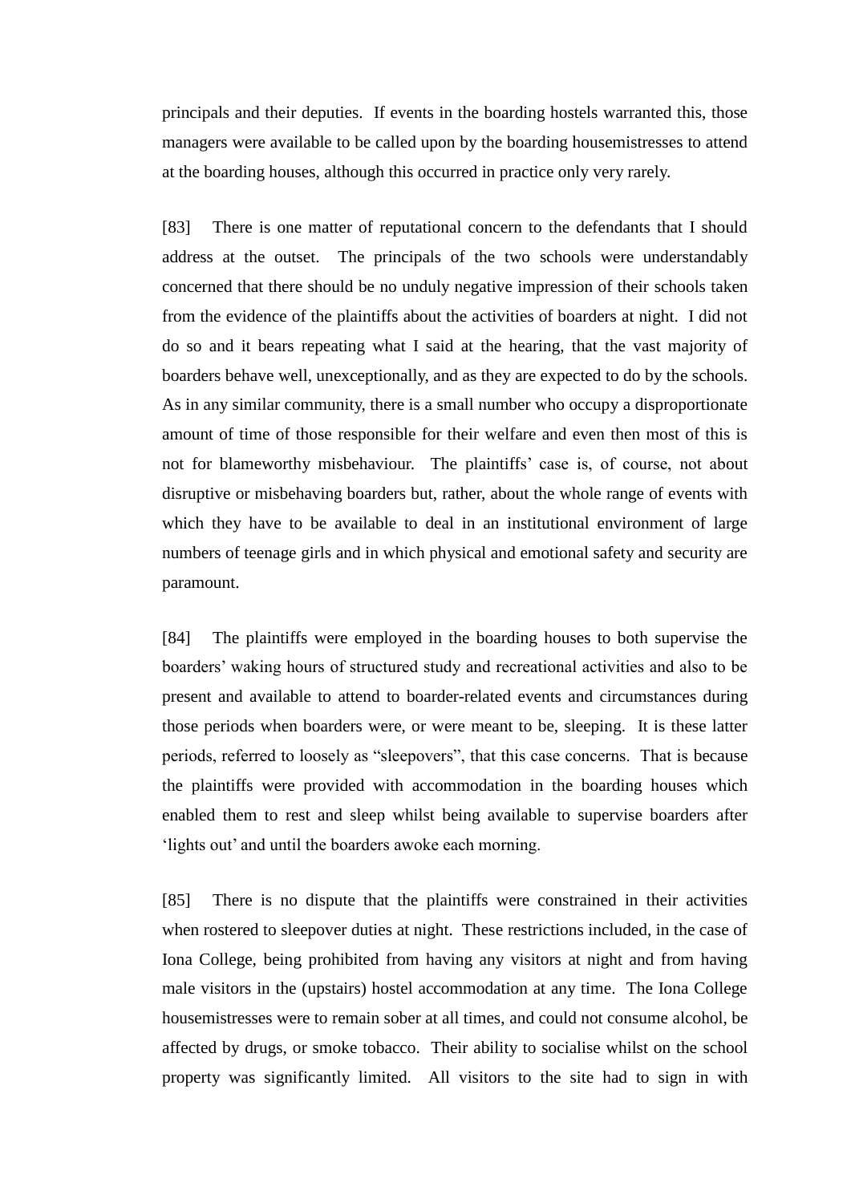principals and their deputies. If events in the boarding hostels warranted this, those managers were available to be called upon by the boarding housemistresses to attend at the boarding houses, although this occurred in practice only very rarely.

[83] There is one matter of reputational concern to the defendants that I should address at the outset. The principals of the two schools were understandably concerned that there should be no unduly negative impression of their schools taken from the evidence of the plaintiffs about the activities of boarders at night. I did not do so and it bears repeating what I said at the hearing, that the vast majority of boarders behave well, unexceptionally, and as they are expected to do by the schools. As in any similar community, there is a small number who occupy a disproportionate amount of time of those responsible for their welfare and even then most of this is not for blameworthy misbehaviour. The plaintiffs' case is, of course, not about disruptive or misbehaving boarders but, rather, about the whole range of events with which they have to be available to deal in an institutional environment of large numbers of teenage girls and in which physical and emotional safety and security are paramount.

[84] The plaintiffs were employed in the boarding houses to both supervise the boarders' waking hours of structured study and recreational activities and also to be present and available to attend to boarder-related events and circumstances during those periods when boarders were, or were meant to be, sleeping. It is these latter periods, referred to loosely as "sleepovers", that this case concerns. That is because the plaintiffs were provided with accommodation in the boarding houses which enabled them to rest and sleep whilst being available to supervise boarders after 'lights out' and until the boarders awoke each morning.

[85] There is no dispute that the plaintiffs were constrained in their activities when rostered to sleepover duties at night. These restrictions included, in the case of Iona College, being prohibited from having any visitors at night and from having male visitors in the (upstairs) hostel accommodation at any time. The Iona College housemistresses were to remain sober at all times, and could not consume alcohol, be affected by drugs, or smoke tobacco. Their ability to socialise whilst on the school property was significantly limited. All visitors to the site had to sign in with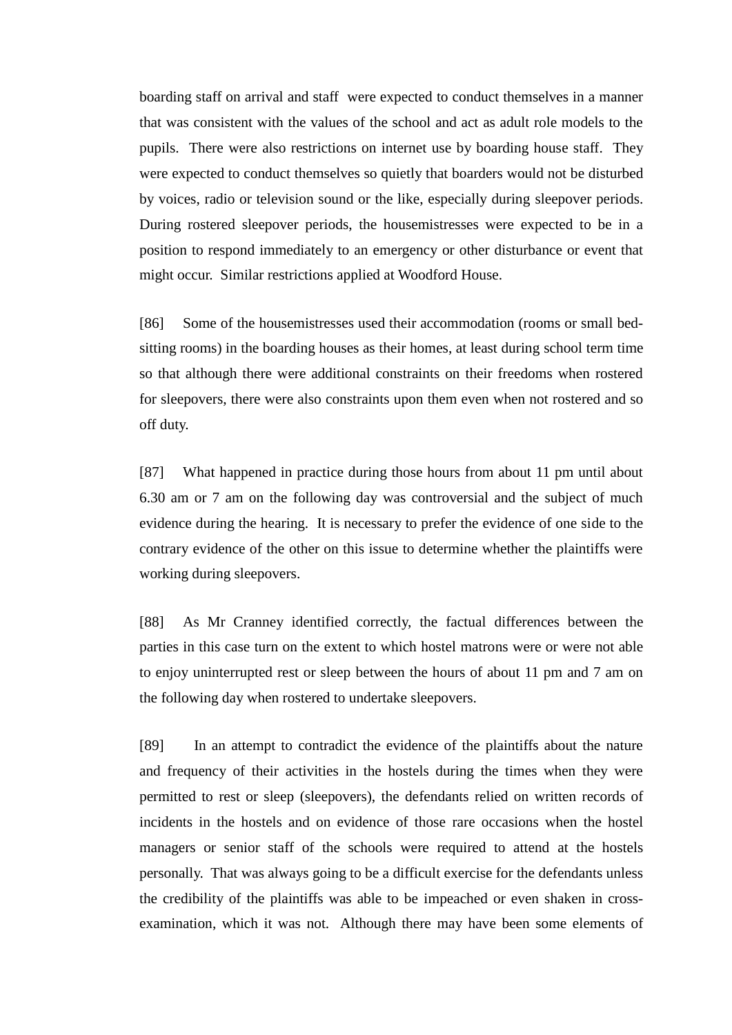boarding staff on arrival and staff were expected to conduct themselves in a manner that was consistent with the values of the school and act as adult role models to the pupils. There were also restrictions on internet use by boarding house staff. They were expected to conduct themselves so quietly that boarders would not be disturbed by voices, radio or television sound or the like, especially during sleepover periods. During rostered sleepover periods, the housemistresses were expected to be in a position to respond immediately to an emergency or other disturbance or event that might occur. Similar restrictions applied at Woodford House.

[86] Some of the housemistresses used their accommodation (rooms or small bed-sitting rooms) in the boarding houses as their homes, at least during school term time so that although there were additional constraints on their freedoms when rostered for sleepovers, there were also constraints upon them even when not rostered and so off duty.

[87] What happened in practice during those hours from about 11 pm until about 6.30 am or 7 am on the following day was controversial and the subject of much evidence during the hearing. It is necessary to prefer the evidence of one side to the contrary evidence of the other on this issue to determine whether the plaintiffs were working during sleepovers.

[88] As Mr Cranney identified correctly, the factual differences between the parties in this case turn on the extent to which hostel matrons were or were not able to enjoy uninterrupted rest or sleep between the hours of about 11 pm and 7 am on the following day when rostered to undertake sleepovers.

[89] In an attempt to contradict the evidence of the plaintiffs about the nature and frequency of their activities in the hostels during the times when they were permitted to rest or sleep (sleepovers), the defendants relied on written records of incidents in the hostels and on evidence of those rare occasions when the hostel managers or senior staff of the schools were required to attend at the hostels personally. That was always going to be a difficult exercise for the defendants unless the credibility of the plaintiffs was able to be impeached or even shaken in cross-examination, which it was not. Although there may have been some elements of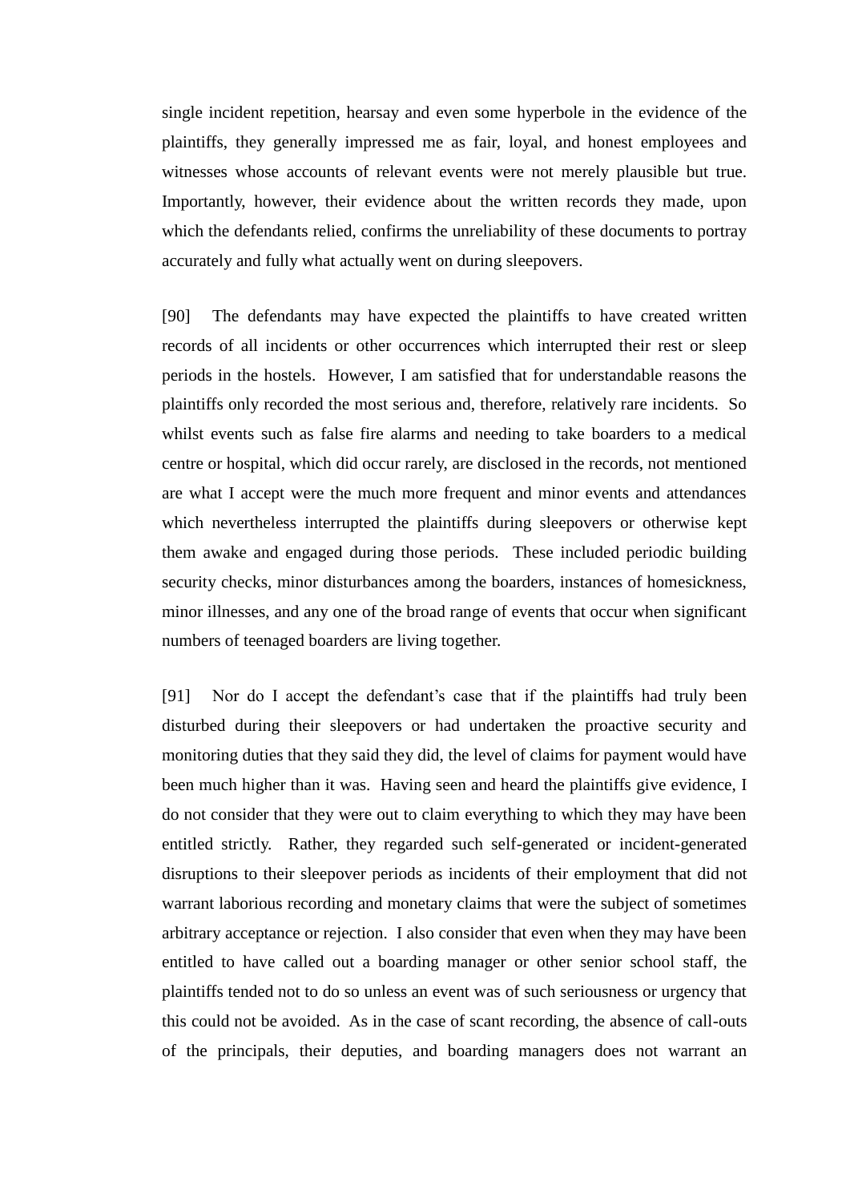single incident repetition, hearsay and even some hyperbole in the evidence of the plaintiffs, they generally impressed me as fair, loyal, and honest employees and witnesses whose accounts of relevant events were not merely plausible but true. Importantly, however, their evidence about the written records they made, upon which the defendants relied, confirms the unreliability of these documents to portray accurately and fully what actually went on during sleepovers.

[90] The defendants may have expected the plaintiffs to have created written records of all incidents or other occurrences which interrupted their rest or sleep periods in the hostels. However, I am satisfied that for understandable reasons the plaintiffs only recorded the most serious and, therefore, relatively rare incidents. So whilst events such as false fire alarms and needing to take boarders to a medical centre or hospital, which did occur rarely, are disclosed in the records, not mentioned are what I accept were the much more frequent and minor events and attendances which nevertheless interrupted the plaintiffs during sleepovers or otherwise kept them awake and engaged during those periods. These included periodic building security checks, minor disturbances among the boarders, instances of homesickness, minor illnesses, and any one of the broad range of events that occur when significant numbers of teenaged boarders are living together.

[91] Nor do I accept the defendant's case that if the plaintiffs had truly been disturbed during their sleepovers or had undertaken the proactive security and monitoring duties that they said they did, the level of claims for payment would have been much higher than it was. Having seen and heard the plaintiffs give evidence, I do not consider that they were out to claim everything to which they may have been entitled strictly. Rather, they regarded such self-generated or incident-generated disruptions to their sleepover periods as incidents of their employment that did not warrant laborious recording and monetary claims that were the subject of sometimes arbitrary acceptance or rejection. I also consider that even when they may have been entitled to have called out a boarding manager or other senior school staff, the plaintiffs tended not to do so unless an event was of such seriousness or urgency that this could not be avoided. As in the case of scant recording, the absence of call-outs of the principals, their deputies, and boarding managers does not warrant an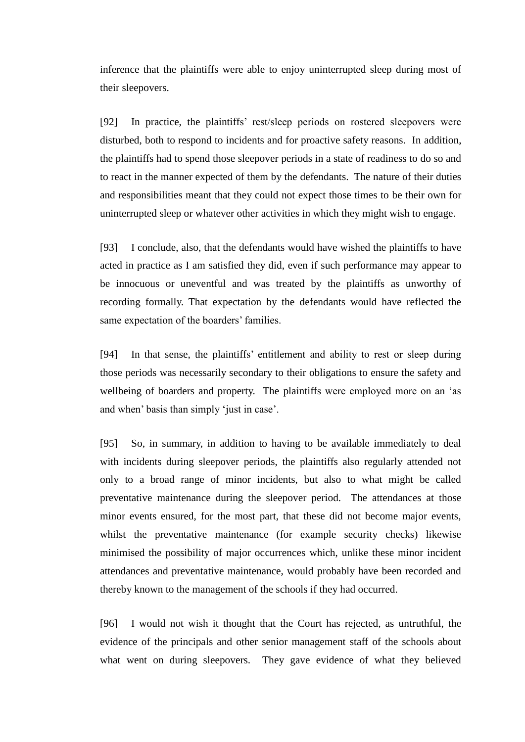inference that the plaintiffs were able to enjoy uninterrupted sleep during most of their sleepovers.

[92] In practice, the plaintiffs' rest/sleep periods on rostered sleepovers were disturbed, both to respond to incidents and for proactive safety reasons. In addition, the plaintiffs had to spend those sleepover periods in a state of readiness to do so and to react in the manner expected of them by the defendants. The nature of their duties and responsibilities meant that they could not expect those times to be their own for uninterrupted sleep or whatever other activities in which they might wish to engage.

[93] I conclude, also, that the defendants would have wished the plaintiffs to have acted in practice as I am satisfied they did, even if such performance may appear to be innocuous or uneventful and was treated by the plaintiffs as unworthy of recording formally. That expectation by the defendants would have reflected the same expectation of the boarders' families.

[94] In that sense, the plaintiffs' entitlement and ability to rest or sleep during those periods was necessarily secondary to their obligations to ensure the safety and wellbeing of boarders and property. The plaintiffs were employed more on an 'as and when' basis than simply 'just in case'.

[95] So, in summary, in addition to having to be available immediately to deal with incidents during sleepover periods, the plaintiffs also regularly attended not only to a broad range of minor incidents, but also to what might be called preventative maintenance during the sleepover period. The attendances at those minor events ensured, for the most part, that these did not become major events, whilst the preventative maintenance (for example security checks) likewise minimised the possibility of major occurrences which, unlike these minor incident attendances and preventative maintenance, would probably have been recorded and thereby known to the management of the schools if they had occurred.

[96] I would not wish it thought that the Court has rejected, as untruthful, the evidence of the principals and other senior management staff of the schools about what went on during sleepovers. They gave evidence of what they believed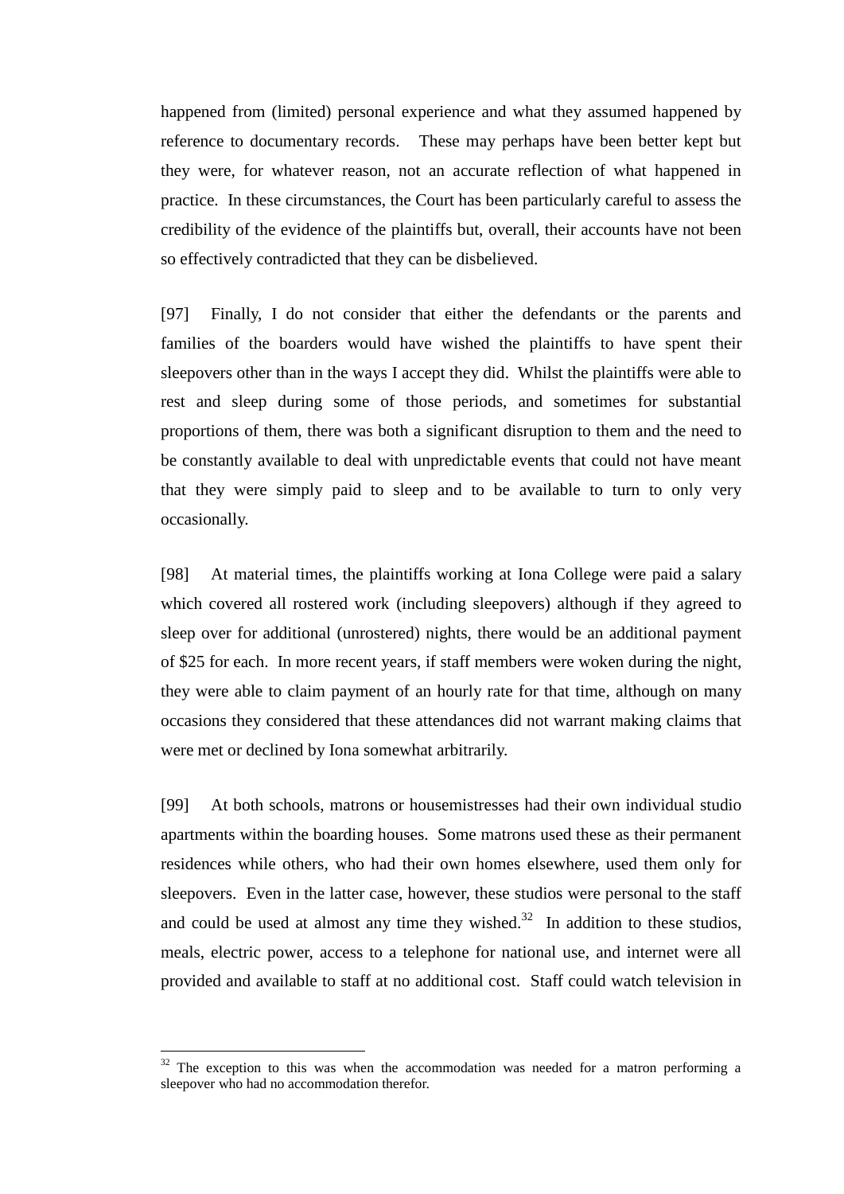happened from (limited) personal experience and what they assumed happened by reference to documentary records. These may perhaps have been better kept but they were, for whatever reason, not an accurate reflection of what happened in practice. In these circumstances, the Court has been particularly careful to assess the credibility of the evidence of the plaintiffs but, overall, their accounts have not been so effectively contradicted that they can be disbelieved.

[97] Finally, I do not consider that either the defendants or the parents and families of the boarders would have wished the plaintiffs to have spent their sleepovers other than in the ways I accept they did. Whilst the plaintiffs were able to rest and sleep during some of those periods, and sometimes for substantial proportions of them, there was both a significant disruption to them and the need to be constantly available to deal with unpredictable events that could not have meant that they were simply paid to sleep and to be available to turn to only very occasionally.

[98] At material times, the plaintiffs working at Iona College were paid a salary which covered all rostered work (including sleepovers) although if they agreed to sleep over for additional (unrostered) nights, there would be an additional payment of $25 for each. In more recent years, if staff members were woken during the night, they were able to claim payment of an hourly rate for that time, although on many occasions they considered that these attendances did not warrant making claims that were met or declined by Iona somewhat arbitrarily.

[99] At both schools, matrons or housemistresses had their own individual studio apartments within the boarding houses. Some matrons used these as their permanent residences while others, who had their own homes elsewhere, used them only for sleepovers. Even in the latter case, however, these studios were personal to the staff and could be used at almost any time they wished.[32] In addition to these studios, meals, electric power, access to a telephone for national use, and internet were all provided and available to staff at no additional cost. Staff could watch television in

---

[32] The exception to this was when the accommodation was needed for a matron performing a sleepover who had no accommodation therefor.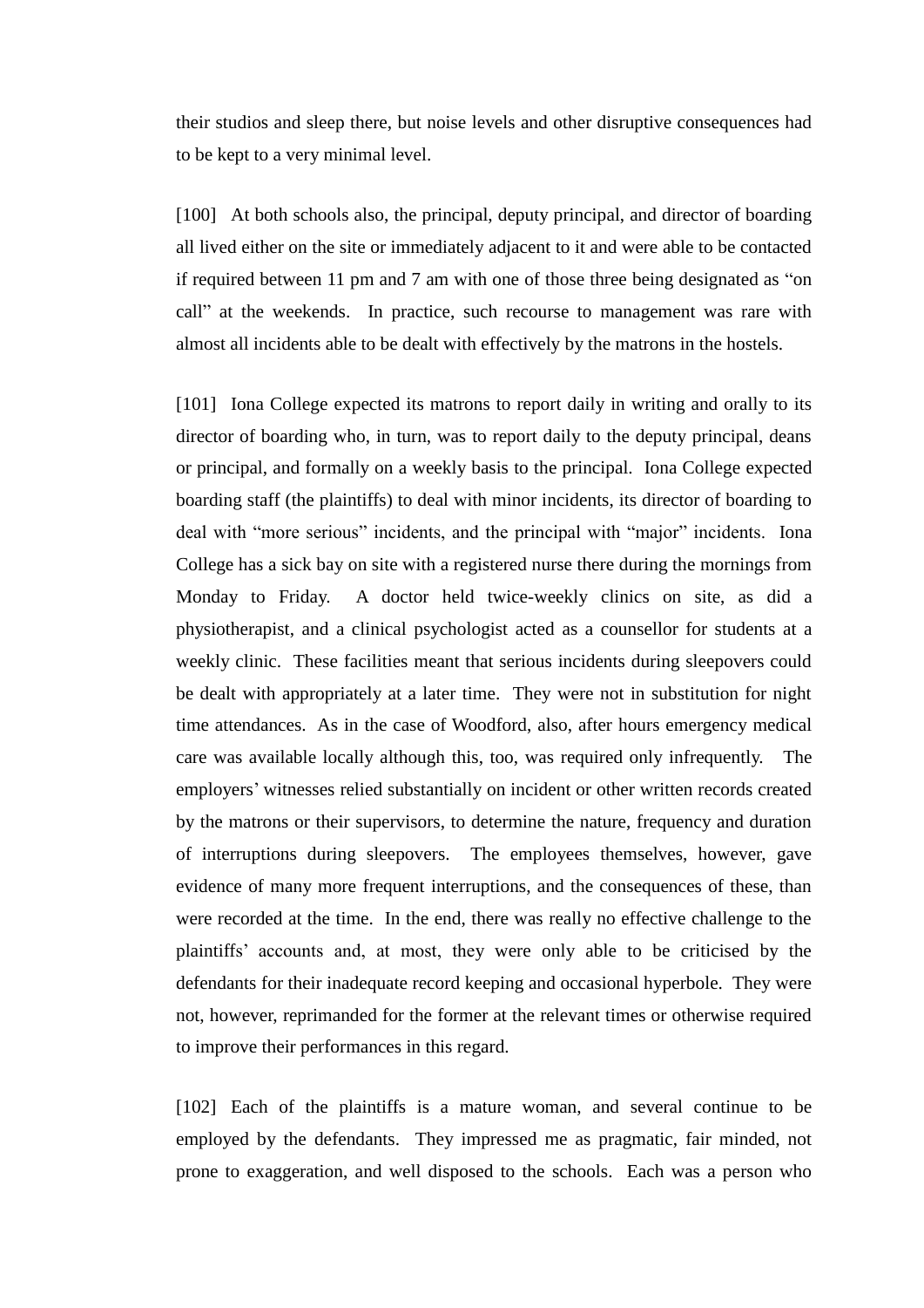their studios and sleep there, but noise levels and other disruptive consequences had to be kept to a very minimal level.

[100] At both schools also, the principal, deputy principal, and director of boarding all lived either on the site or immediately adjacent to it and were able to be contacted if required between 11 pm and 7 am with one of those three being designated as "on call" at the weekends. In practice, such recourse to management was rare with almost all incidents able to be dealt with effectively by the matrons in the hostels.

[101] Iona College expected its matrons to report daily in writing and orally to its director of boarding who, in turn, was to report daily to the deputy principal, deans or principal, and formally on a weekly basis to the principal. Iona College expected boarding staff (the plaintiffs) to deal with minor incidents, its director of boarding to deal with "more serious" incidents, and the principal with "major" incidents. Iona College has a sick bay on site with a registered nurse there during the mornings from Monday to Friday. A doctor held twice-weekly clinics on site, as did a physiotherapist, and a clinical psychologist acted as a counsellor for students at a weekly clinic. These facilities meant that serious incidents during sleepovers could be dealt with appropriately at a later time. They were not in substitution for night time attendances. As in the case of Woodford, also, after hours emergency medical care was available locally although this, too, was required only infrequently. The employers' witnesses relied substantially on incident or other written records created by the matrons or their supervisors, to determine the nature, frequency and duration of interruptions during sleepovers. The employees themselves, however, gave evidence of many more frequent interruptions, and the consequences of these, than were recorded at the time. In the end, there was really no effective challenge to the plaintiffs' accounts and, at most, they were only able to be criticised by the defendants for their inadequate record keeping and occasional hyperbole. They were not, however, reprimanded for the former at the relevant times or otherwise required to improve their performances in this regard.

[102] Each of the plaintiffs is a mature woman, and several continue to be employed by the defendants. They impressed me as pragmatic, fair minded, not prone to exaggeration, and well disposed to the schools. Each was a person who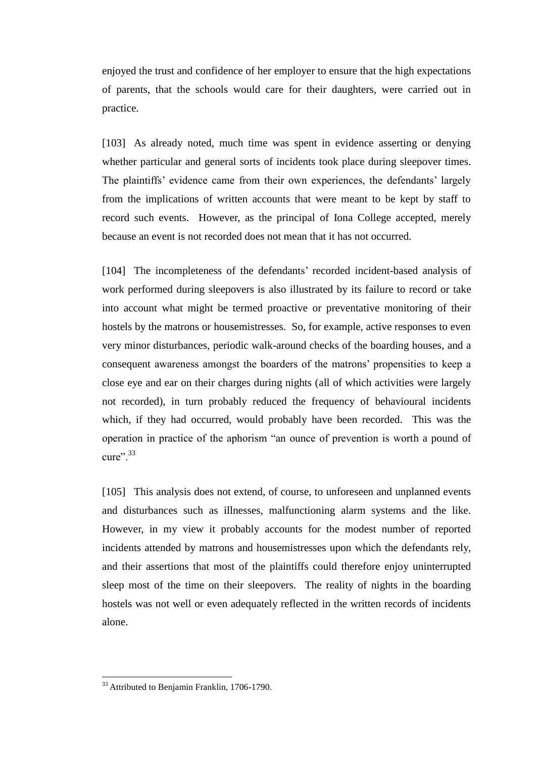enjoyed the trust and confidence of her employer to ensure that the high expectations of parents, that the schools would care for their daughters, were carried out in practice.

[103] As already noted, much time was spent in evidence asserting or denying whether particular and general sorts of incidents took place during sleepover times. The plaintiffs' evidence came from their own experiences, the defendants' largely from the implications of written accounts that were meant to be kept by staff to record such events. However, as the principal of Iona College accepted, merely because an event is not recorded does not mean that it has not occurred.

[104] The incompleteness of the defendants' recorded incident-based analysis of work performed during sleepovers is also illustrated by its failure to record or take into account what might be termed proactive or preventative monitoring of their hostels by the matrons or housemistresses. So, for example, active responses to even very minor disturbances, periodic walk-around checks of the boarding houses, and a consequent awareness amongst the boarders of the matrons' propensities to keep a close eye and ear on their charges during nights (all of which activities were largely not recorded), in turn probably reduced the frequency of behavioural incidents which, if they had occurred, would probably have been recorded. This was the operation in practice of the aphorism "an ounce of prevention is worth a pound of cure".[33]

[105] This analysis does not extend, of course, to unforeseen and unplanned events and disturbances such as illnesses, malfunctioning alarm systems and the like. However, in my view it probably accounts for the modest number of reported incidents attended by matrons and housemistresses upon which the defendants rely, and their assertions that most of the plaintiffs could therefore enjoy uninterrupted sleep most of the time on their sleepovers. The reality of nights in the boarding hostels was not well or even adequately reflected in the written records of incidents alone.

---

[33] Attributed to Benjamin Franklin, 1706-1790.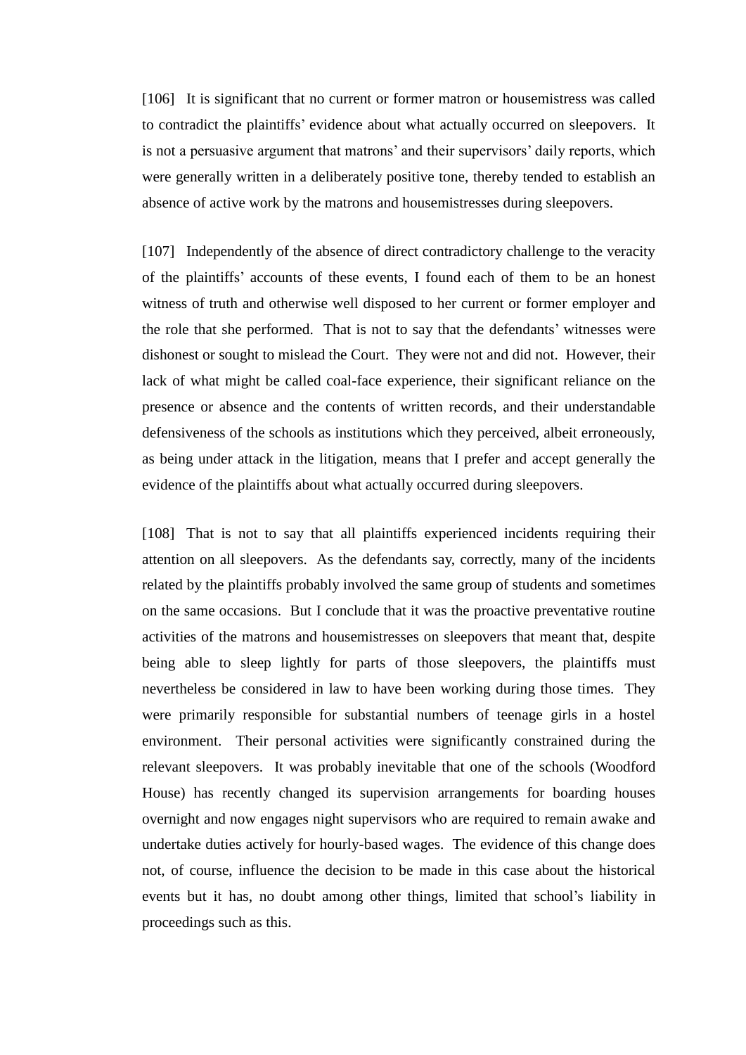[106] It is significant that no current or former matron or housemistress was called to contradict the plaintiffs' evidence about what actually occurred on sleepovers. It is not a persuasive argument that matrons' and their supervisors' daily reports, which were generally written in a deliberately positive tone, thereby tended to establish an absence of active work by the matrons and housemistresses during sleepovers.

[107] Independently of the absence of direct contradictory challenge to the veracity of the plaintiffs' accounts of these events, I found each of them to be an honest witness of truth and otherwise well disposed to her current or former employer and the role that she performed. That is not to say that the defendants' witnesses were dishonest or sought to mislead the Court. They were not and did not. However, their lack of what might be called coal-face experience, their significant reliance on the presence or absence and the contents of written records, and their understandable defensiveness of the schools as institutions which they perceived, albeit erroneously, as being under attack in the litigation, means that I prefer and accept generally the evidence of the plaintiffs about what actually occurred during sleepovers.

[108] That is not to say that all plaintiffs experienced incidents requiring their attention on all sleepovers. As the defendants say, correctly, many of the incidents related by the plaintiffs probably involved the same group of students and sometimes on the same occasions. But I conclude that it was the proactive preventative routine activities of the matrons and housemistresses on sleepovers that meant that, despite being able to sleep lightly for parts of those sleepovers, the plaintiffs must nevertheless be considered in law to have been working during those times. They were primarily responsible for substantial numbers of teenage girls in a hostel environment. Their personal activities were significantly constrained during the relevant sleepovers. It was probably inevitable that one of the schools (Woodford House) has recently changed its supervision arrangements for boarding houses overnight and now engages night supervisors who are required to remain awake and undertake duties actively for hourly-based wages. The evidence of this change does not, of course, influence the decision to be made in this case about the historical events but it has, no doubt among other things, limited that school's liability in proceedings such as this.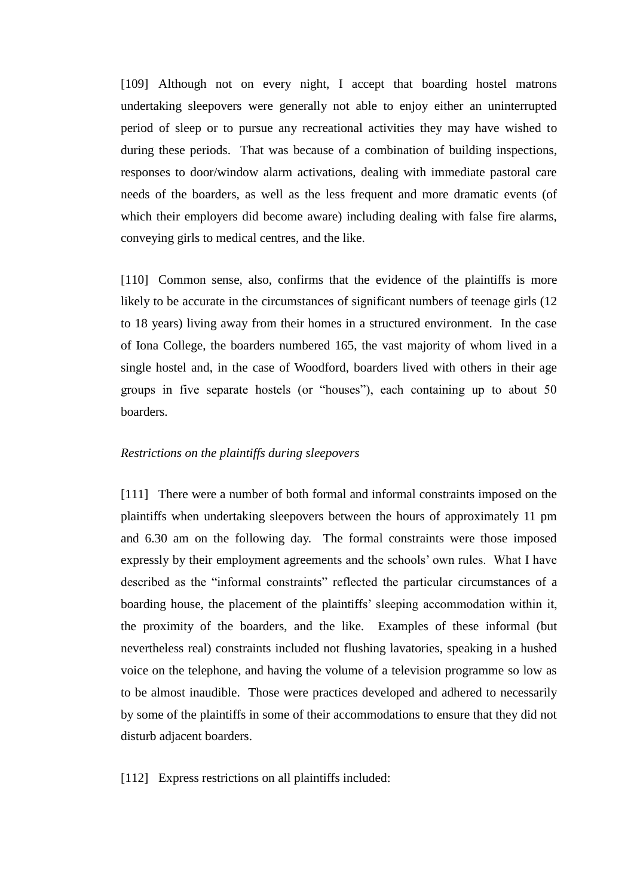[109] Although not on every night, I accept that boarding hostel matrons undertaking sleepovers were generally not able to enjoy either an uninterrupted period of sleep or to pursue any recreational activities they may have wished to during these periods. That was because of a combination of building inspections, responses to door/window alarm activations, dealing with immediate pastoral care needs of the boarders, as well as the less frequent and more dramatic events (of which their employers did become aware) including dealing with false fire alarms, conveying girls to medical centres, and the like.

[110] Common sense, also, confirms that the evidence of the plaintiffs is more likely to be accurate in the circumstances of significant numbers of teenage girls (12 to 18 years) living away from their homes in a structured environment. In the case of Iona College, the boarders numbered 165, the vast majority of whom lived in a single hostel and, in the case of Woodford, boarders lived with others in their age groups in five separate hostels (or "houses"), each containing up to about 50 boarders.

*Restrictions on the plaintiffs during sleepovers*

[111] There were a number of both formal and informal constraints imposed on the plaintiffs when undertaking sleepovers between the hours of approximately 11 pm and 6.30 am on the following day. The formal constraints were those imposed expressly by their employment agreements and the schools' own rules. What I have described as the "informal constraints" reflected the particular circumstances of a boarding house, the placement of the plaintiffs' sleeping accommodation within it, the proximity of the boarders, and the like. Examples of these informal (but nevertheless real) constraints included not flushing lavatories, speaking in a hushed voice on the telephone, and having the volume of a television programme so low as to be almost inaudible. Those were practices developed and adhered to necessarily by some of the plaintiffs in some of their accommodations to ensure that they did not disturb adjacent boarders.

[112] Express restrictions on all plaintiffs included: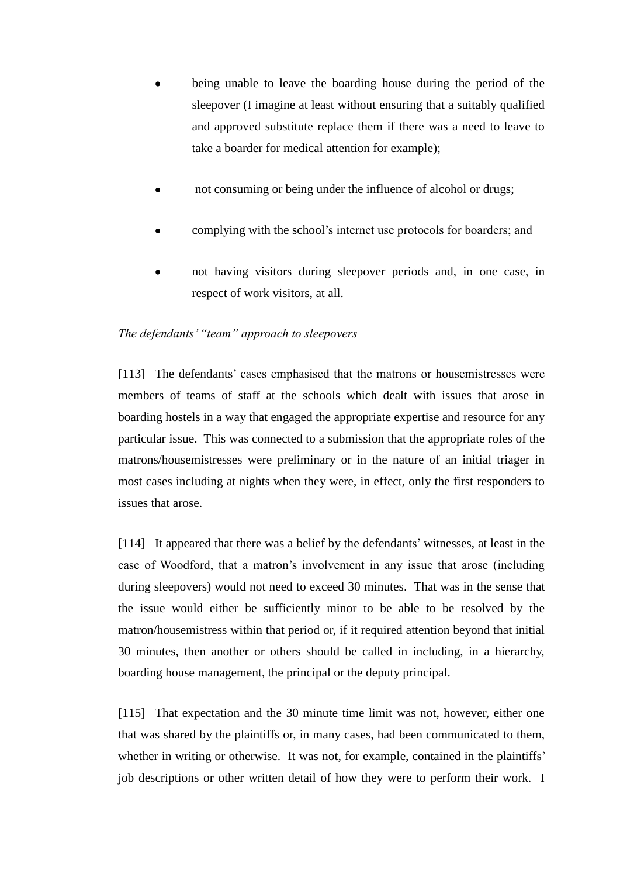- being unable to leave the boarding house during the period of the sleepover (I imagine at least without ensuring that a suitably qualified and approved substitute replace them if there was a need to leave to take a boarder for medical attention for example);
- not consuming or being under the influence of alcohol or drugs;
- complying with the school's internet use protocols for boarders; and
- not having visitors during sleepover periods and, in one case, in respect of work visitors, at all.

*The defendants' "team" approach to sleepovers*

[113] The defendants' cases emphasised that the matrons or housemistresses were members of teams of staff at the schools which dealt with issues that arose in boarding hostels in a way that engaged the appropriate expertise and resource for any particular issue. This was connected to a submission that the appropriate roles of the matrons/housemistresses were preliminary or in the nature of an initial triager in most cases including at nights when they were, in effect, only the first responders to issues that arose.

[114] It appeared that there was a belief by the defendants' witnesses, at least in the case of Woodford, that a matron's involvement in any issue that arose (including during sleepovers) would not need to exceed 30 minutes. That was in the sense that the issue would either be sufficiently minor to be able to be resolved by the matron/housemistress within that period or, if it required attention beyond that initial 30 minutes, then another or others should be called in including, in a hierarchy, boarding house management, the principal or the deputy principal.

[115] That expectation and the 30 minute time limit was not, however, either one that was shared by the plaintiffs or, in many cases, had been communicated to them, whether in writing or otherwise. It was not, for example, contained in the plaintiffs' job descriptions or other written detail of how they were to perform their work. I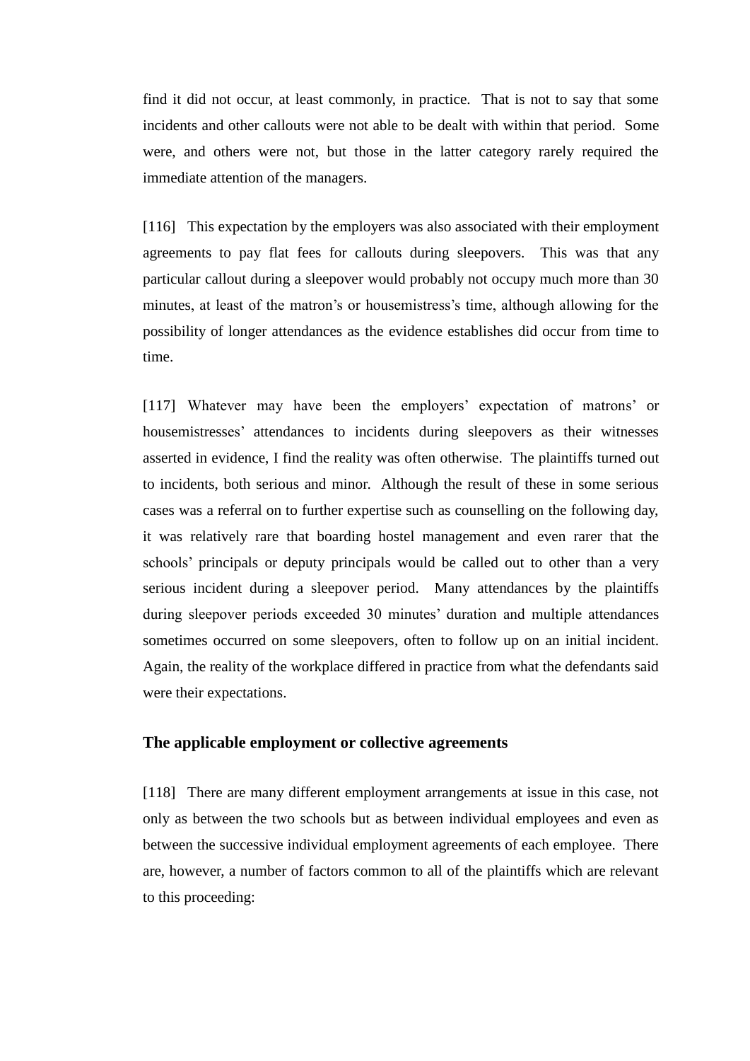find it did not occur, at least commonly, in practice. That is not to say that some incidents and other callouts were not able to be dealt with within that period. Some were, and others were not, but those in the latter category rarely required the immediate attention of the managers.

[116] This expectation by the employers was also associated with their employment agreements to pay flat fees for callouts during sleepovers. This was that any particular callout during a sleepover would probably not occupy much more than 30 minutes, at least of the matron's or housemistress's time, although allowing for the possibility of longer attendances as the evidence establishes did occur from time to time.

[117] Whatever may have been the employers' expectation of matrons' or housemistresses' attendances to incidents during sleepovers as their witnesses asserted in evidence, I find the reality was often otherwise. The plaintiffs turned out to incidents, both serious and minor. Although the result of these in some serious cases was a referral on to further expertise such as counselling on the following day, it was relatively rare that boarding hostel management and even rarer that the schools' principals or deputy principals would be called out to other than a very serious incident during a sleepover period. Many attendances by the plaintiffs during sleepover periods exceeded 30 minutes' duration and multiple attendances sometimes occurred on some sleepovers, often to follow up on an initial incident. Again, the reality of the workplace differed in practice from what the defendants said were their expectations.

### The applicable employment or collective agreements

[118] There are many different employment arrangements at issue in this case, not only as between the two schools but as between individual employees and even as between the successive individual employment agreements of each employee. There are, however, a number of factors common to all of the plaintiffs which are relevant to this proceeding: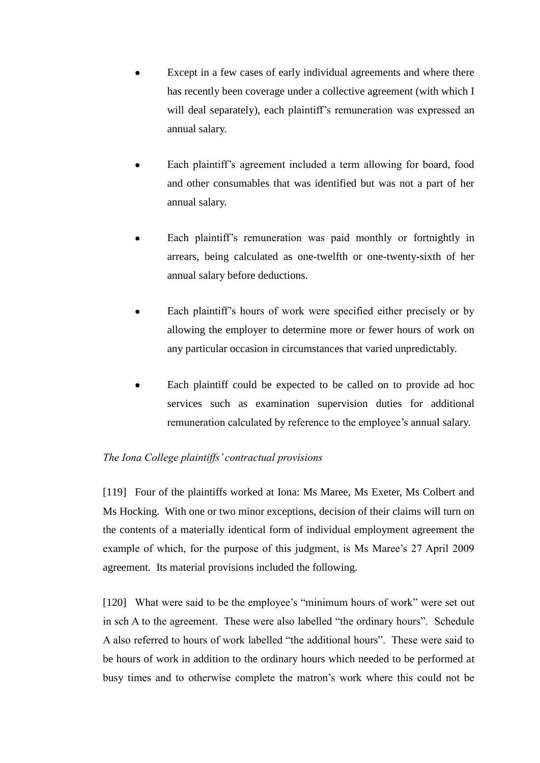- Except in a few cases of early individual agreements and where there has recently been coverage under a collective agreement (with which I will deal separately), each plaintiff's remuneration was expressed an annual salary.

- Each plaintiff's agreement included a term allowing for board, food and other consumables that was identified but was not a part of her annual salary.

- Each plaintiff's remuneration was paid monthly or fortnightly in arrears, being calculated as one-twelfth or one-twenty-sixth of her annual salary before deductions.

- Each plaintiff's hours of work were specified either precisely or by allowing the employer to determine more or fewer hours of work on any particular occasion in circumstances that varied unpredictably.

- Each plaintiff could be expected to be called on to provide ad hoc services such as examination supervision duties for additional remuneration calculated by reference to the employee's annual salary.

*The Iona College plaintiffs' contractual provisions*

[119] Four of the plaintiffs worked at Iona: Ms Maree, Ms Exeter, Ms Colbert and Ms Hocking. With one or two minor exceptions, decision of their claims will turn on the contents of a materially identical form of individual employment agreement the example of which, for the purpose of this judgment, is Ms Maree's 27 April 2009 agreement. Its material provisions included the following.

[120] What were said to be the employee's "minimum hours of work" were set out in sch A to the agreement. These were also labelled "the ordinary hours". Schedule A also referred to hours of work labelled "the additional hours". These were said to be hours of work in addition to the ordinary hours which needed to be performed at busy times and to otherwise complete the matron's work where this could not be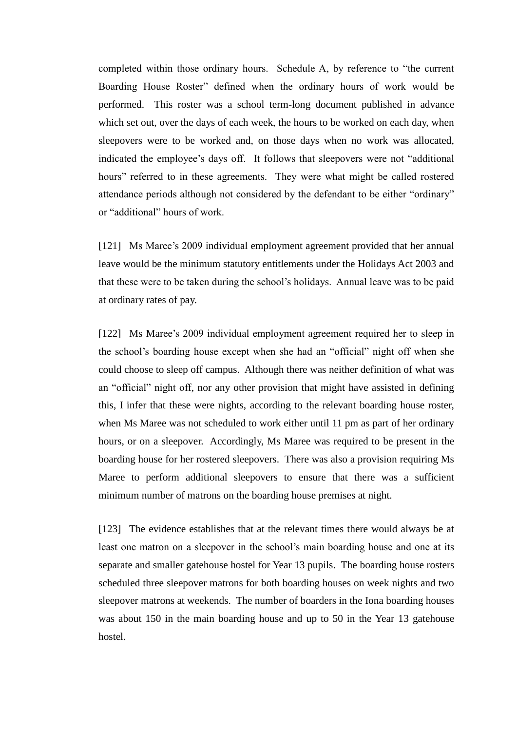completed within those ordinary hours. Schedule A, by reference to "the current Boarding House Roster" defined when the ordinary hours of work would be performed. This roster was a school term-long document published in advance which set out, over the days of each week, the hours to be worked on each day, when sleepovers were to be worked and, on those days when no work was allocated, indicated the employee's days off. It follows that sleepovers were not "additional hours" referred to in these agreements. They were what might be called rostered attendance periods although not considered by the defendant to be either "ordinary" or "additional" hours of work.

[121] Ms Maree's 2009 individual employment agreement provided that her annual leave would be the minimum statutory entitlements under the Holidays Act 2003 and that these were to be taken during the school's holidays. Annual leave was to be paid at ordinary rates of pay.

[122] Ms Maree's 2009 individual employment agreement required her to sleep in the school's boarding house except when she had an "official" night off when she could choose to sleep off campus. Although there was neither definition of what was an "official" night off, nor any other provision that might have assisted in defining this, I infer that these were nights, according to the relevant boarding house roster, when Ms Maree was not scheduled to work either until 11 pm as part of her ordinary hours, or on a sleepover. Accordingly, Ms Maree was required to be present in the boarding house for her rostered sleepovers. There was also a provision requiring Ms Maree to perform additional sleepovers to ensure that there was a sufficient minimum number of matrons on the boarding house premises at night.

[123] The evidence establishes that at the relevant times there would always be at least one matron on a sleepover in the school's main boarding house and one at its separate and smaller gatehouse hostel for Year 13 pupils. The boarding house rosters scheduled three sleepover matrons for both boarding houses on week nights and two sleepover matrons at weekends. The number of boarders in the Iona boarding houses was about 150 in the main boarding house and up to 50 in the Year 13 gatehouse hostel.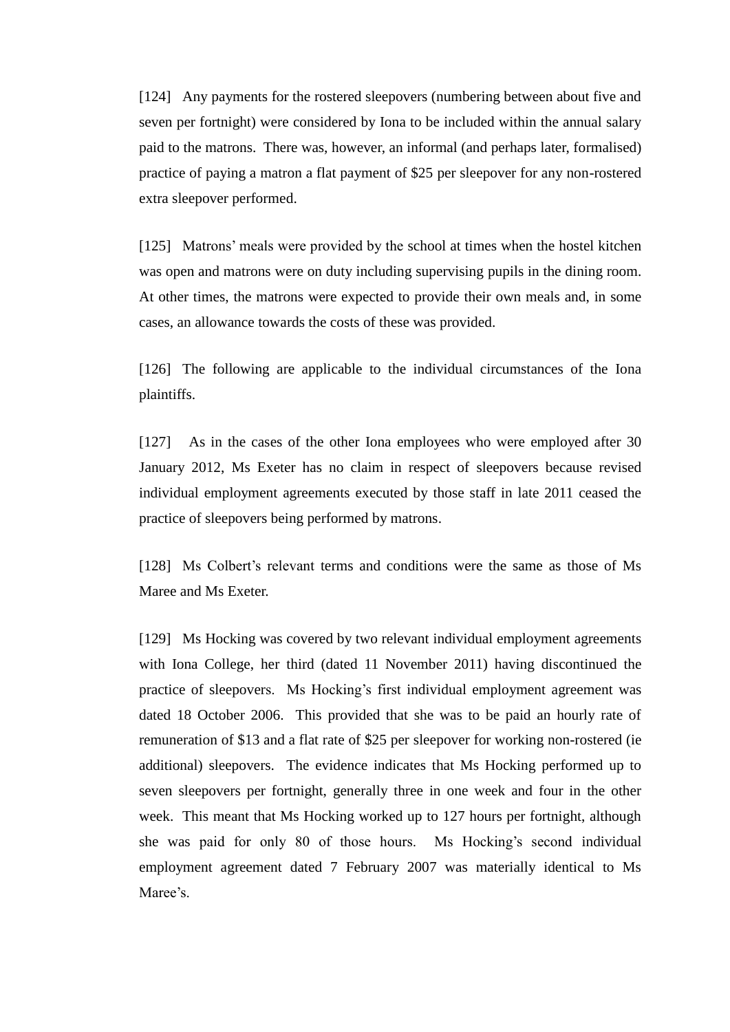[124] Any payments for the rostered sleepovers (numbering between about five and seven per fortnight) were considered by Iona to be included within the annual salary paid to the matrons. There was, however, an informal (and perhaps later, formalised) practice of paying a matron a flat payment of $25 per sleepover for any non-rostered extra sleepover performed.

[125] Matrons' meals were provided by the school at times when the hostel kitchen was open and matrons were on duty including supervising pupils in the dining room. At other times, the matrons were expected to provide their own meals and, in some cases, an allowance towards the costs of these was provided.

[126] The following are applicable to the individual circumstances of the Iona plaintiffs.

[127] As in the cases of the other Iona employees who were employed after 30 January 2012, Ms Exeter has no claim in respect of sleepovers because revised individual employment agreements executed by those staff in late 2011 ceased the practice of sleepovers being performed by matrons.

[128] Ms Colbert's relevant terms and conditions were the same as those of Ms Maree and Ms Exeter.

[129] Ms Hocking was covered by two relevant individual employment agreements with Iona College, her third (dated 11 November 2011) having discontinued the practice of sleepovers. Ms Hocking's first individual employment agreement was dated 18 October 2006. This provided that she was to be paid an hourly rate of remuneration of $13 and a flat rate of $25 per sleepover for working non-rostered (ie additional) sleepovers. The evidence indicates that Ms Hocking performed up to seven sleepovers per fortnight, generally three in one week and four in the other week. This meant that Ms Hocking worked up to 127 hours per fortnight, although she was paid for only 80 of those hours. Ms Hocking's second individual employment agreement dated 7 February 2007 was materially identical to Ms Maree's.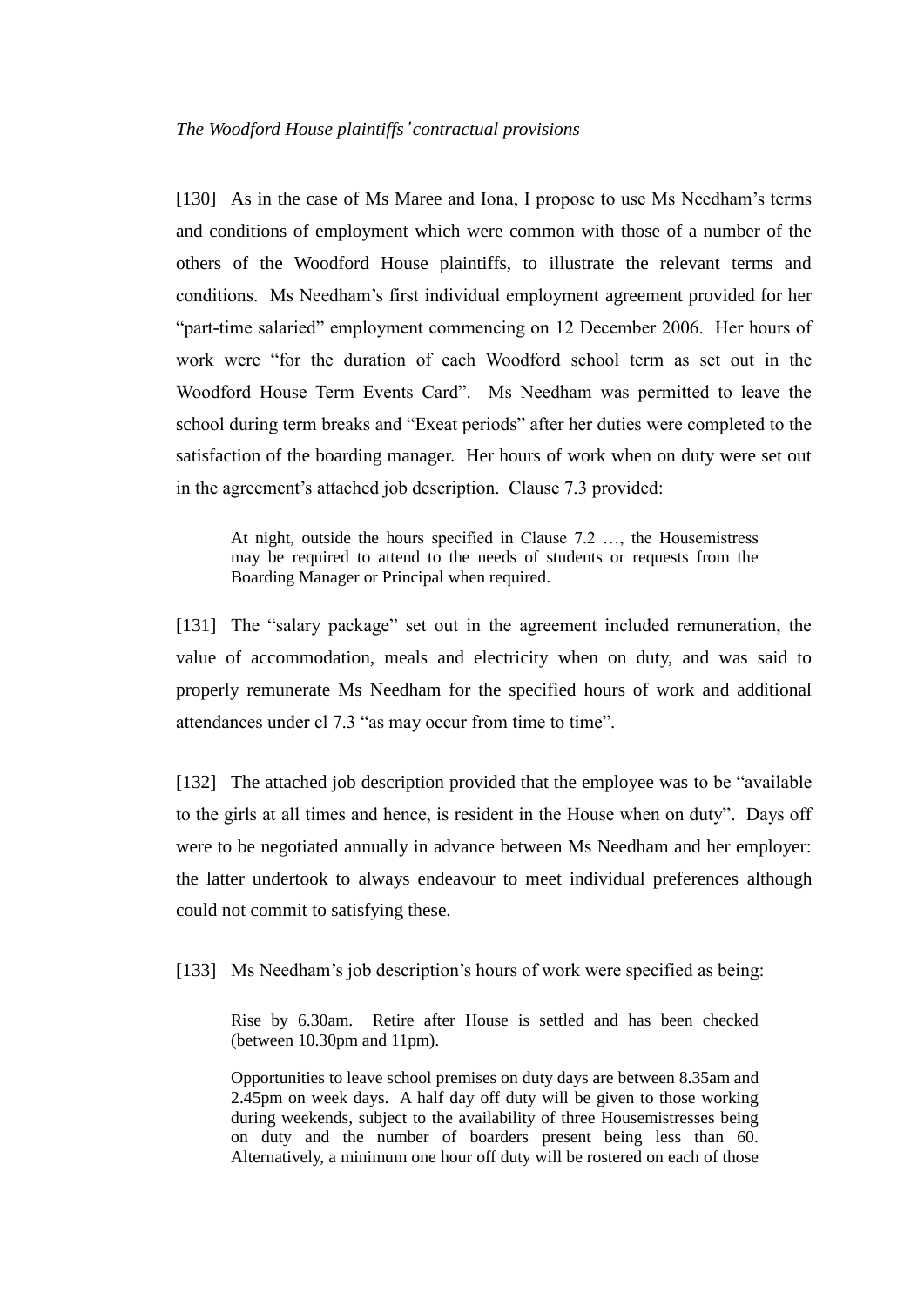*The Woodford House plaintiffs' contractual provisions*

[130] As in the case of Ms Maree and Iona, I propose to use Ms Needham's terms and conditions of employment which were common with those of a number of the others of the Woodford House plaintiffs, to illustrate the relevant terms and conditions. Ms Needham's first individual employment agreement provided for her "part-time salaried" employment commencing on 12 December 2006. Her hours of work were "for the duration of each Woodford school term as set out in the Woodford House Term Events Card". Ms Needham was permitted to leave the school during term breaks and "Exeat periods" after her duties were completed to the satisfaction of the boarding manager. Her hours of work when on duty were set out in the agreement's attached job description. Clause 7.3 provided:

> At night, outside the hours specified in Clause 7.2 …, the Housemistress may be required to attend to the needs of students or requests from the Boarding Manager or Principal when required.

[131] The "salary package" set out in the agreement included remuneration, the value of accommodation, meals and electricity when on duty, and was said to properly remunerate Ms Needham for the specified hours of work and additional attendances under cl 7.3 "as may occur from time to time".

[132] The attached job description provided that the employee was to be "available to the girls at all times and hence, is resident in the House when on duty". Days off were to be negotiated annually in advance between Ms Needham and her employer: the latter undertook to always endeavour to meet individual preferences although could not commit to satisfying these.

[133] Ms Needham's job description's hours of work were specified as being:

> Rise by 6.30am. Retire after House is settled and has been checked (between 10.30pm and 11pm).
>
> Opportunities to leave school premises on duty days are between 8.35am and 2.45pm on week days. A half day off duty will be given to those working during weekends, subject to the availability of three Housemistresses being on duty and the number of boarders present being less than 60. Alternatively, a minimum one hour off duty will be rostered on each of those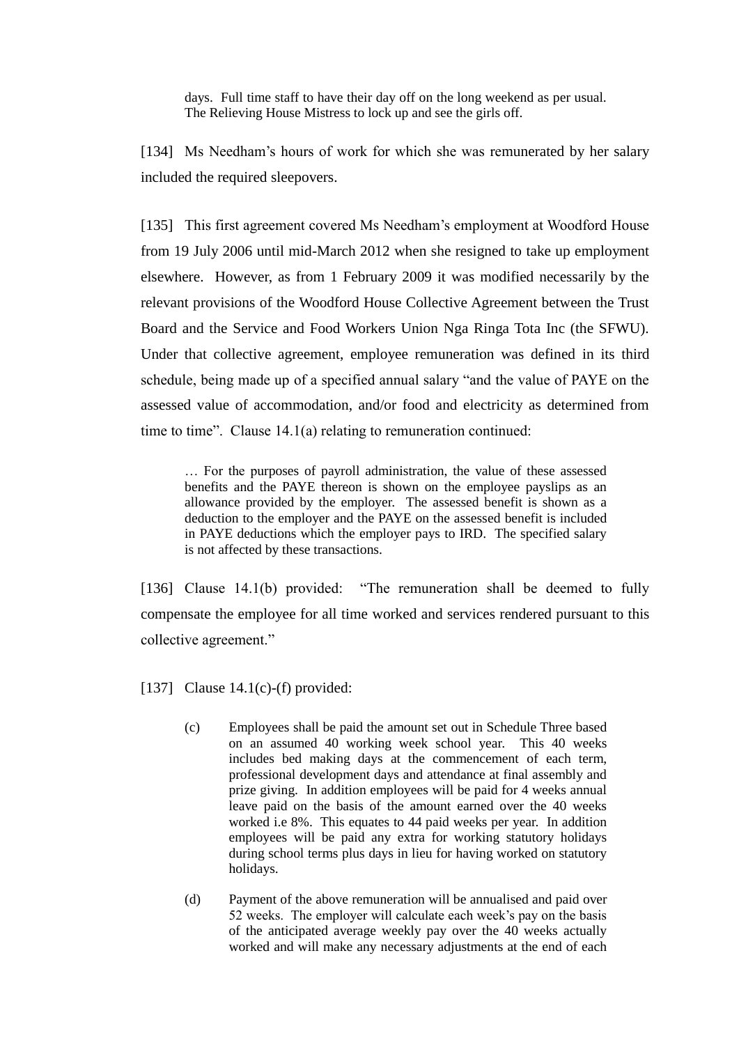> days. Full time staff to have their day off on the long weekend as per usual. The Relieving House Mistress to lock up and see the girls off.

[134] Ms Needham's hours of work for which she was remunerated by her salary included the required sleepovers.

[135] This first agreement covered Ms Needham's employment at Woodford House from 19 July 2006 until mid-March 2012 when she resigned to take up employment elsewhere. However, as from 1 February 2009 it was modified necessarily by the relevant provisions of the Woodford House Collective Agreement between the Trust Board and the Service and Food Workers Union Nga Ringa Tota Inc (the SFWU). Under that collective agreement, employee remuneration was defined in its third schedule, being made up of a specified annual salary "and the value of PAYE on the assessed value of accommodation, and/or food and electricity as determined from time to time". Clause 14.1(a) relating to remuneration continued:

> … For the purposes of payroll administration, the value of these assessed benefits and the PAYE thereon is shown on the employee payslips as an allowance provided by the employer. The assessed benefit is shown as a deduction to the employer and the PAYE on the assessed benefit is included in PAYE deductions which the employer pays to IRD. The specified salary is not affected by these transactions.

[136] Clause 14.1(b) provided: "The remuneration shall be deemed to fully compensate the employee for all time worked and services rendered pursuant to this collective agreement."

[137] Clause 14.1(c)-(f) provided:

> (c) Employees shall be paid the amount set out in Schedule Three based on an assumed 40 working week school year. This 40 weeks includes bed making days at the commencement of each term, professional development days and attendance at final assembly and prize giving. In addition employees will be paid for 4 weeks annual leave paid on the basis of the amount earned over the 40 weeks worked i.e 8%. This equates to 44 paid weeks per year. In addition employees will be paid any extra for working statutory holidays during school terms plus days in lieu for having worked on statutory holidays.
>
> (d) Payment of the above remuneration will be annualised and paid over 52 weeks. The employer will calculate each week's pay on the basis of the anticipated average weekly pay over the 40 weeks actually worked and will make any necessary adjustments at the end of each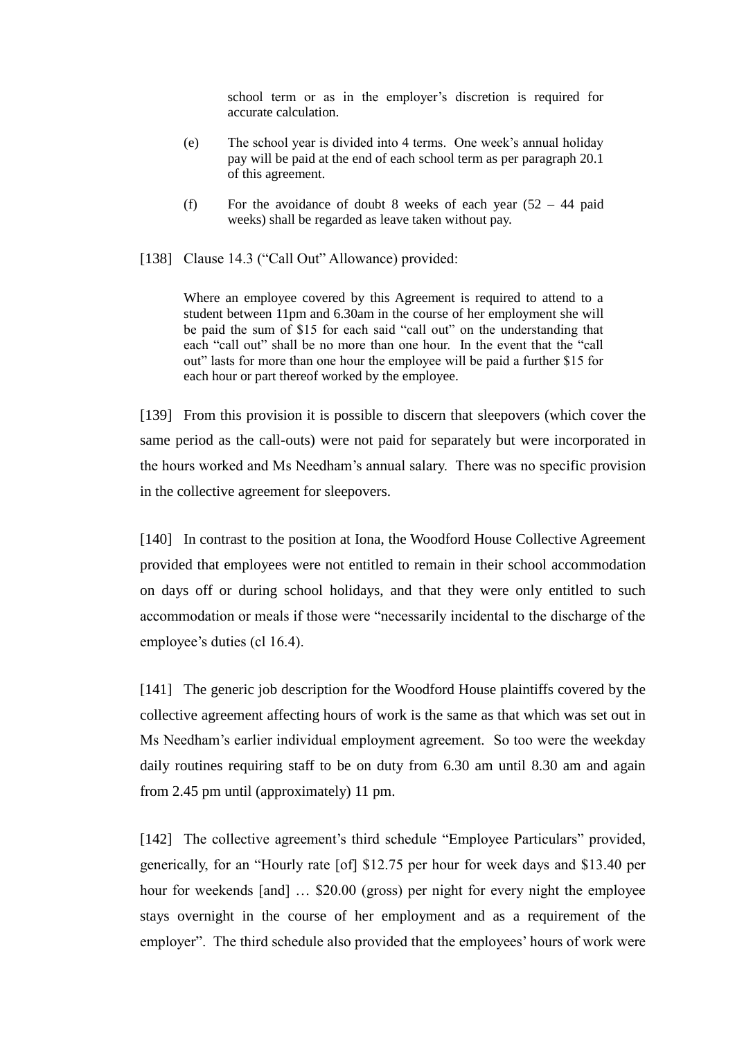school term or as in the employer's discretion is required for accurate calculation.

> (e) The school year is divided into 4 terms. One week's annual holiday pay will be paid at the end of each school term as per paragraph 20.1 of this agreement.
>
> (f) For the avoidance of doubt 8 weeks of each year (52 – 44 paid weeks) shall be regarded as leave taken without pay.

[138] Clause 14.3 ("Call Out" Allowance) provided:

> Where an employee covered by this Agreement is required to attend to a student between 11pm and 6.30am in the course of her employment she will be paid the sum of $15 for each said "call out" on the understanding that each "call out" shall be no more than one hour. In the event that the "call out" lasts for more than one hour the employee will be paid a further $15 for each hour or part thereof worked by the employee.

[139] From this provision it is possible to discern that sleepovers (which cover the same period as the call-outs) were not paid for separately but were incorporated in the hours worked and Ms Needham's annual salary. There was no specific provision in the collective agreement for sleepovers.

[140] In contrast to the position at Iona, the Woodford House Collective Agreement provided that employees were not entitled to remain in their school accommodation on days off or during school holidays, and that they were only entitled to such accommodation or meals if those were "necessarily incidental to the discharge of the employee's duties (cl 16.4).

[141] The generic job description for the Woodford House plaintiffs covered by the collective agreement affecting hours of work is the same as that which was set out in Ms Needham's earlier individual employment agreement. So too were the weekday daily routines requiring staff to be on duty from 6.30 am until 8.30 am and again from 2.45 pm until (approximately) 11 pm.

[142] The collective agreement's third schedule "Employee Particulars" provided, generically, for an "Hourly rate [of] $12.75 per hour for week days and $13.40 per hour for weekends [and] … $20.00 (gross) per night for every night the employee stays overnight in the course of her employment and as a requirement of the employer". The third schedule also provided that the employees' hours of work were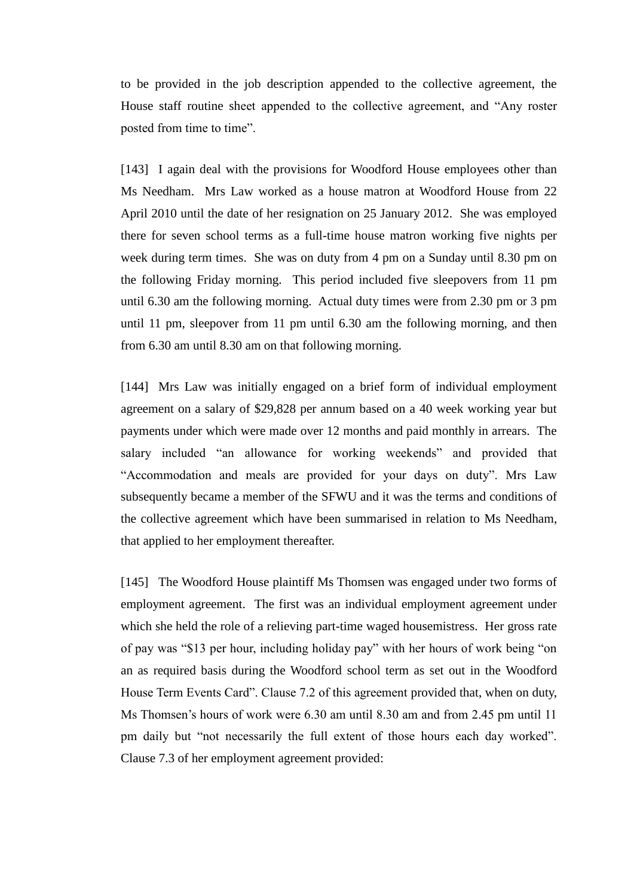to be provided in the job description appended to the collective agreement, the House staff routine sheet appended to the collective agreement, and "Any roster posted from time to time".

[143] I again deal with the provisions for Woodford House employees other than Ms Needham. Mrs Law worked as a house matron at Woodford House from 22 April 2010 until the date of her resignation on 25 January 2012. She was employed there for seven school terms as a full-time house matron working five nights per week during term times. She was on duty from 4 pm on a Sunday until 8.30 pm on the following Friday morning. This period included five sleepovers from 11 pm until 6.30 am the following morning. Actual duty times were from 2.30 pm or 3 pm until 11 pm, sleepover from 11 pm until 6.30 am the following morning, and then from 6.30 am until 8.30 am on that following morning.

[144] Mrs Law was initially engaged on a brief form of individual employment agreement on a salary of $29,828 per annum based on a 40 week working year but payments under which were made over 12 months and paid monthly in arrears. The salary included "an allowance for working weekends" and provided that "Accommodation and meals are provided for your days on duty". Mrs Law subsequently became a member of the SFWU and it was the terms and conditions of the collective agreement which have been summarised in relation to Ms Needham, that applied to her employment thereafter.

[145] The Woodford House plaintiff Ms Thomsen was engaged under two forms of employment agreement. The first was an individual employment agreement under which she held the role of a relieving part-time waged housemistress. Her gross rate of pay was "$13 per hour, including holiday pay" with her hours of work being "on an as required basis during the Woodford school term as set out in the Woodford House Term Events Card". Clause 7.2 of this agreement provided that, when on duty, Ms Thomsen's hours of work were 6.30 am until 8.30 am and from 2.45 pm until 11 pm daily but "not necessarily the full extent of those hours each day worked". Clause 7.3 of her employment agreement provided: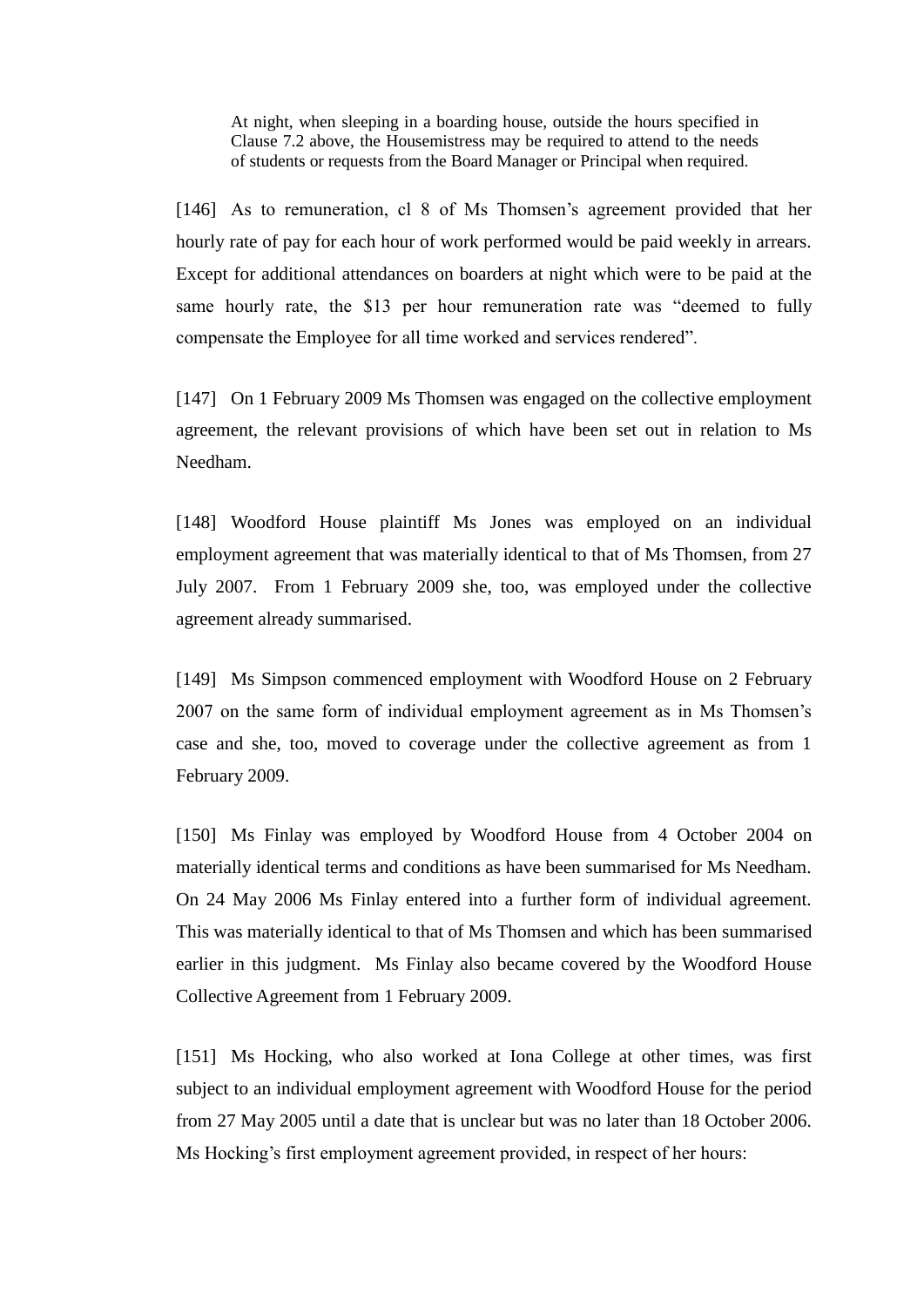> At night, when sleeping in a boarding house, outside the hours specified in Clause 7.2 above, the Housemistress may be required to attend to the needs of students or requests from the Board Manager or Principal when required.

[146] As to remuneration, cl 8 of Ms Thomsen's agreement provided that her hourly rate of pay for each hour of work performed would be paid weekly in arrears. Except for additional attendances on boarders at night which were to be paid at the same hourly rate, the $13 per hour remuneration rate was "deemed to fully compensate the Employee for all time worked and services rendered".

[147] On 1 February 2009 Ms Thomsen was engaged on the collective employment agreement, the relevant provisions of which have been set out in relation to Ms Needham.

[148] Woodford House plaintiff Ms Jones was employed on an individual employment agreement that was materially identical to that of Ms Thomsen, from 27 July 2007. From 1 February 2009 she, too, was employed under the collective agreement already summarised.

[149] Ms Simpson commenced employment with Woodford House on 2 February 2007 on the same form of individual employment agreement as in Ms Thomsen's case and she, too, moved to coverage under the collective agreement as from 1 February 2009.

[150] Ms Finlay was employed by Woodford House from 4 October 2004 on materially identical terms and conditions as have been summarised for Ms Needham. On 24 May 2006 Ms Finlay entered into a further form of individual agreement. This was materially identical to that of Ms Thomsen and which has been summarised earlier in this judgment. Ms Finlay also became covered by the Woodford House Collective Agreement from 1 February 2009.

[151] Ms Hocking, who also worked at Iona College at other times, was first subject to an individual employment agreement with Woodford House for the period from 27 May 2005 until a date that is unclear but was no later than 18 October 2006. Ms Hocking's first employment agreement provided, in respect of her hours: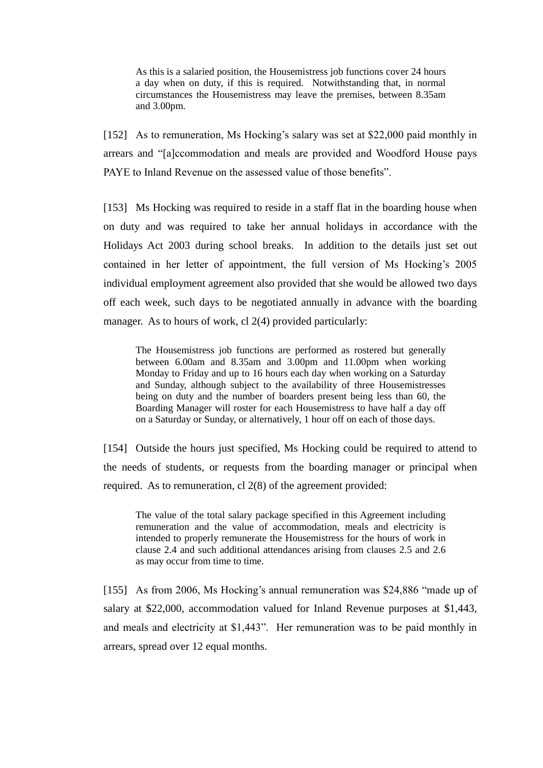> As this is a salaried position, the Housemistress job functions cover 24 hours a day when on duty, if this is required. Notwithstanding that, in normal circumstances the Housemistress may leave the premises, between 8.35am and 3.00pm.

[152] As to remuneration, Ms Hocking's salary was set at $22,000 paid monthly in arrears and "[a]ccommodation and meals are provided and Woodford House pays PAYE to Inland Revenue on the assessed value of those benefits".

[153] Ms Hocking was required to reside in a staff flat in the boarding house when on duty and was required to take her annual holidays in accordance with the Holidays Act 2003 during school breaks. In addition to the details just set out contained in her letter of appointment, the full version of Ms Hocking's 2005 individual employment agreement also provided that she would be allowed two days off each week, such days to be negotiated annually in advance with the boarding manager. As to hours of work, cl 2(4) provided particularly:

> The Housemistress job functions are performed as rostered but generally between 6.00am and 8.35am and 3.00pm and 11.00pm when working Monday to Friday and up to 16 hours each day when working on a Saturday and Sunday, although subject to the availability of three Housemistresses being on duty and the number of boarders present being less than 60, the Boarding Manager will roster for each Housemistress to have half a day off on a Saturday or Sunday, or alternatively, 1 hour off on each of those days.

[154] Outside the hours just specified, Ms Hocking could be required to attend to the needs of students, or requests from the boarding manager or principal when required. As to remuneration, cl 2(8) of the agreement provided:

> The value of the total salary package specified in this Agreement including remuneration and the value of accommodation, meals and electricity is intended to properly remunerate the Housemistress for the hours of work in clause 2.4 and such additional attendances arising from clauses 2.5 and 2.6 as may occur from time to time.

[155] As from 2006, Ms Hocking's annual remuneration was $24,886 "made up of salary at $22,000, accommodation valued for Inland Revenue purposes at $1,443, and meals and electricity at $1,443". Her remuneration was to be paid monthly in arrears, spread over 12 equal months.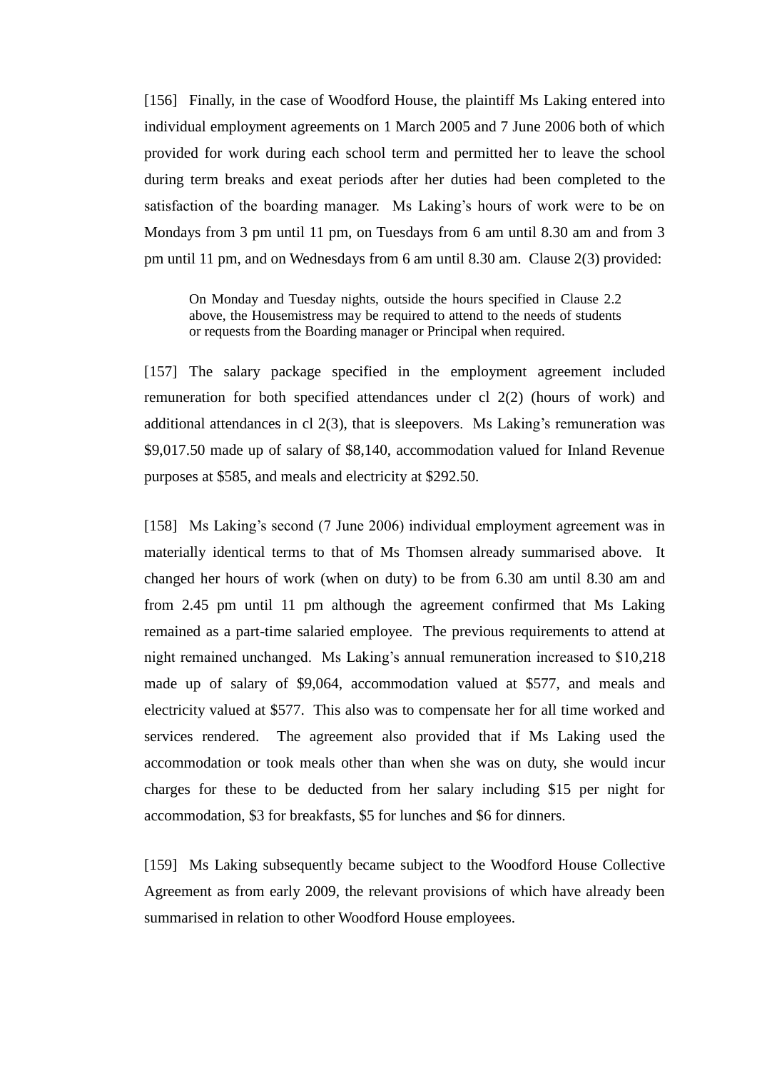[156] Finally, in the case of Woodford House, the plaintiff Ms Laking entered into individual employment agreements on 1 March 2005 and 7 June 2006 both of which provided for work during each school term and permitted her to leave the school during term breaks and exeat periods after her duties had been completed to the satisfaction of the boarding manager. Ms Laking's hours of work were to be on Mondays from 3 pm until 11 pm, on Tuesdays from 6 am until 8.30 am and from 3 pm until 11 pm, and on Wednesdays from 6 am until 8.30 am. Clause 2(3) provided:

> On Monday and Tuesday nights, outside the hours specified in Clause 2.2 above, the Housemistress may be required to attend to the needs of students or requests from the Boarding manager or Principal when required.

[157] The salary package specified in the employment agreement included remuneration for both specified attendances under cl 2(2) (hours of work) and additional attendances in cl 2(3), that is sleepovers. Ms Laking's remuneration was $9,017.50 made up of salary of $8,140, accommodation valued for Inland Revenue purposes at $585, and meals and electricity at $292.50.

[158] Ms Laking's second (7 June 2006) individual employment agreement was in materially identical terms to that of Ms Thomsen already summarised above. It changed her hours of work (when on duty) to be from 6.30 am until 8.30 am and from 2.45 pm until 11 pm although the agreement confirmed that Ms Laking remained as a part-time salaried employee. The previous requirements to attend at night remained unchanged. Ms Laking's annual remuneration increased to $10,218 made up of salary of $9,064, accommodation valued at $577, and meals and electricity valued at $577. This also was to compensate her for all time worked and services rendered. The agreement also provided that if Ms Laking used the accommodation or took meals other than when she was on duty, she would incur charges for these to be deducted from her salary including $15 per night for accommodation, $3 for breakfasts, $5 for lunches and $6 for dinners.

[159] Ms Laking subsequently became subject to the Woodford House Collective Agreement as from early 2009, the relevant provisions of which have already been summarised in relation to other Woodford House employees.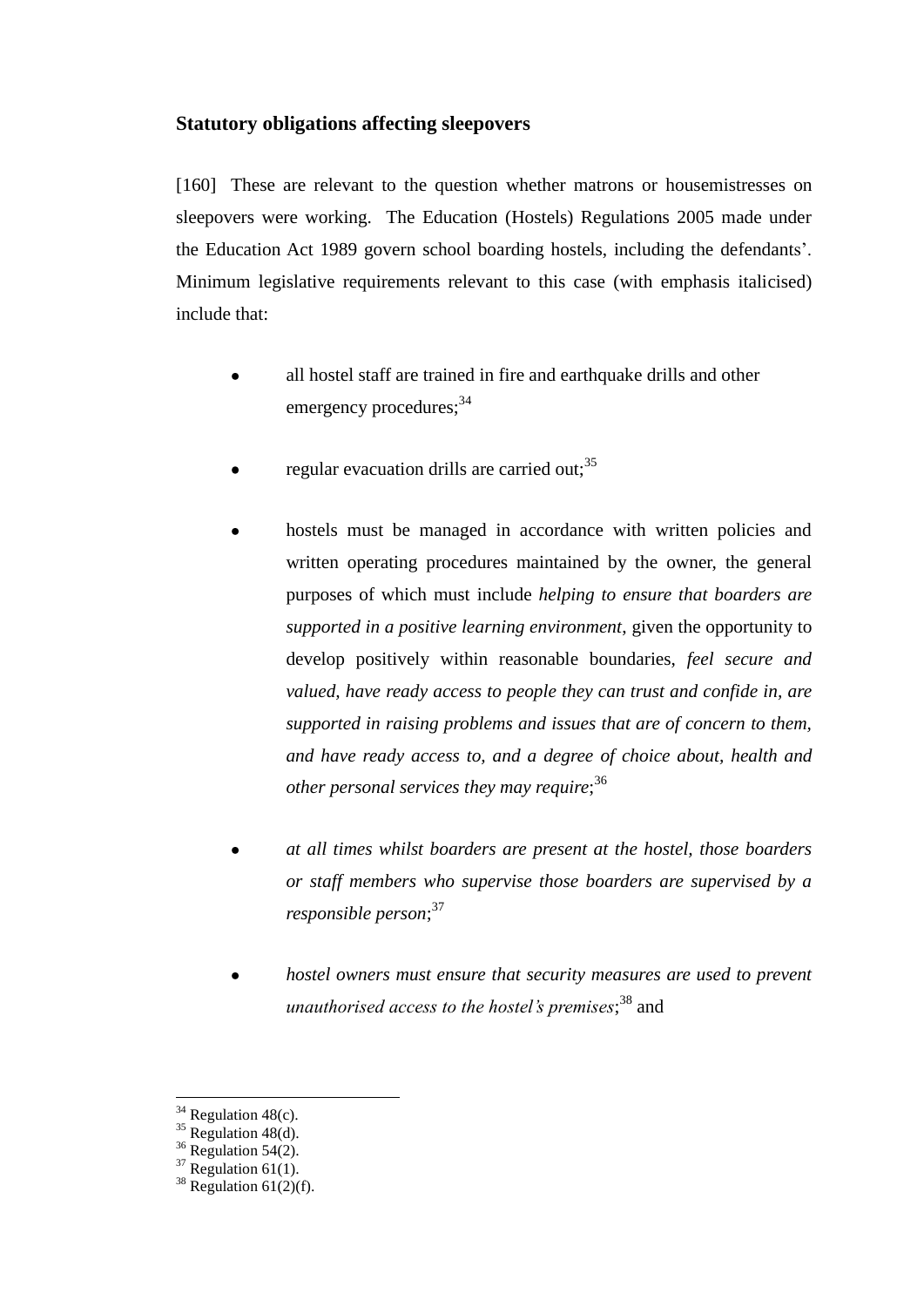### Statutory obligations affecting sleepovers

[160] These are relevant to the question whether matrons or housemistresses on sleepovers were working. The Education (Hostels) Regulations 2005 made under the Education Act 1989 govern school boarding hostels, including the defendants'. Minimum legislative requirements relevant to this case (with emphasis italicised) include that:

- all hostel staff are trained in fire and earthquake drills and other emergency procedures;[34]

- regular evacuation drills are carried out;[35]

- hostels must be managed in accordance with written policies and written operating procedures maintained by the owner, the general purposes of which must include *helping to ensure that boarders are supported in a positive learning environment*, given the opportunity to develop positively within reasonable boundaries, *feel secure and valued, have ready access to people they can trust and confide in, are supported in raising problems and issues that are of concern to them, and have ready access to, and a degree of choice about, health and other personal services they may require*;[36]

- *at all times whilst boarders are present at the hostel, those boarders or staff members who supervise those boarders are supervised by a responsible person*;[37]

- *hostel owners must ensure that security measures are used to prevent unauthorised access to the hostel's premises*;[38] and

---

[34] Regulation 48(c).
[35] Regulation 48(d).
[36] Regulation 54(2).
[37] Regulation 61(1).
[38] Regulation 61(2)(f).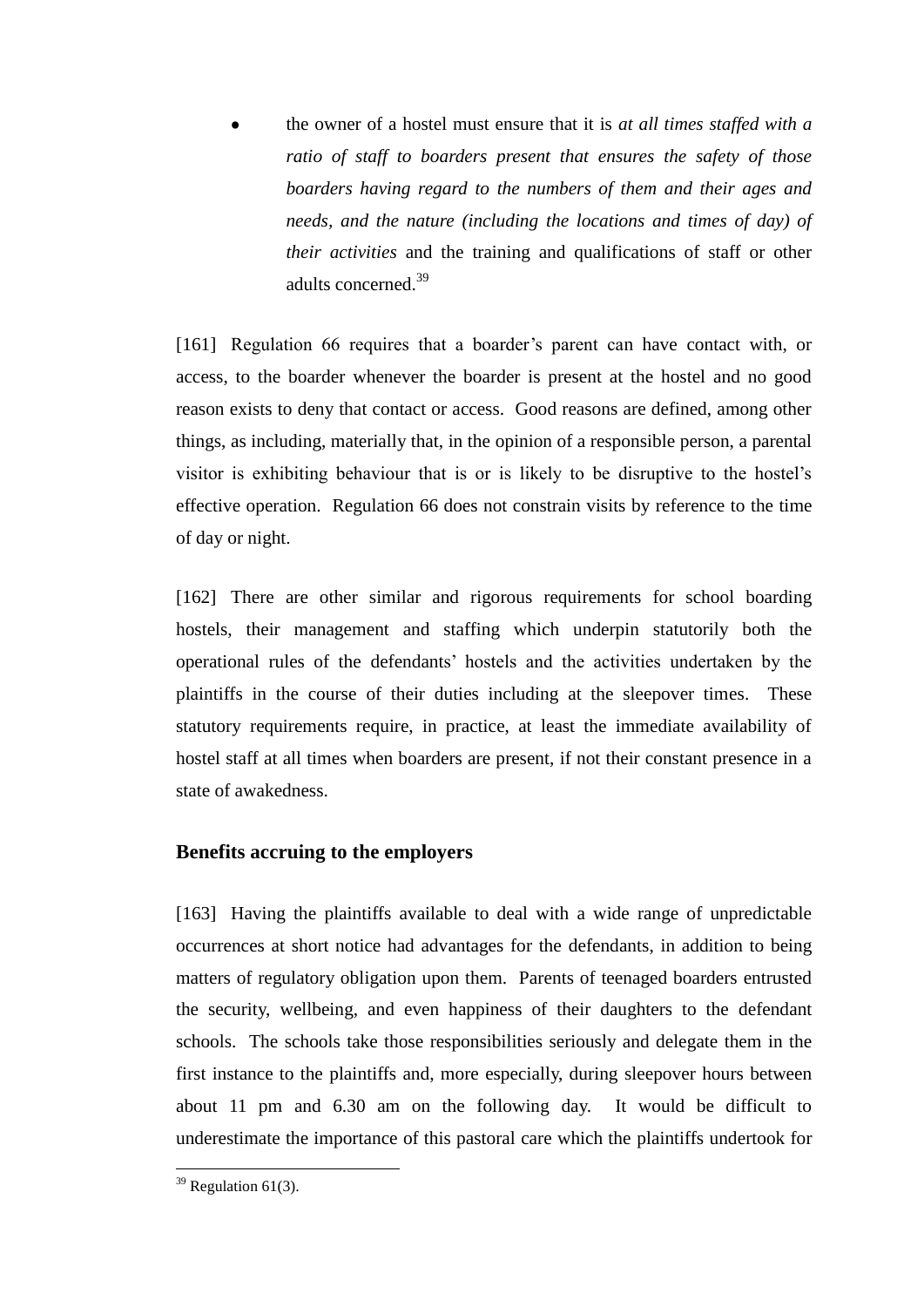- the owner of a hostel must ensure that it is *at all times staffed with a ratio of staff to boarders present that ensures the safety of those boarders having regard to the numbers of them and their ages and needs, and the nature (including the locations and times of day) of their activities* and the training and qualifications of staff or other adults concerned.[39]

[161] Regulation 66 requires that a boarder's parent can have contact with, or access, to the boarder whenever the boarder is present at the hostel and no good reason exists to deny that contact or access. Good reasons are defined, among other things, as including, materially that, in the opinion of a responsible person, a parental visitor is exhibiting behaviour that is or is likely to be disruptive to the hostel's effective operation. Regulation 66 does not constrain visits by reference to the time of day or night.

[162] There are other similar and rigorous requirements for school boarding hostels, their management and staffing which underpin statutorily both the operational rules of the defendants' hostels and the activities undertaken by the plaintiffs in the course of their duties including at the sleepover times. These statutory requirements require, in practice, at least the immediate availability of hostel staff at all times when boarders are present, if not their constant presence in a state of awakedness.

### Benefits accruing to the employers

[163] Having the plaintiffs available to deal with a wide range of unpredictable occurrences at short notice had advantages for the defendants, in addition to being matters of regulatory obligation upon them. Parents of teenaged boarders entrusted the security, wellbeing, and even happiness of their daughters to the defendant schools. The schools take those responsibilities seriously and delegate them in the first instance to the plaintiffs and, more especially, during sleepover hours between about 11 pm and 6.30 am on the following day. It would be difficult to underestimate the importance of this pastoral care which the plaintiffs undertook for

---

[39] Regulation 61(3).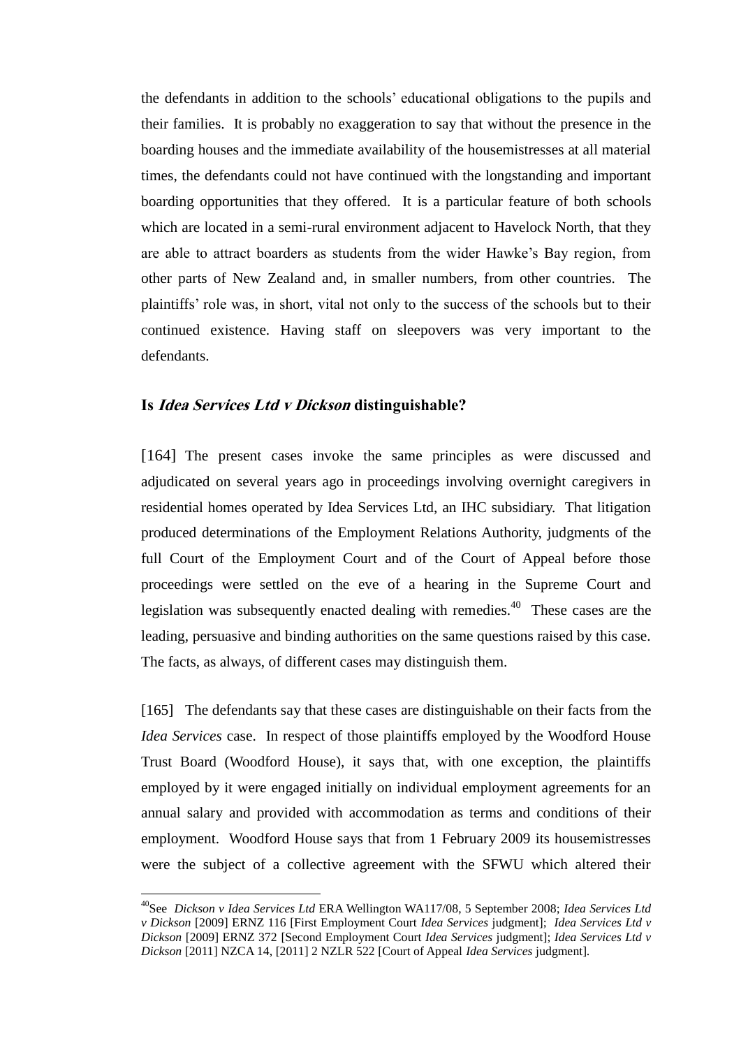the defendants in addition to the schools' educational obligations to the pupils and their families. It is probably no exaggeration to say that without the presence in the boarding houses and the immediate availability of the housemistresses at all material times, the defendants could not have continued with the longstanding and important boarding opportunities that they offered. It is a particular feature of both schools which are located in a semi-rural environment adjacent to Havelock North, that they are able to attract boarders as students from the wider Hawke's Bay region, from other parts of New Zealand and, in smaller numbers, from other countries. The plaintiffs' role was, in short, vital not only to the success of the schools but to their continued existence. Having staff on sleepovers was very important to the defendants.

### Is *Idea Services Ltd v Dickson* distinguishable?

[164] The present cases invoke the same principles as were discussed and adjudicated on several years ago in proceedings involving overnight caregivers in residential homes operated by Idea Services Ltd, an IHC subsidiary. That litigation produced determinations of the Employment Relations Authority, judgments of the full Court of the Employment Court and of the Court of Appeal before those proceedings were settled on the eve of a hearing in the Supreme Court and legislation was subsequently enacted dealing with remedies.[40] These cases are the leading, persuasive and binding authorities on the same questions raised by this case. The facts, as always, of different cases may distinguish them.

[165] The defendants say that these cases are distinguishable on their facts from the *Idea Services* case. In respect of those plaintiffs employed by the Woodford House Trust Board (Woodford House), it says that, with one exception, the plaintiffs employed by it were engaged initially on individual employment agreements for an annual salary and provided with accommodation as terms and conditions of their employment. Woodford House says that from 1 February 2009 its housemistresses were the subject of a collective agreement with the SFWU which altered their

---

[40] See *Dickson v Idea Services Ltd* ERA Wellington WA117/08, 5 September 2008; *Idea Services Ltd v Dickson* [2009] ERNZ 116 [First Employment Court *Idea Services* judgment]; *Idea Services Ltd v Dickson* [2009] ERNZ 372 [Second Employment Court *Idea Services* judgment]; *Idea Services Ltd v Dickson* [2011] NZCA 14, [2011] 2 NZLR 522 [Court of Appeal *Idea Services* judgment].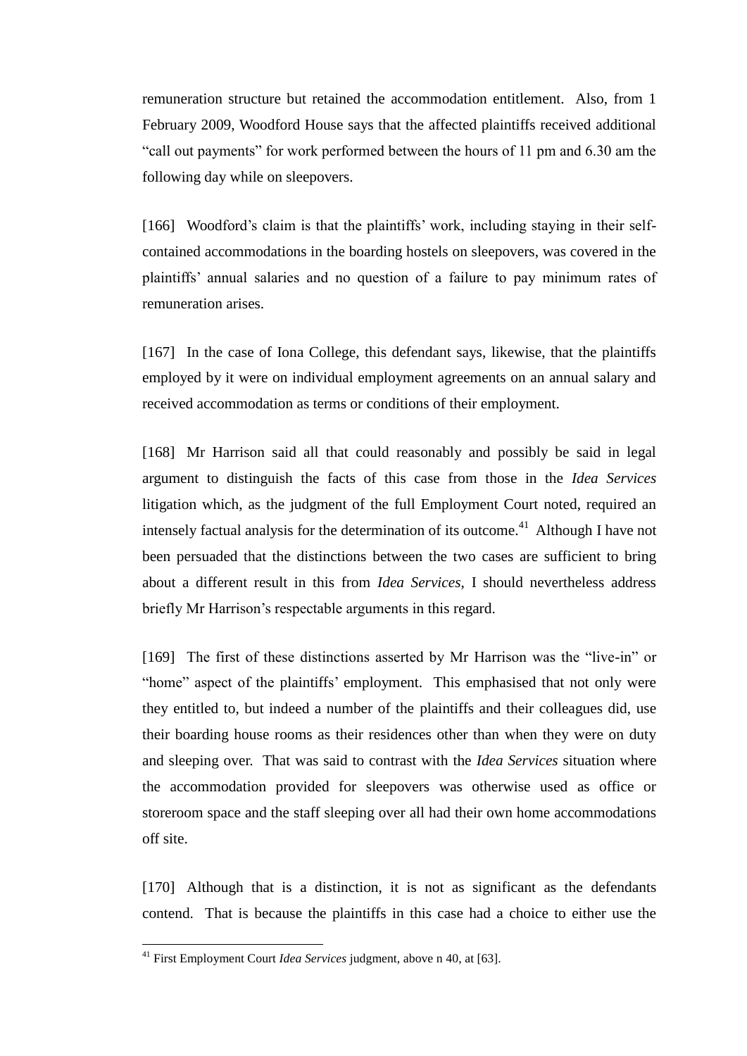remuneration structure but retained the accommodation entitlement. Also, from 1 February 2009, Woodford House says that the affected plaintiffs received additional "call out payments" for work performed between the hours of 11 pm and 6.30 am the following day while on sleepovers.

[166] Woodford's claim is that the plaintiffs' work, including staying in their self-contained accommodations in the boarding hostels on sleepovers, was covered in the plaintiffs' annual salaries and no question of a failure to pay minimum rates of remuneration arises.

[167] In the case of Iona College, this defendant says, likewise, that the plaintiffs employed by it were on individual employment agreements on an annual salary and received accommodation as terms or conditions of their employment.

[168] Mr Harrison said all that could reasonably and possibly be said in legal argument to distinguish the facts of this case from those in the *Idea Services* litigation which, as the judgment of the full Employment Court noted, required an intensely factual analysis for the determination of its outcome.[41] Although I have not been persuaded that the distinctions between the two cases are sufficient to bring about a different result in this from *Idea Services*, I should nevertheless address briefly Mr Harrison's respectable arguments in this regard.

[169] The first of these distinctions asserted by Mr Harrison was the "live-in" or "home" aspect of the plaintiffs' employment. This emphasised that not only were they entitled to, but indeed a number of the plaintiffs and their colleagues did, use their boarding house rooms as their residences other than when they were on duty and sleeping over. That was said to contrast with the *Idea Services* situation where the accommodation provided for sleepovers was otherwise used as office or storeroom space and the staff sleeping over all had their own home accommodations off site.

[170] Although that is a distinction, it is not as significant as the defendants contend. That is because the plaintiffs in this case had a choice to either use the

---

[41] First Employment Court *Idea Services* judgment, above n 40, at [63].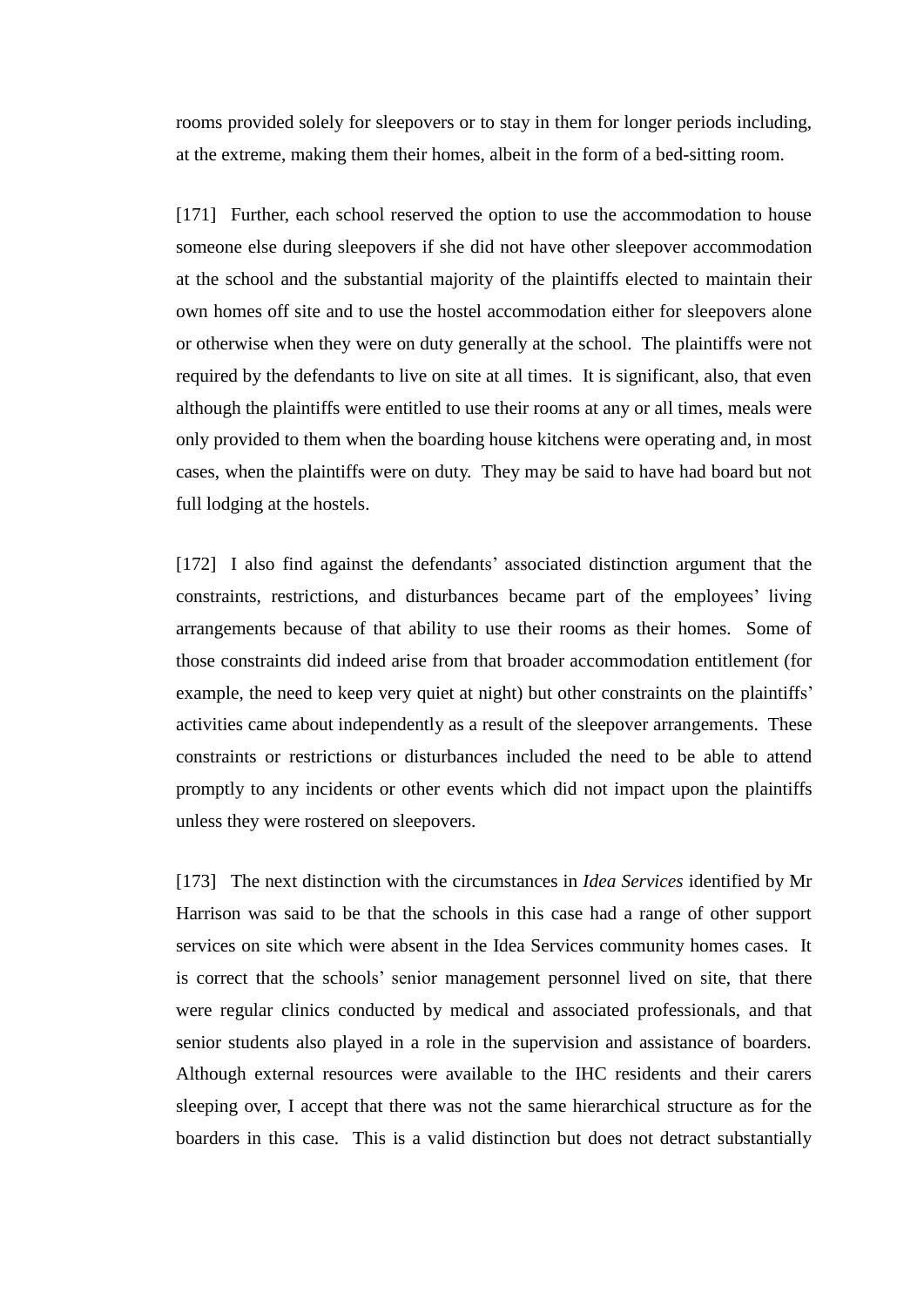rooms provided solely for sleepovers or to stay in them for longer periods including, at the extreme, making them their homes, albeit in the form of a bed-sitting room.

[171] Further, each school reserved the option to use the accommodation to house someone else during sleepovers if she did not have other sleepover accommodation at the school and the substantial majority of the plaintiffs elected to maintain their own homes off site and to use the hostel accommodation either for sleepovers alone or otherwise when they were on duty generally at the school. The plaintiffs were not required by the defendants to live on site at all times. It is significant, also, that even although the plaintiffs were entitled to use their rooms at any or all times, meals were only provided to them when the boarding house kitchens were operating and, in most cases, when the plaintiffs were on duty. They may be said to have had board but not full lodging at the hostels.

[172] I also find against the defendants' associated distinction argument that the constraints, restrictions, and disturbances became part of the employees' living arrangements because of that ability to use their rooms as their homes. Some of those constraints did indeed arise from that broader accommodation entitlement (for example, the need to keep very quiet at night) but other constraints on the plaintiffs' activities came about independently as a result of the sleepover arrangements. These constraints or restrictions or disturbances included the need to be able to attend promptly to any incidents or other events which did not impact upon the plaintiffs unless they were rostered on sleepovers.

[173] The next distinction with the circumstances in *Idea Services* identified by Mr Harrison was said to be that the schools in this case had a range of other support services on site which were absent in the Idea Services community homes cases. It is correct that the schools' senior management personnel lived on site, that there were regular clinics conducted by medical and associated professionals, and that senior students also played in a role in the supervision and assistance of boarders. Although external resources were available to the IHC residents and their carers sleeping over, I accept that there was not the same hierarchical structure as for the boarders in this case. This is a valid distinction but does not detract substantially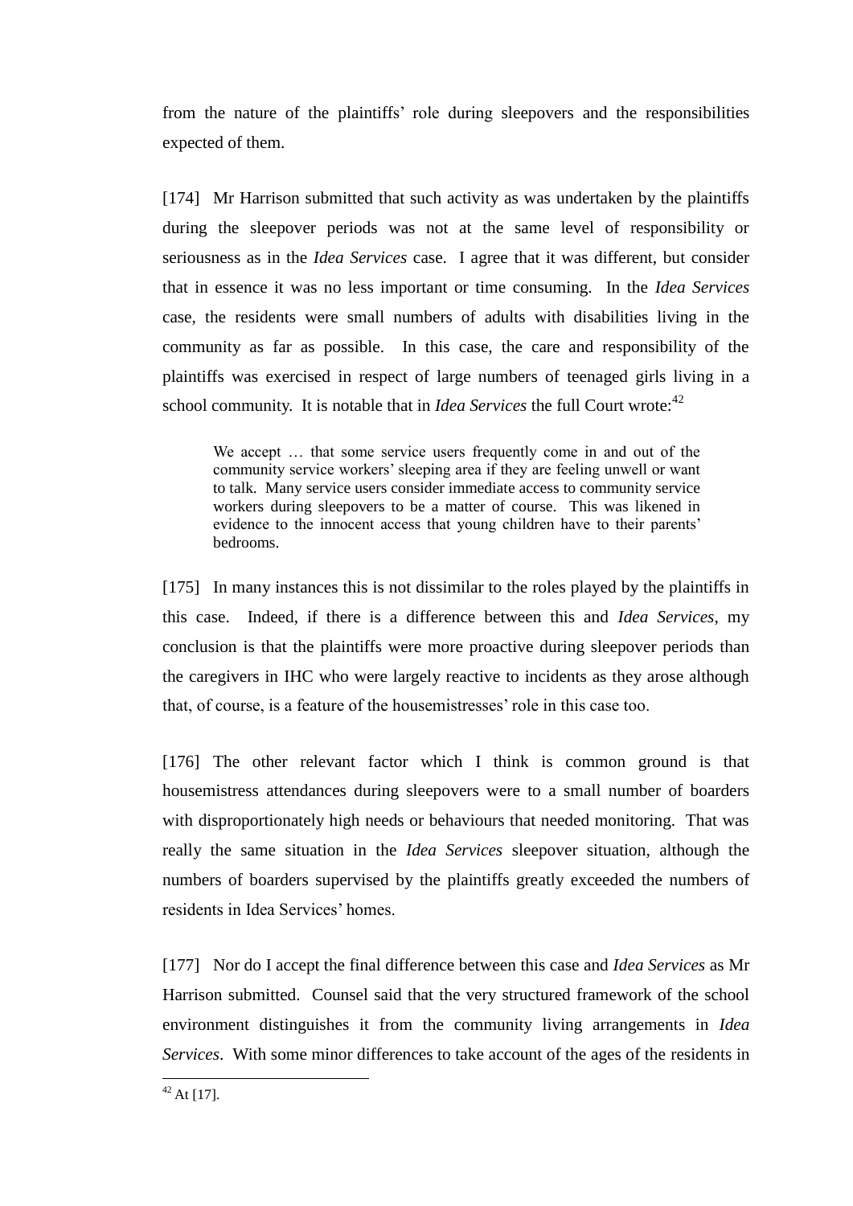from the nature of the plaintiffs' role during sleepovers and the responsibilities expected of them.

[174] Mr Harrison submitted that such activity as was undertaken by the plaintiffs during the sleepover periods was not at the same level of responsibility or seriousness as in the *Idea Services* case. I agree that it was different, but consider that in essence it was no less important or time consuming. In the *Idea Services* case, the residents were small numbers of adults with disabilities living in the community as far as possible. In this case, the care and responsibility of the plaintiffs was exercised in respect of large numbers of teenaged girls living in a school community. It is notable that in *Idea Services* the full Court wrote:[42]

> We accept … that some service users frequently come in and out of the community service workers' sleeping area if they are feeling unwell or want to talk. Many service users consider immediate access to community service workers during sleepovers to be a matter of course. This was likened in evidence to the innocent access that young children have to their parents' bedrooms.

[175] In many instances this is not dissimilar to the roles played by the plaintiffs in this case. Indeed, if there is a difference between this and *Idea Services*, my conclusion is that the plaintiffs were more proactive during sleepover periods than the caregivers in IHC who were largely reactive to incidents as they arose although that, of course, is a feature of the housemistresses' role in this case too.

[176] The other relevant factor which I think is common ground is that housemistress attendances during sleepovers were to a small number of boarders with disproportionately high needs or behaviours that needed monitoring. That was really the same situation in the *Idea Services* sleepover situation, although the numbers of boarders supervised by the plaintiffs greatly exceeded the numbers of residents in Idea Services' homes.

[177] Nor do I accept the final difference between this case and *Idea Services* as Mr Harrison submitted. Counsel said that the very structured framework of the school environment distinguishes it from the community living arrangements in *Idea Services*. With some minor differences to take account of the ages of the residents in

---

[42] At [17].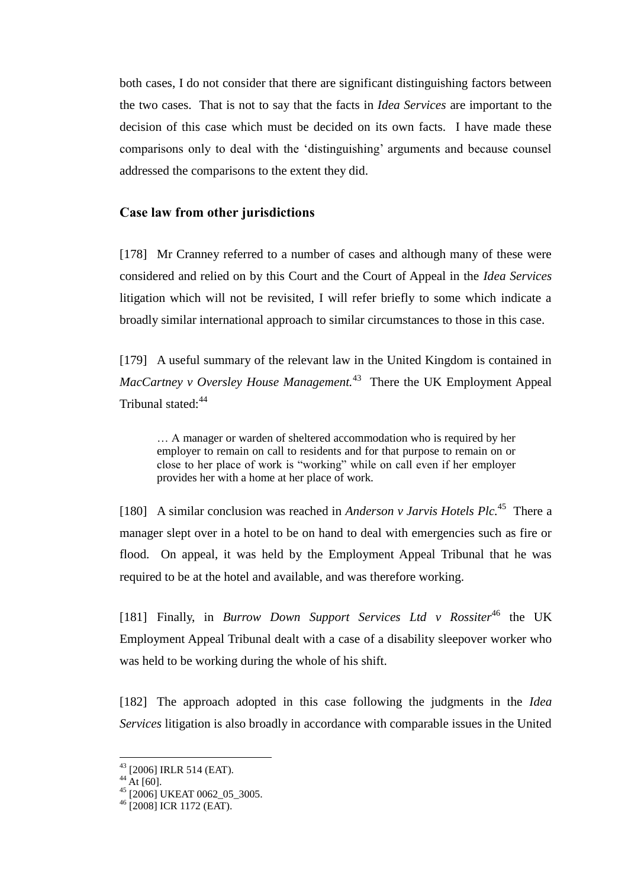both cases, I do not consider that there are significant distinguishing factors between the two cases. That is not to say that the facts in *Idea Services* are important to the decision of this case which must be decided on its own facts. I have made these comparisons only to deal with the 'distinguishing' arguments and because counsel addressed the comparisons to the extent they did.

## Case law from other jurisdictions

[178] Mr Cranney referred to a number of cases and although many of these were considered and relied on by this Court and the Court of Appeal in the *Idea Services* litigation which will not be revisited, I will refer briefly to some which indicate a broadly similar international approach to similar circumstances to those in this case.

[179] A useful summary of the relevant law in the United Kingdom is contained in *MacCartney v Oversley House Management.*[43] There the UK Employment Appeal Tribunal stated:[44]

> … A manager or warden of sheltered accommodation who is required by her employer to remain on call to residents and for that purpose to remain on or close to her place of work is "working" while on call even if her employer provides her with a home at her place of work.

[180] A similar conclusion was reached in *Anderson v Jarvis Hotels Plc.*[45] There a manager slept over in a hotel to be on hand to deal with emergencies such as fire or flood. On appeal, it was held by the Employment Appeal Tribunal that he was required to be at the hotel and available, and was therefore working.

[181] Finally, in *Burrow Down Support Services Ltd v Rossiter*[46] the UK Employment Appeal Tribunal dealt with a case of a disability sleepover worker who was held to be working during the whole of his shift.

[182] The approach adopted in this case following the judgments in the *Idea Services* litigation is also broadly in accordance with comparable issues in the United

---

[43] [2006] IRLR 514 (EAT).
[44] At [60].
[45] [2006] UKEAT 0062_05_3005.
[46] [2008] ICR 1172 (EAT).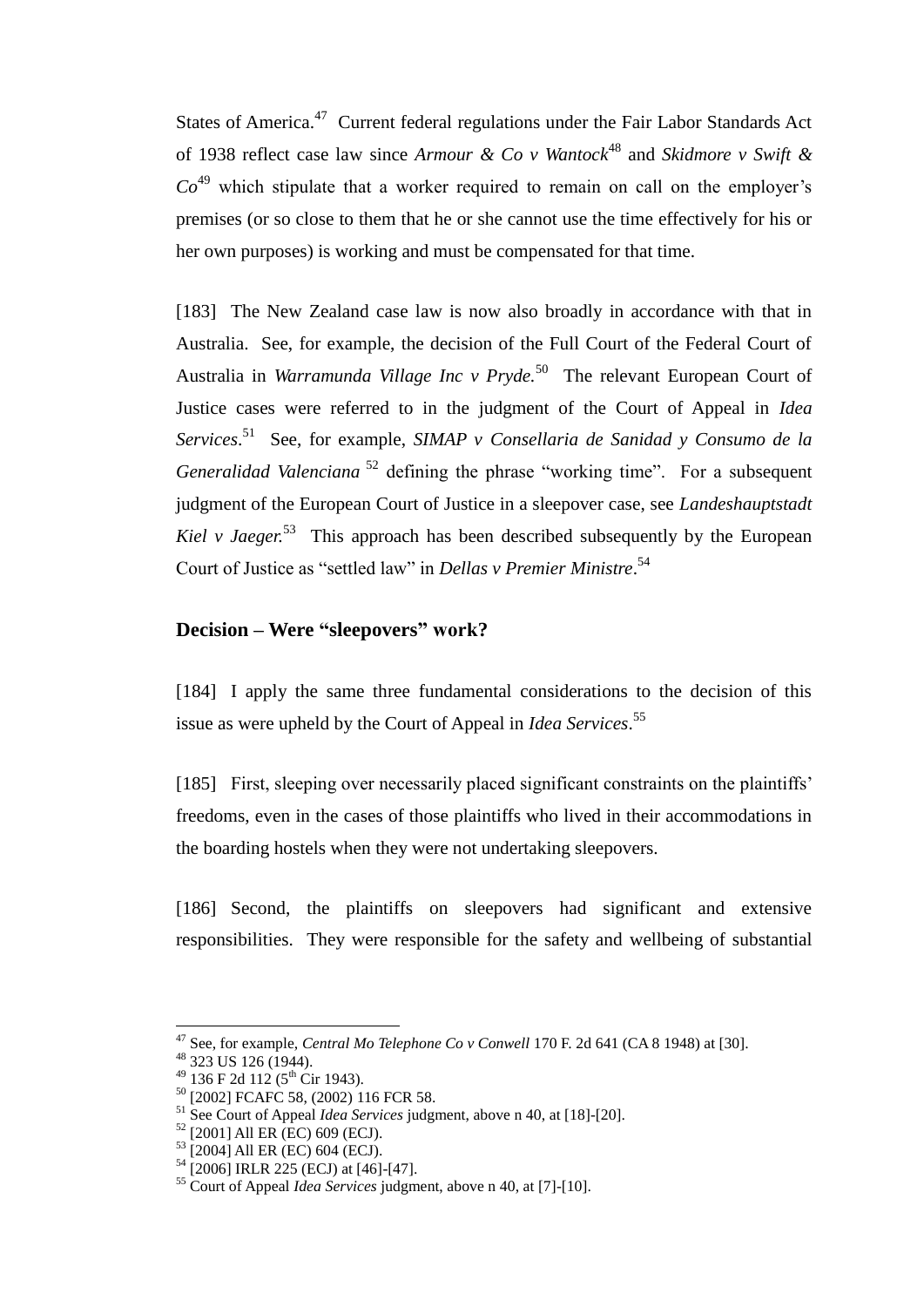States of America.[47] Current federal regulations under the Fair Labor Standards Act of 1938 reflect case law since *Armour & Co v Wantock*[48] and *Skidmore v Swift & Co*[49] which stipulate that a worker required to remain on call on the employer's premises (or so close to them that he or she cannot use the time effectively for his or her own purposes) is working and must be compensated for that time.

[183] The New Zealand case law is now also broadly in accordance with that in Australia. See, for example, the decision of the Full Court of the Federal Court of Australia in *Warramunda Village Inc v Pryde.*[50] The relevant European Court of Justice cases were referred to in the judgment of the Court of Appeal in *Idea Services*.[51] See, for example, *SIMAP v Consellaria de Sanidad y Consumo de la Generalidad Valenciana*[52] defining the phrase "working time". For a subsequent judgment of the European Court of Justice in a sleepover case, see *Landeshauptstadt Kiel v Jaeger.*[53] This approach has been described subsequently by the European Court of Justice as "settled law" in *Dellas v Premier Ministre*.[54]

## Decision – Were "sleepovers" work?

[184] I apply the same three fundamental considerations to the decision of this issue as were upheld by the Court of Appeal in *Idea Services*.[55]

[185] First, sleeping over necessarily placed significant constraints on the plaintiffs' freedoms, even in the cases of those plaintiffs who lived in their accommodations in the boarding hostels when they were not undertaking sleepovers.

[186] Second, the plaintiffs on sleepovers had significant and extensive responsibilities. They were responsible for the safety and wellbeing of substantial

---

[47] See, for example, *Central Mo Telephone Co v Conwell* 170 F. 2d 641 (CA 8 1948) at [30].
[48] 323 US 126 (1944).
[49] 136 F 2d 112 (5th Cir 1943).
[50] [2002] FCAFC 58, (2002) 116 FCR 58.
[51] See Court of Appeal *Idea Services* judgment, above n 40, at [18]-[20].
[52] [2001] All ER (EC) 609 (ECJ).
[53] [2004] All ER (EC) 604 (ECJ).
[54] [2006] IRLR 225 (ECJ) at [46]-[47].
[55] Court of Appeal *Idea Services* judgment, above n 40, at [7]-[10].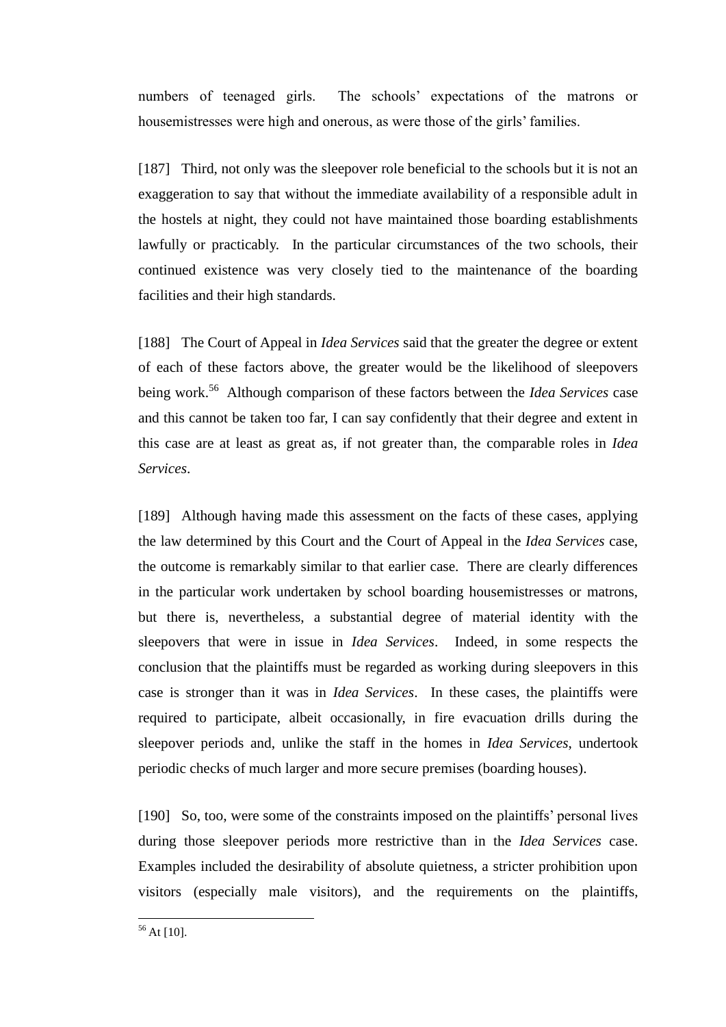numbers of teenaged girls. The schools' expectations of the matrons or housemistresses were high and onerous, as were those of the girls' families.

[187] Third, not only was the sleepover role beneficial to the schools but it is not an exaggeration to say that without the immediate availability of a responsible adult in the hostels at night, they could not have maintained those boarding establishments lawfully or practicably. In the particular circumstances of the two schools, their continued existence was very closely tied to the maintenance of the boarding facilities and their high standards.

[188] The Court of Appeal in *Idea Services* said that the greater the degree or extent of each of these factors above, the greater would be the likelihood of sleepovers being work.[56] Although comparison of these factors between the *Idea Services* case and this cannot be taken too far, I can say confidently that their degree and extent in this case are at least as great as, if not greater than, the comparable roles in *Idea Services*.

[189] Although having made this assessment on the facts of these cases, applying the law determined by this Court and the Court of Appeal in the *Idea Services* case, the outcome is remarkably similar to that earlier case. There are clearly differences in the particular work undertaken by school boarding housemistresses or matrons, but there is, nevertheless, a substantial degree of material identity with the sleepovers that were in issue in *Idea Services*. Indeed, in some respects the conclusion that the plaintiffs must be regarded as working during sleepovers in this case is stronger than it was in *Idea Services*. In these cases, the plaintiffs were required to participate, albeit occasionally, in fire evacuation drills during the sleepover periods and, unlike the staff in the homes in *Idea Services*, undertook periodic checks of much larger and more secure premises (boarding houses).

[190] So, too, were some of the constraints imposed on the plaintiffs' personal lives during those sleepover periods more restrictive than in the *Idea Services* case. Examples included the desirability of absolute quietness, a stricter prohibition upon visitors (especially male visitors), and the requirements on the plaintiffs,

---

[56] At [10].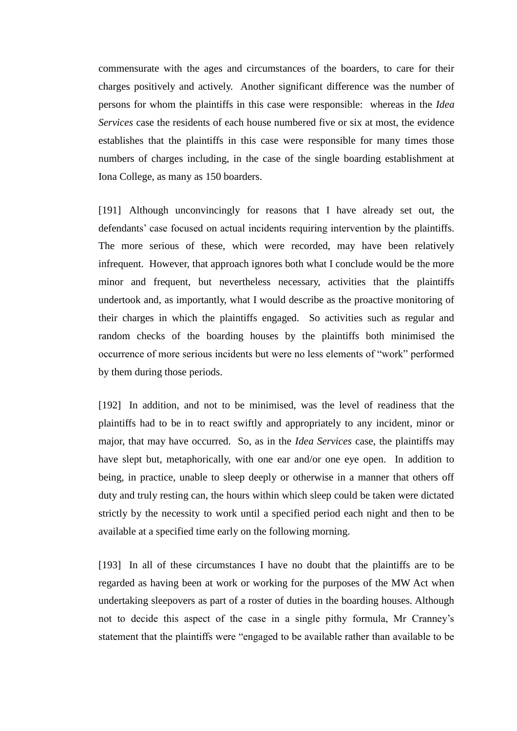commensurate with the ages and circumstances of the boarders, to care for their charges positively and actively. Another significant difference was the number of persons for whom the plaintiffs in this case were responsible: whereas in the *Idea Services* case the residents of each house numbered five or six at most, the evidence establishes that the plaintiffs in this case were responsible for many times those numbers of charges including, in the case of the single boarding establishment at Iona College, as many as 150 boarders.

[191] Although unconvincingly for reasons that I have already set out, the defendants' case focused on actual incidents requiring intervention by the plaintiffs. The more serious of these, which were recorded, may have been relatively infrequent. However, that approach ignores both what I conclude would be the more minor and frequent, but nevertheless necessary, activities that the plaintiffs undertook and, as importantly, what I would describe as the proactive monitoring of their charges in which the plaintiffs engaged. So activities such as regular and random checks of the boarding houses by the plaintiffs both minimised the occurrence of more serious incidents but were no less elements of "work" performed by them during those periods.

[192] In addition, and not to be minimised, was the level of readiness that the plaintiffs had to be in to react swiftly and appropriately to any incident, minor or major, that may have occurred. So, as in the *Idea Services* case, the plaintiffs may have slept but, metaphorically, with one ear and/or one eye open. In addition to being, in practice, unable to sleep deeply or otherwise in a manner that others off duty and truly resting can, the hours within which sleep could be taken were dictated strictly by the necessity to work until a specified period each night and then to be available at a specified time early on the following morning.

[193] In all of these circumstances I have no doubt that the plaintiffs are to be regarded as having been at work or working for the purposes of the MW Act when undertaking sleepovers as part of a roster of duties in the boarding houses. Although not to decide this aspect of the case in a single pithy formula, Mr Cranney's statement that the plaintiffs were "engaged to be available rather than available to be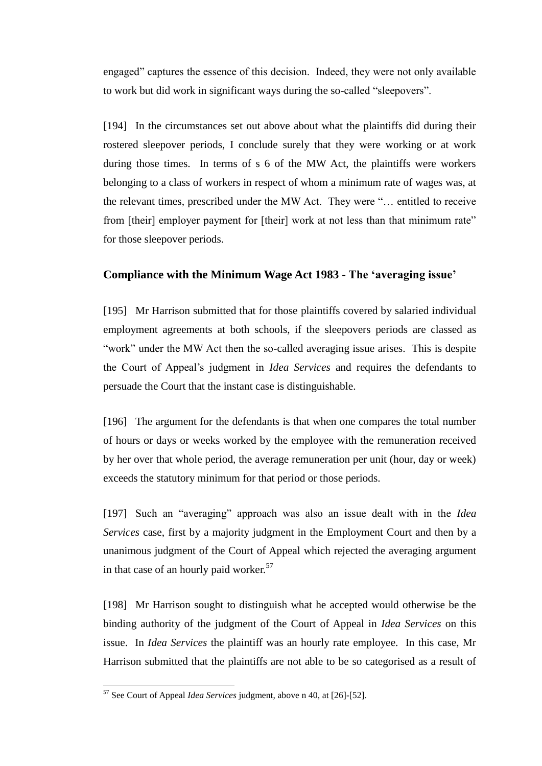engaged" captures the essence of this decision. Indeed, they were not only available to work but did work in significant ways during the so-called "sleepovers".

[194] In the circumstances set out above about what the plaintiffs did during their rostered sleepover periods, I conclude surely that they were working or at work during those times. In terms of s 6 of the MW Act, the plaintiffs were workers belonging to a class of workers in respect of whom a minimum rate of wages was, at the relevant times, prescribed under the MW Act. They were "… entitled to receive from [their] employer payment for [their] work at not less than that minimum rate" for those sleepover periods.

## Compliance with the Minimum Wage Act 1983 - The 'averaging issue'

[195] Mr Harrison submitted that for those plaintiffs covered by salaried individual employment agreements at both schools, if the sleepovers periods are classed as "work" under the MW Act then the so-called averaging issue arises. This is despite the Court of Appeal's judgment in *Idea Services* and requires the defendants to persuade the Court that the instant case is distinguishable.

[196] The argument for the defendants is that when one compares the total number of hours or days or weeks worked by the employee with the remuneration received by her over that whole period, the average remuneration per unit (hour, day or week) exceeds the statutory minimum for that period or those periods.

[197] Such an "averaging" approach was also an issue dealt with in the *Idea Services* case, first by a majority judgment in the Employment Court and then by a unanimous judgment of the Court of Appeal which rejected the averaging argument in that case of an hourly paid worker.[57]

[198] Mr Harrison sought to distinguish what he accepted would otherwise be the binding authority of the judgment of the Court of Appeal in *Idea Services* on this issue. In *Idea Services* the plaintiff was an hourly rate employee. In this case, Mr Harrison submitted that the plaintiffs are not able to be so categorised as a result of

---

[57] See Court of Appeal *Idea Services* judgment, above n 40, at [26]-[52].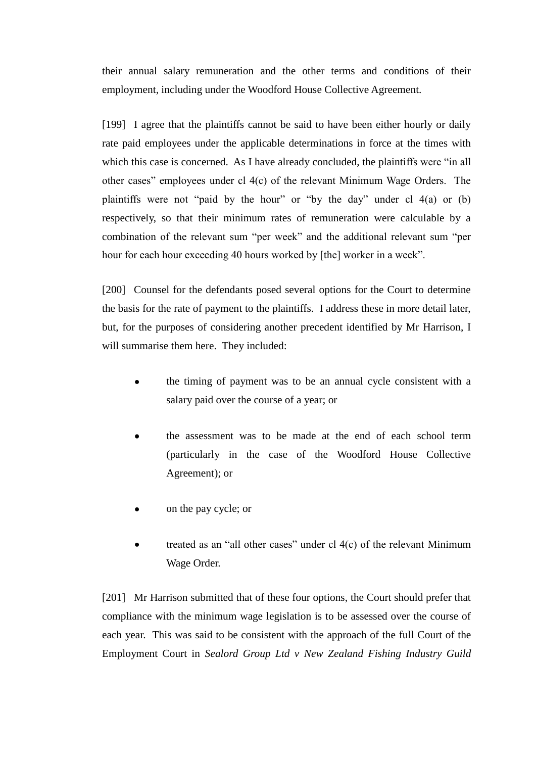their annual salary remuneration and the other terms and conditions of their employment, including under the Woodford House Collective Agreement.

[199] I agree that the plaintiffs cannot be said to have been either hourly or daily rate paid employees under the applicable determinations in force at the times with which this case is concerned. As I have already concluded, the plaintiffs were "in all other cases" employees under cl 4(c) of the relevant Minimum Wage Orders. The plaintiffs were not "paid by the hour" or "by the day" under cl 4(a) or (b) respectively, so that their minimum rates of remuneration were calculable by a combination of the relevant sum "per week" and the additional relevant sum "per hour for each hour exceeding 40 hours worked by [the] worker in a week".

[200] Counsel for the defendants posed several options for the Court to determine the basis for the rate of payment to the plaintiffs. I address these in more detail later, but, for the purposes of considering another precedent identified by Mr Harrison, I will summarise them here. They included:

- the timing of payment was to be an annual cycle consistent with a salary paid over the course of a year; or
- the assessment was to be made at the end of each school term (particularly in the case of the Woodford House Collective Agreement); or
- on the pay cycle; or
- treated as an "all other cases" under cl 4(c) of the relevant Minimum Wage Order.

[201] Mr Harrison submitted that of these four options, the Court should prefer that compliance with the minimum wage legislation is to be assessed over the course of each year. This was said to be consistent with the approach of the full Court of the Employment Court in *Sealord Group Ltd v New Zealand Fishing Industry Guild*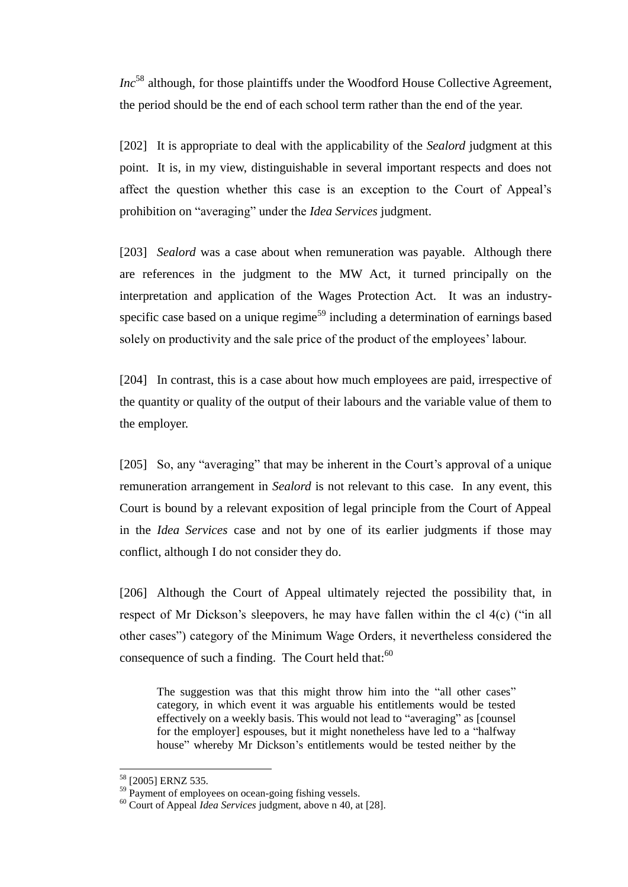*Inc*[58] although, for those plaintiffs under the Woodford House Collective Agreement, the period should be the end of each school term rather than the end of the year.

[202] It is appropriate to deal with the applicability of the *Sealord* judgment at this point. It is, in my view, distinguishable in several important respects and does not affect the question whether this case is an exception to the Court of Appeal's prohibition on "averaging" under the *Idea Services* judgment.

[203] *Sealord* was a case about when remuneration was payable. Although there are references in the judgment to the MW Act, it turned principally on the interpretation and application of the Wages Protection Act. It was an industry-specific case based on a unique regime[59] including a determination of earnings based solely on productivity and the sale price of the product of the employees' labour.

[204] In contrast, this is a case about how much employees are paid, irrespective of the quantity or quality of the output of their labours and the variable value of them to the employer.

[205] So, any "averaging" that may be inherent in the Court's approval of a unique remuneration arrangement in *Sealord* is not relevant to this case. In any event, this Court is bound by a relevant exposition of legal principle from the Court of Appeal in the *Idea Services* case and not by one of its earlier judgments if those may conflict, although I do not consider they do.

[206] Although the Court of Appeal ultimately rejected the possibility that, in respect of Mr Dickson's sleepovers, he may have fallen within the cl 4(c) ("in all other cases") category of the Minimum Wage Orders, it nevertheless considered the consequence of such a finding. The Court held that:[60]

> The suggestion was that this might throw him into the "all other cases" category, in which event it was arguable his entitlements would be tested effectively on a weekly basis. This would not lead to "averaging" as [counsel for the employer] espouses, but it might nonetheless have led to a "halfway house" whereby Mr Dickson's entitlements would be tested neither by the

---

[58] [2005] ERNZ 535.

[59] Payment of employees on ocean-going fishing vessels.

[60] Court of Appeal *Idea Services* judgment, above n 40, at [28].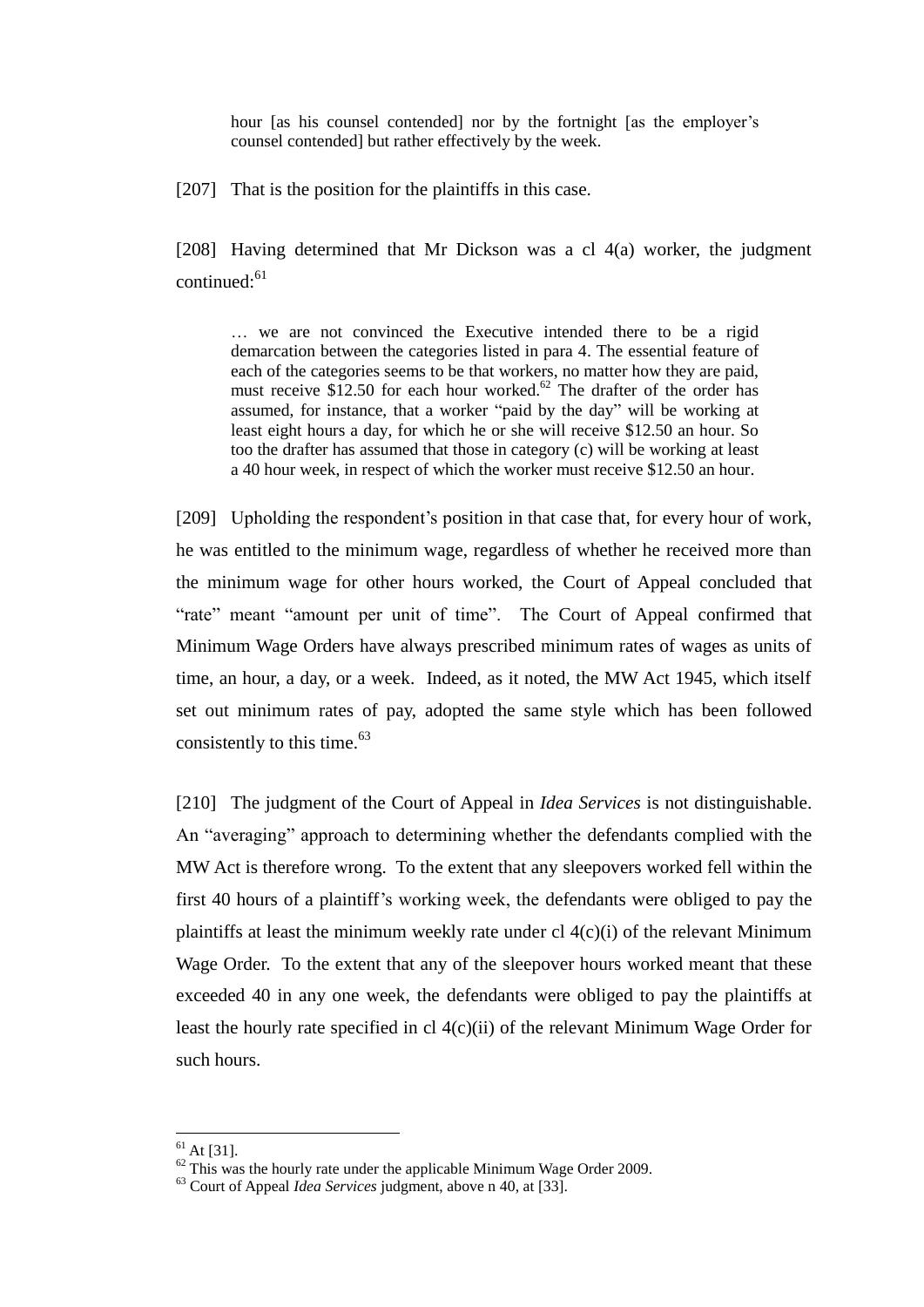> hour [as his counsel contended] nor by the fortnight [as the employer's counsel contended] but rather effectively by the week.

[207] That is the position for the plaintiffs in this case.

[208] Having determined that Mr Dickson was a cl 4(a) worker, the judgment continued:[61]

> … we are not convinced the Executive intended there to be a rigid demarcation between the categories listed in para 4. The essential feature of each of the categories seems to be that workers, no matter how they are paid, must receive $12.50 for each hour worked.[62] The drafter of the order has assumed, for instance, that a worker "paid by the day" will be working at least eight hours a day, for which he or she will receive $12.50 an hour. So too the drafter has assumed that those in category (c) will be working at least a 40 hour week, in respect of which the worker must receive $12.50 an hour.

[209] Upholding the respondent's position in that case that, for every hour of work, he was entitled to the minimum wage, regardless of whether he received more than the minimum wage for other hours worked, the Court of Appeal concluded that "rate" meant "amount per unit of time". The Court of Appeal confirmed that Minimum Wage Orders have always prescribed minimum rates of wages as units of time, an hour, a day, or a week. Indeed, as it noted, the MW Act 1945, which itself set out minimum rates of pay, adopted the same style which has been followed consistently to this time.[63]

[210] The judgment of the Court of Appeal in *Idea Services* is not distinguishable. An "averaging" approach to determining whether the defendants complied with the MW Act is therefore wrong. To the extent that any sleepovers worked fell within the first 40 hours of a plaintiff's working week, the defendants were obliged to pay the plaintiffs at least the minimum weekly rate under cl 4(c)(i) of the relevant Minimum Wage Order. To the extent that any of the sleepover hours worked meant that these exceeded 40 in any one week, the defendants were obliged to pay the plaintiffs at least the hourly rate specified in cl 4(c)(ii) of the relevant Minimum Wage Order for such hours.

---

[61] At [31].

[62] This was the hourly rate under the applicable Minimum Wage Order 2009.

[63] Court of Appeal *Idea Services* judgment, above n 40, at [33].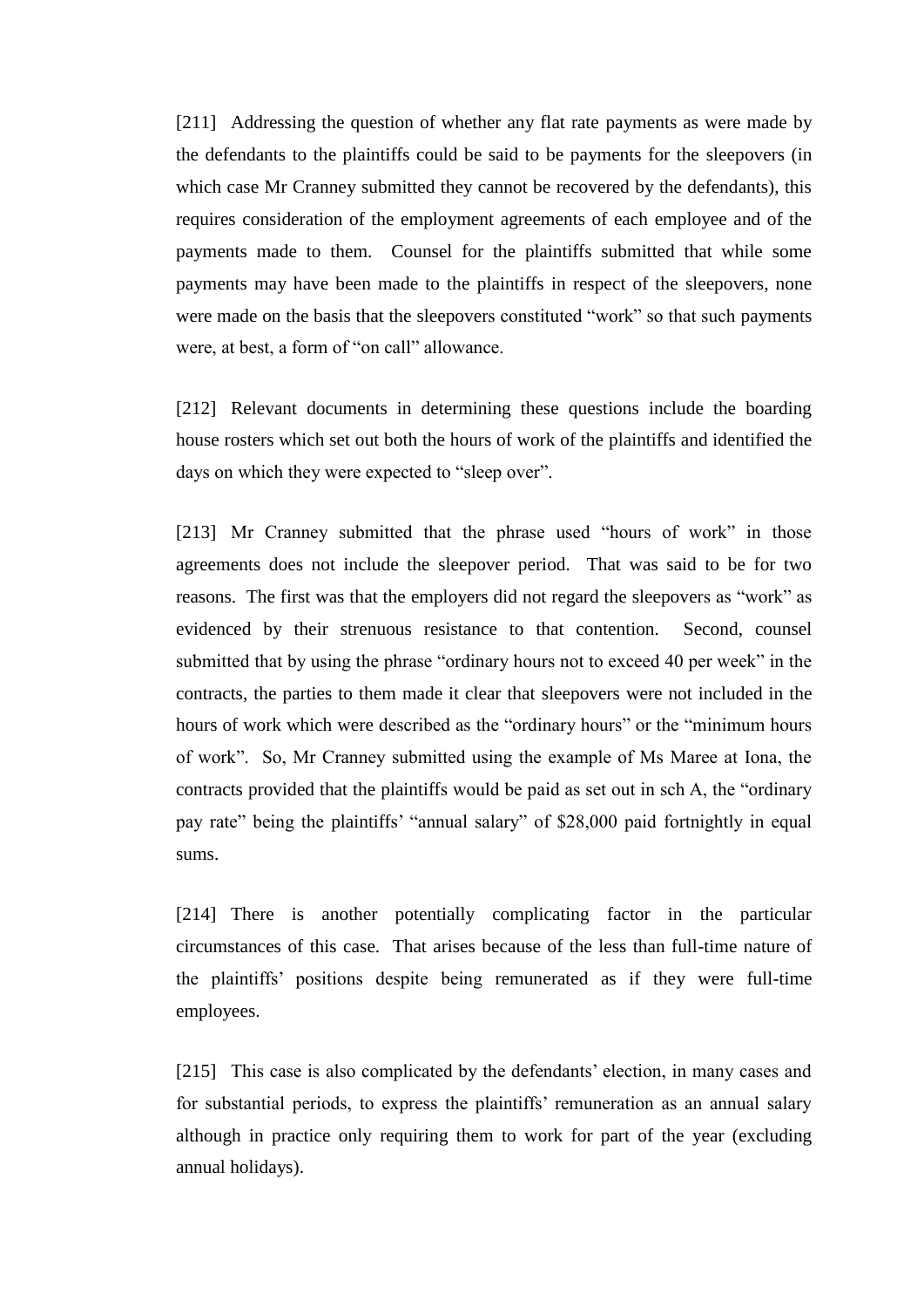[211] Addressing the question of whether any flat rate payments as were made by the defendants to the plaintiffs could be said to be payments for the sleepovers (in which case Mr Cranney submitted they cannot be recovered by the defendants), this requires consideration of the employment agreements of each employee and of the payments made to them. Counsel for the plaintiffs submitted that while some payments may have been made to the plaintiffs in respect of the sleepovers, none were made on the basis that the sleepovers constituted "work" so that such payments were, at best, a form of "on call" allowance.

[212] Relevant documents in determining these questions include the boarding house rosters which set out both the hours of work of the plaintiffs and identified the days on which they were expected to "sleep over".

[213] Mr Cranney submitted that the phrase used "hours of work" in those agreements does not include the sleepover period. That was said to be for two reasons. The first was that the employers did not regard the sleepovers as "work" as evidenced by their strenuous resistance to that contention. Second, counsel submitted that by using the phrase "ordinary hours not to exceed 40 per week" in the contracts, the parties to them made it clear that sleepovers were not included in the hours of work which were described as the "ordinary hours" or the "minimum hours of work". So, Mr Cranney submitted using the example of Ms Maree at Iona, the contracts provided that the plaintiffs would be paid as set out in sch A, the "ordinary pay rate" being the plaintiffs' "annual salary" of $28,000 paid fortnightly in equal sums.

[214] There is another potentially complicating factor in the particular circumstances of this case. That arises because of the less than full-time nature of the plaintiffs' positions despite being remunerated as if they were full-time employees.

[215] This case is also complicated by the defendants' election, in many cases and for substantial periods, to express the plaintiffs' remuneration as an annual salary although in practice only requiring them to work for part of the year (excluding annual holidays).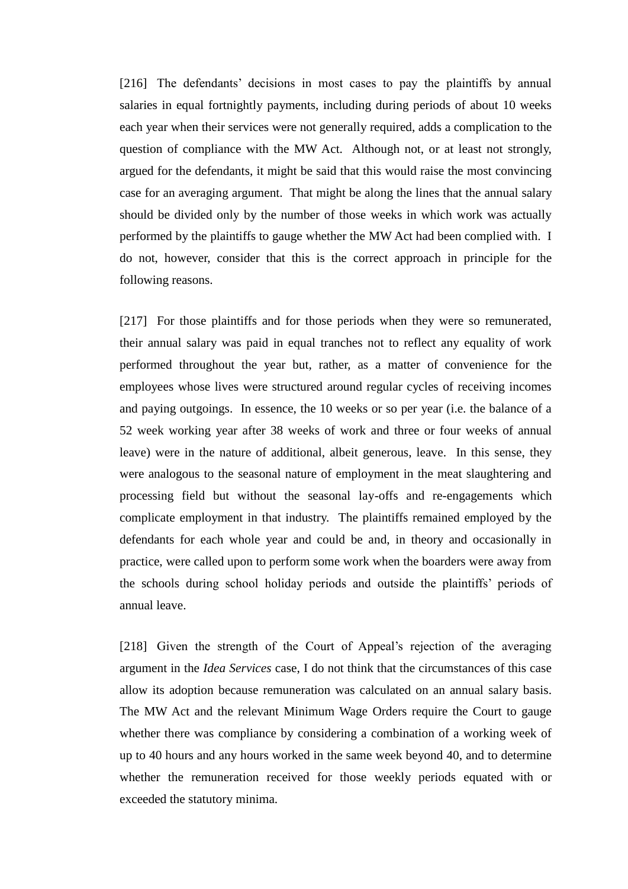[216] The defendants' decisions in most cases to pay the plaintiffs by annual salaries in equal fortnightly payments, including during periods of about 10 weeks each year when their services were not generally required, adds a complication to the question of compliance with the MW Act. Although not, or at least not strongly, argued for the defendants, it might be said that this would raise the most convincing case for an averaging argument. That might be along the lines that the annual salary should be divided only by the number of those weeks in which work was actually performed by the plaintiffs to gauge whether the MW Act had been complied with. I do not, however, consider that this is the correct approach in principle for the following reasons.

[217] For those plaintiffs and for those periods when they were so remunerated, their annual salary was paid in equal tranches not to reflect any equality of work performed throughout the year but, rather, as a matter of convenience for the employees whose lives were structured around regular cycles of receiving incomes and paying outgoings. In essence, the 10 weeks or so per year (i.e. the balance of a 52 week working year after 38 weeks of work and three or four weeks of annual leave) were in the nature of additional, albeit generous, leave. In this sense, they were analogous to the seasonal nature of employment in the meat slaughtering and processing field but without the seasonal lay-offs and re-engagements which complicate employment in that industry. The plaintiffs remained employed by the defendants for each whole year and could be and, in theory and occasionally in practice, were called upon to perform some work when the boarders were away from the schools during school holiday periods and outside the plaintiffs' periods of annual leave.

[218] Given the strength of the Court of Appeal's rejection of the averaging argument in the *Idea Services* case, I do not think that the circumstances of this case allow its adoption because remuneration was calculated on an annual salary basis. The MW Act and the relevant Minimum Wage Orders require the Court to gauge whether there was compliance by considering a combination of a working week of up to 40 hours and any hours worked in the same week beyond 40, and to determine whether the remuneration received for those weekly periods equated with or exceeded the statutory minima.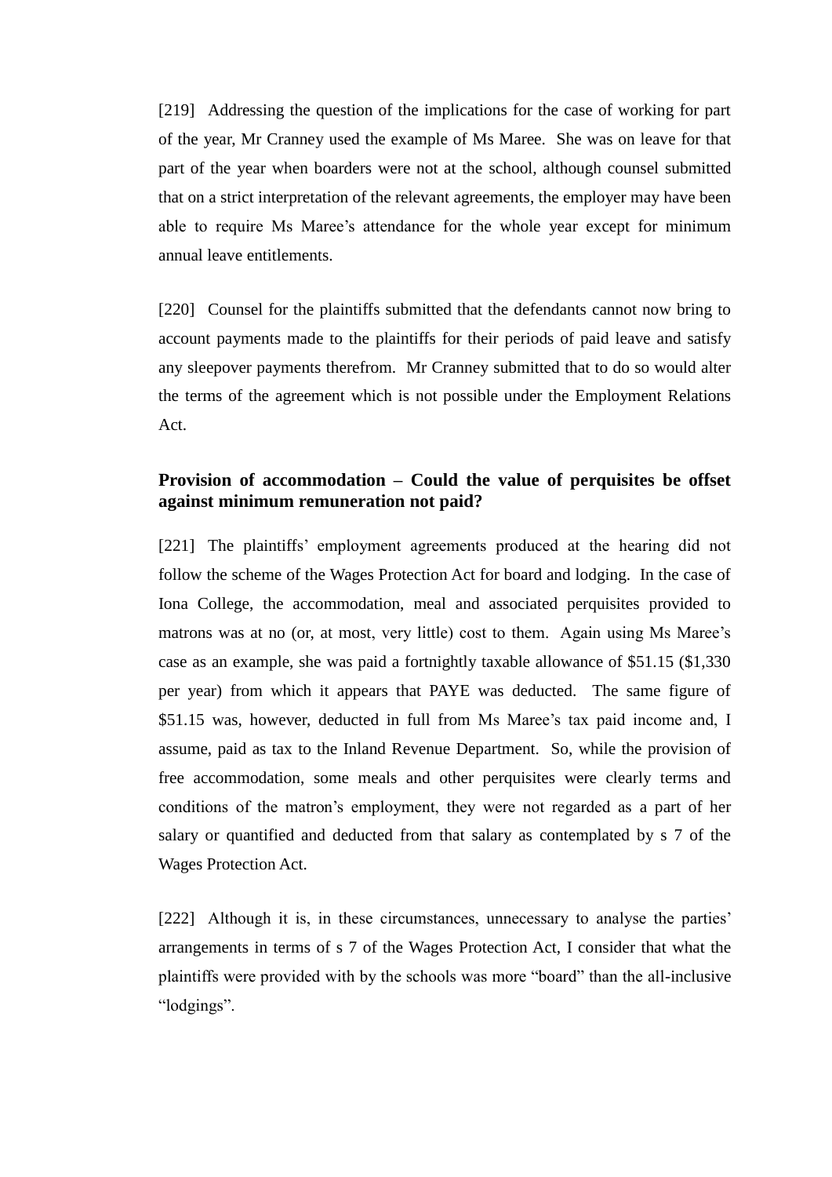[219] Addressing the question of the implications for the case of working for part of the year, Mr Cranney used the example of Ms Maree. She was on leave for that part of the year when boarders were not at the school, although counsel submitted that on a strict interpretation of the relevant agreements, the employer may have been able to require Ms Maree's attendance for the whole year except for minimum annual leave entitlements.

[220] Counsel for the plaintiffs submitted that the defendants cannot now bring to account payments made to the plaintiffs for their periods of paid leave and satisfy any sleepover payments therefrom. Mr Cranney submitted that to do so would alter the terms of the agreement which is not possible under the Employment Relations Act.

### Provision of accommodation – Could the value of perquisites be offset against minimum remuneration not paid?

[221] The plaintiffs' employment agreements produced at the hearing did not follow the scheme of the Wages Protection Act for board and lodging. In the case of Iona College, the accommodation, meal and associated perquisites provided to matrons was at no (or, at most, very little) cost to them. Again using Ms Maree's case as an example, she was paid a fortnightly taxable allowance of $51.15 ($1,330 per year) from which it appears that PAYE was deducted. The same figure of $51.15 was, however, deducted in full from Ms Maree's tax paid income and, I assume, paid as tax to the Inland Revenue Department. So, while the provision of free accommodation, some meals and other perquisites were clearly terms and conditions of the matron's employment, they were not regarded as a part of her salary or quantified and deducted from that salary as contemplated by s 7 of the Wages Protection Act.

[222] Although it is, in these circumstances, unnecessary to analyse the parties' arrangements in terms of s 7 of the Wages Protection Act, I consider that what the plaintiffs were provided with by the schools was more "board" than the all-inclusive "lodgings".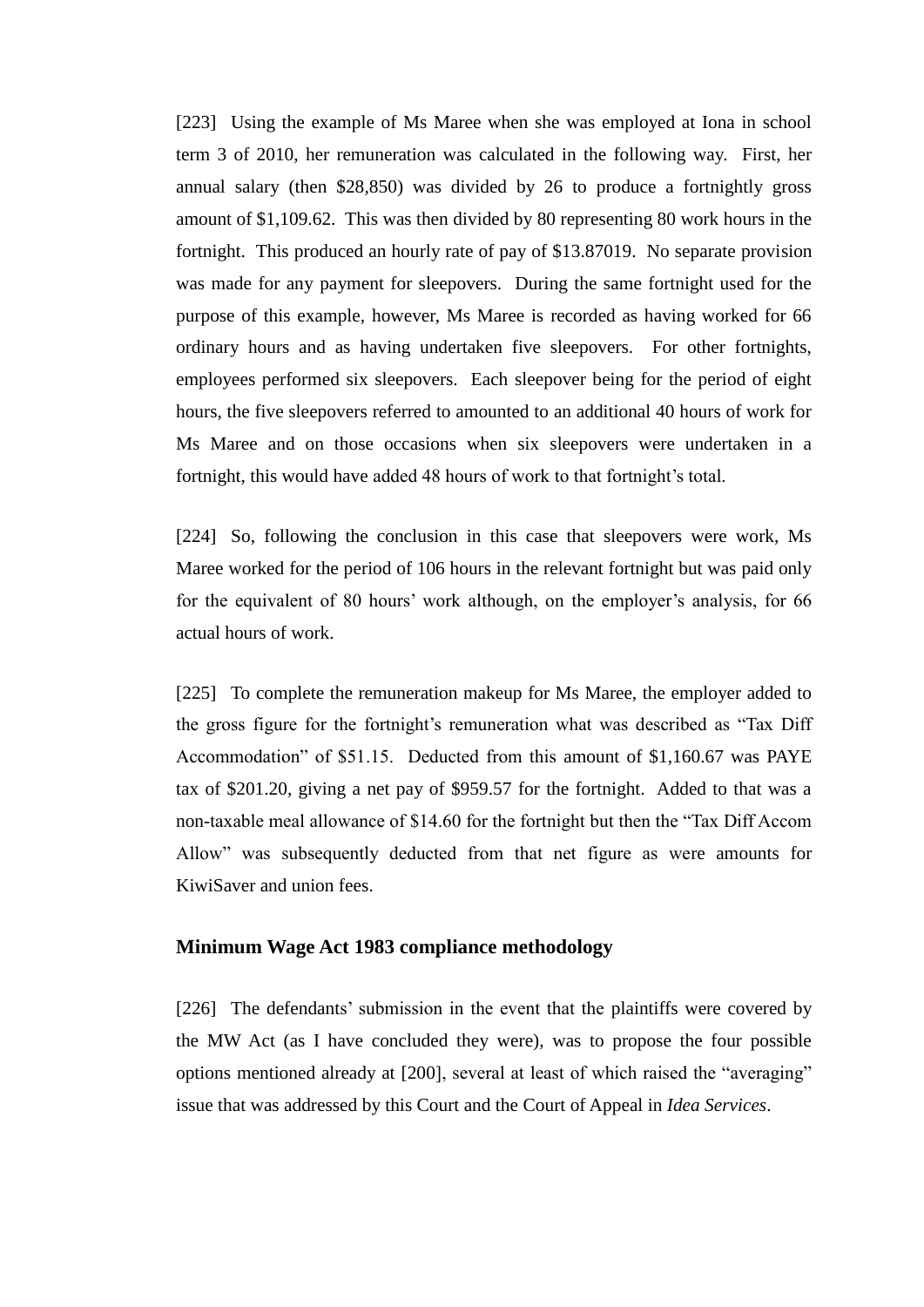[223] Using the example of Ms Maree when she was employed at Iona in school term 3 of 2010, her remuneration was calculated in the following way. First, her annual salary (then $28,850) was divided by 26 to produce a fortnightly gross amount of $1,109.62. This was then divided by 80 representing 80 work hours in the fortnight. This produced an hourly rate of pay of $13.87019. No separate provision was made for any payment for sleepovers. During the same fortnight used for the purpose of this example, however, Ms Maree is recorded as having worked for 66 ordinary hours and as having undertaken five sleepovers. For other fortnights, employees performed six sleepovers. Each sleepover being for the period of eight hours, the five sleepovers referred to amounted to an additional 40 hours of work for Ms Maree and on those occasions when six sleepovers were undertaken in a fortnight, this would have added 48 hours of work to that fortnight's total.

[224] So, following the conclusion in this case that sleepovers were work, Ms Maree worked for the period of 106 hours in the relevant fortnight but was paid only for the equivalent of 80 hours' work although, on the employer's analysis, for 66 actual hours of work.

[225] To complete the remuneration makeup for Ms Maree, the employer added to the gross figure for the fortnight's remuneration what was described as "Tax Diff Accommodation" of $51.15. Deducted from this amount of $1,160.67 was PAYE tax of $201.20, giving a net pay of $959.57 for the fortnight. Added to that was a non-taxable meal allowance of $14.60 for the fortnight but then the "Tax Diff Accom Allow" was subsequently deducted from that net figure as were amounts for KiwiSaver and union fees.

### Minimum Wage Act 1983 compliance methodology

[226] The defendants' submission in the event that the plaintiffs were covered by the MW Act (as I have concluded they were), was to propose the four possible options mentioned already at [200], several at least of which raised the "averaging" issue that was addressed by this Court and the Court of Appeal in *Idea Services*.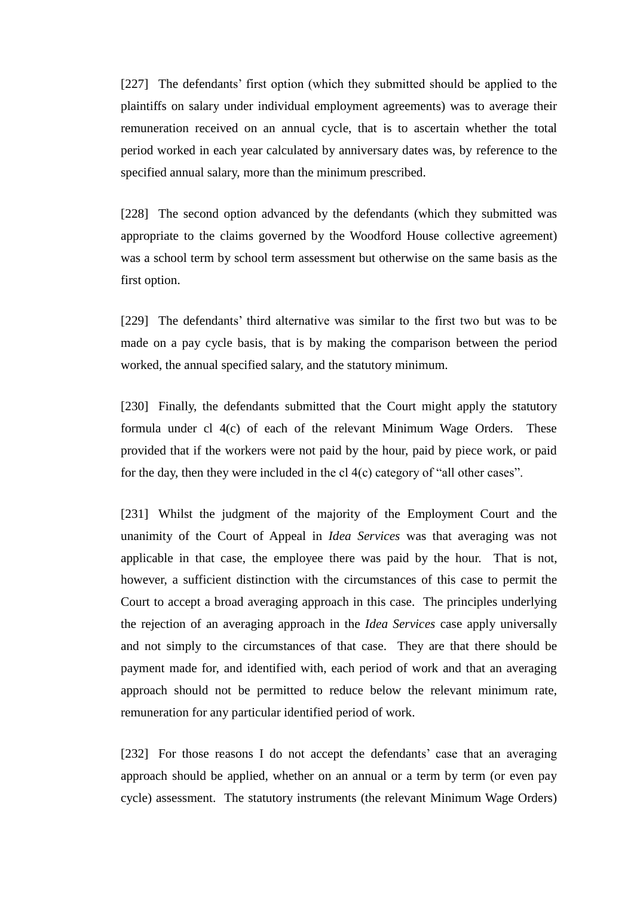[227] The defendants' first option (which they submitted should be applied to the plaintiffs on salary under individual employment agreements) was to average their remuneration received on an annual cycle, that is to ascertain whether the total period worked in each year calculated by anniversary dates was, by reference to the specified annual salary, more than the minimum prescribed.

[228] The second option advanced by the defendants (which they submitted was appropriate to the claims governed by the Woodford House collective agreement) was a school term by school term assessment but otherwise on the same basis as the first option.

[229] The defendants' third alternative was similar to the first two but was to be made on a pay cycle basis, that is by making the comparison between the period worked, the annual specified salary, and the statutory minimum.

[230] Finally, the defendants submitted that the Court might apply the statutory formula under cl 4(c) of each of the relevant Minimum Wage Orders. These provided that if the workers were not paid by the hour, paid by piece work, or paid for the day, then they were included in the cl 4(c) category of "all other cases".

[231] Whilst the judgment of the majority of the Employment Court and the unanimity of the Court of Appeal in *Idea Services* was that averaging was not applicable in that case, the employee there was paid by the hour. That is not, however, a sufficient distinction with the circumstances of this case to permit the Court to accept a broad averaging approach in this case. The principles underlying the rejection of an averaging approach in the *Idea Services* case apply universally and not simply to the circumstances of that case. They are that there should be payment made for, and identified with, each period of work and that an averaging approach should not be permitted to reduce below the relevant minimum rate, remuneration for any particular identified period of work.

[232] For those reasons I do not accept the defendants' case that an averaging approach should be applied, whether on an annual or a term by term (or even pay cycle) assessment. The statutory instruments (the relevant Minimum Wage Orders)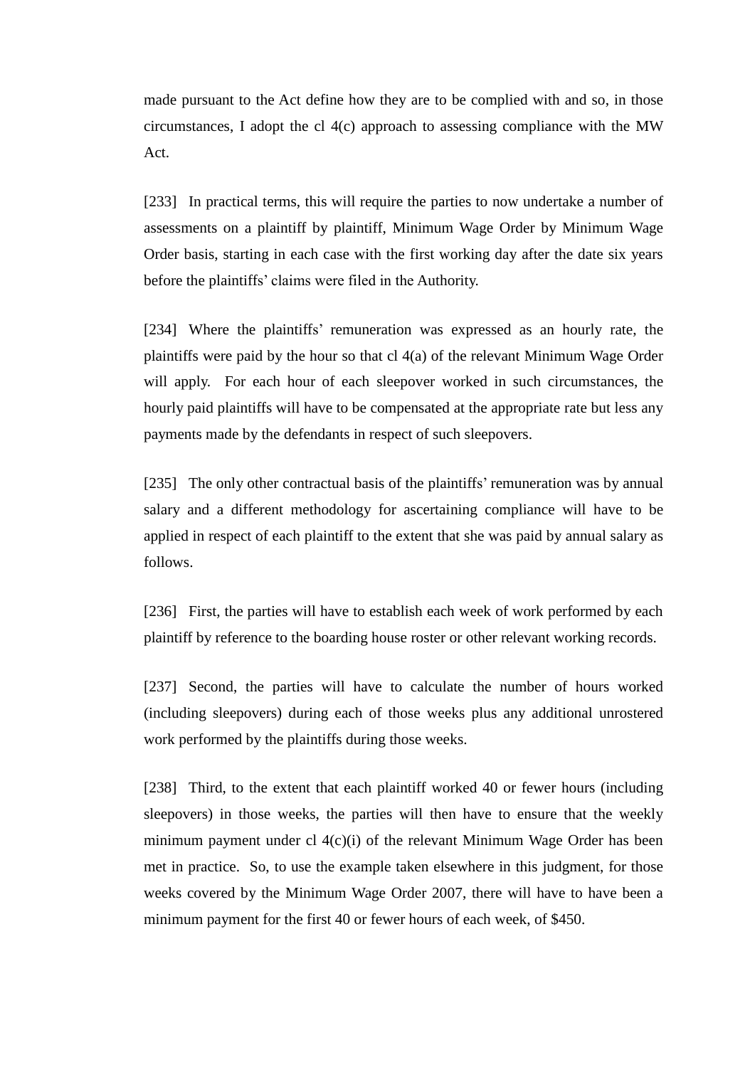made pursuant to the Act define how they are to be complied with and so, in those circumstances, I adopt the cl 4(c) approach to assessing compliance with the MW Act.

[233] In practical terms, this will require the parties to now undertake a number of assessments on a plaintiff by plaintiff, Minimum Wage Order by Minimum Wage Order basis, starting in each case with the first working day after the date six years before the plaintiffs' claims were filed in the Authority.

[234] Where the plaintiffs' remuneration was expressed as an hourly rate, the plaintiffs were paid by the hour so that cl 4(a) of the relevant Minimum Wage Order will apply. For each hour of each sleepover worked in such circumstances, the hourly paid plaintiffs will have to be compensated at the appropriate rate but less any payments made by the defendants in respect of such sleepovers.

[235] The only other contractual basis of the plaintiffs' remuneration was by annual salary and a different methodology for ascertaining compliance will have to be applied in respect of each plaintiff to the extent that she was paid by annual salary as follows.

[236] First, the parties will have to establish each week of work performed by each plaintiff by reference to the boarding house roster or other relevant working records.

[237] Second, the parties will have to calculate the number of hours worked (including sleepovers) during each of those weeks plus any additional unrostered work performed by the plaintiffs during those weeks.

[238] Third, to the extent that each plaintiff worked 40 or fewer hours (including sleepovers) in those weeks, the parties will then have to ensure that the weekly minimum payment under cl 4(c)(i) of the relevant Minimum Wage Order has been met in practice. So, to use the example taken elsewhere in this judgment, for those weeks covered by the Minimum Wage Order 2007, there will have to have been a minimum payment for the first 40 or fewer hours of each week, of $450.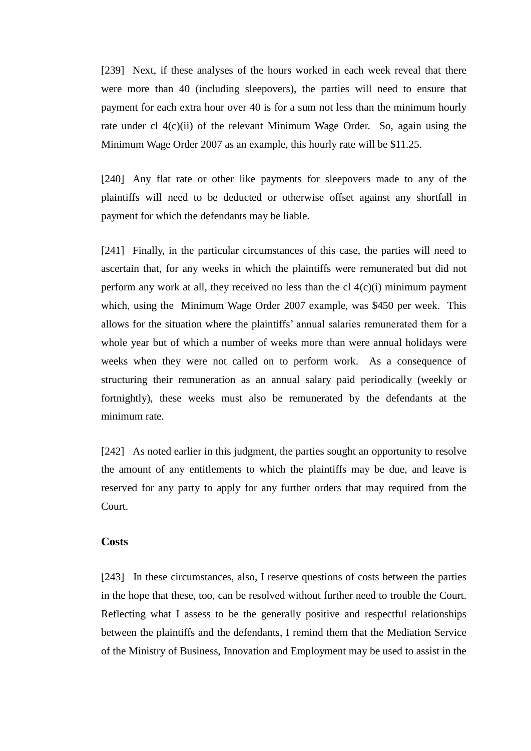[239] Next, if these analyses of the hours worked in each week reveal that there were more than 40 (including sleepovers), the parties will need to ensure that payment for each extra hour over 40 is for a sum not less than the minimum hourly rate under cl 4(c)(ii) of the relevant Minimum Wage Order. So, again using the Minimum Wage Order 2007 as an example, this hourly rate will be $11.25.

[240] Any flat rate or other like payments for sleepovers made to any of the plaintiffs will need to be deducted or otherwise offset against any shortfall in payment for which the defendants may be liable.

[241] Finally, in the particular circumstances of this case, the parties will need to ascertain that, for any weeks in which the plaintiffs were remunerated but did not perform any work at all, they received no less than the cl 4(c)(i) minimum payment which, using the Minimum Wage Order 2007 example, was $450 per week. This allows for the situation where the plaintiffs' annual salaries remunerated them for a whole year but of which a number of weeks more than were annual holidays were weeks when they were not called on to perform work. As a consequence of structuring their remuneration as an annual salary paid periodically (weekly or fortnightly), these weeks must also be remunerated by the defendants at the minimum rate.

[242] As noted earlier in this judgment, the parties sought an opportunity to resolve the amount of any entitlements to which the plaintiffs may be due, and leave is reserved for any party to apply for any further orders that may required from the Court.

## Costs

[243] In these circumstances, also, I reserve questions of costs between the parties in the hope that these, too, can be resolved without further need to trouble the Court. Reflecting what I assess to be the generally positive and respectful relationships between the plaintiffs and the defendants, I remind them that the Mediation Service of the Ministry of Business, Innovation and Employment may be used to assist in the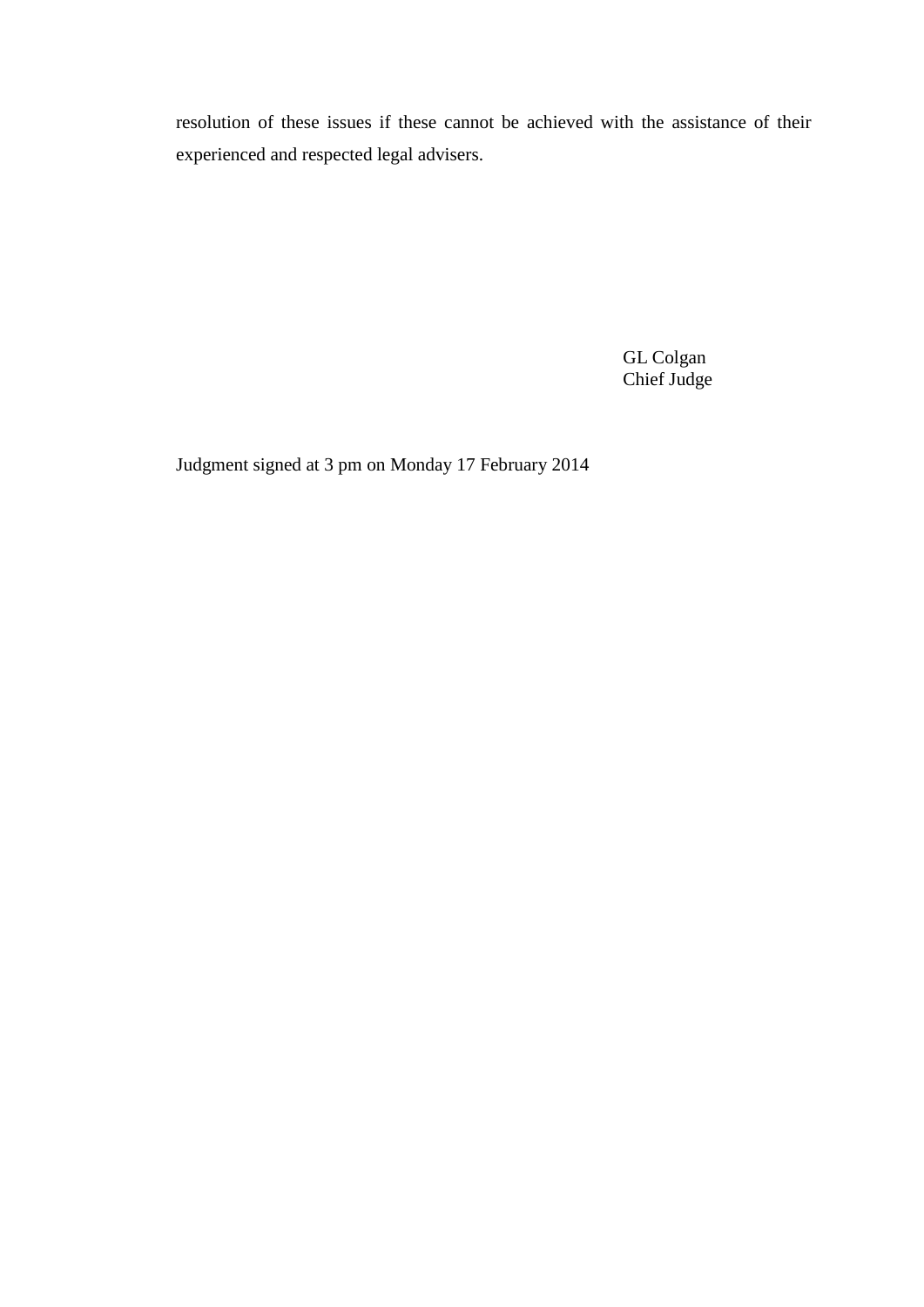resolution of these issues if these cannot be achieved with the assistance of their experienced and respected legal advisers.

GL Colgan
Chief Judge

Judgment signed at 3 pm on Monday 17 February 2014